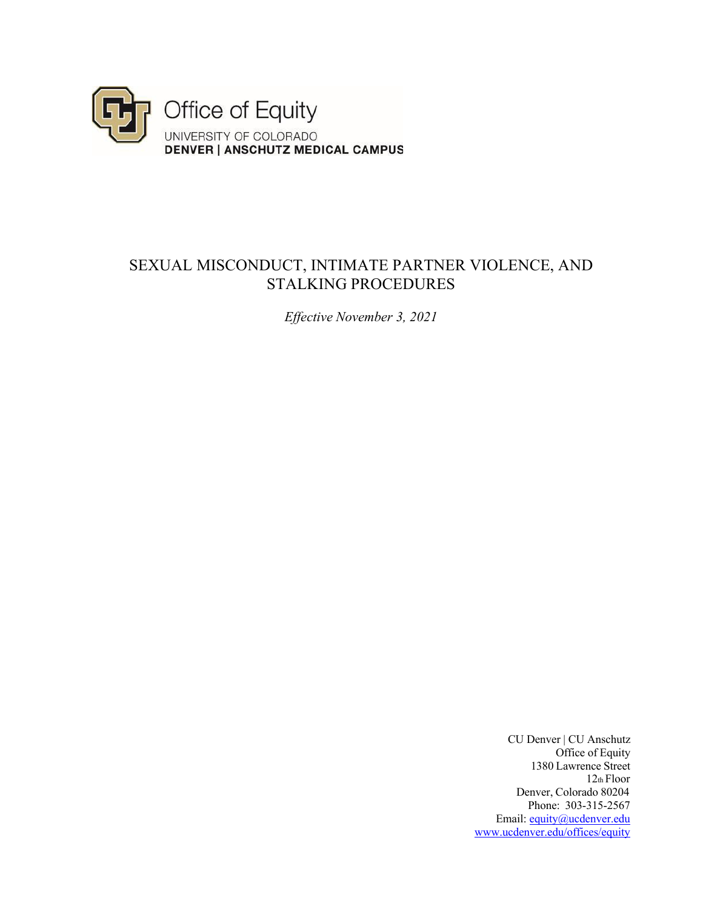Office of Equity

UNIVERSITY OF COLORADO

**DENVER | ANSCHUTZ MEDICAL CAMPUS**

# SEXUAL MISCONDUCT, INTIMATE PARTNER VIOLENCE, AND STALKING PROCEDURES

*Effective November 3, 2021*

CU Denver | CU Anschutz
Office of Equity
1380 Lawrence Street
12th Floor
Denver, Colorado 80204
Phone: 303-315-2567
Email: equity@ucdenver.edu
www.ucdenver.edu/offices/equity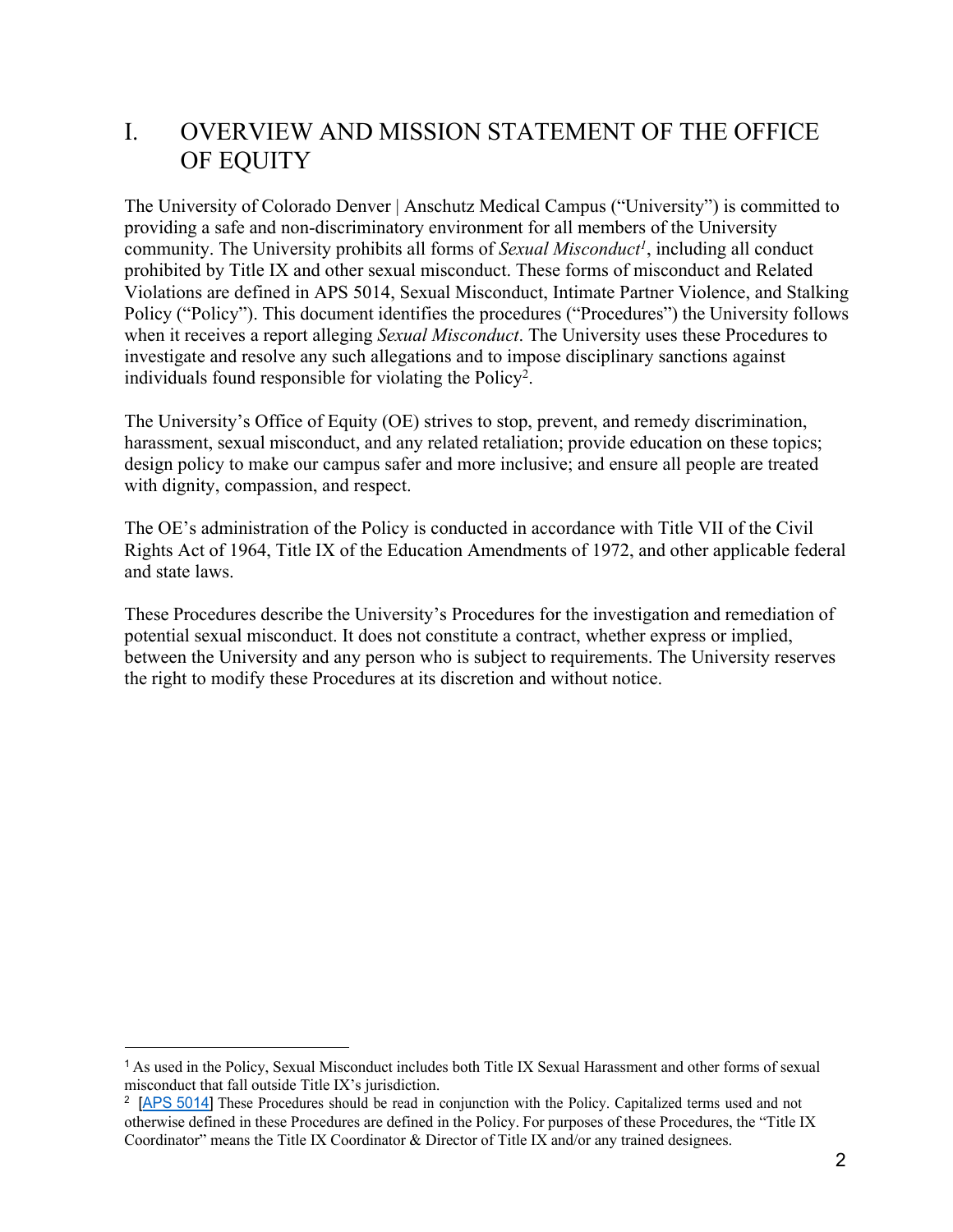# I. OVERVIEW AND MISSION STATEMENT OF THE OFFICE OF EQUITY

The University of Colorado Denver | Anschutz Medical Campus ("University") is committed to providing a safe and non-discriminatory environment for all members of the University community. The University prohibits all forms of *Sexual Misconduct*[1], including all conduct prohibited by Title IX and other sexual misconduct. These forms of misconduct and Related Violations are defined in APS 5014, Sexual Misconduct, Intimate Partner Violence, and Stalking Policy ("Policy"). This document identifies the procedures ("Procedures") the University follows when it receives a report alleging *Sexual Misconduct*. The University uses these Procedures to investigate and resolve any such allegations and to impose disciplinary sanctions against individuals found responsible for violating the Policy[2].

The University's Office of Equity (OE) strives to stop, prevent, and remedy discrimination, harassment, sexual misconduct, and any related retaliation; provide education on these topics; design policy to make our campus safer and more inclusive; and ensure all people are treated with dignity, compassion, and respect.

The OE's administration of the Policy is conducted in accordance with Title VII of the Civil Rights Act of 1964, Title IX of the Education Amendments of 1972, and other applicable federal and state laws.

These Procedures describe the University's Procedures for the investigation and remediation of potential sexual misconduct. It does not constitute a contract, whether express or implied, between the University and any person who is subject to requirements. The University reserves the right to modify these Procedures at its discretion and without notice.

---

[1] As used in the Policy, Sexual Misconduct includes both Title IX Sexual Harassment and other forms of sexual misconduct that fall outside Title IX's jurisdiction.

[2] [APS 5014] These Procedures should be read in conjunction with the Policy. Capitalized terms used and not otherwise defined in these Procedures are defined in the Policy. For purposes of these Procedures, the "Title IX Coordinator" means the Title IX Coordinator & Director of Title IX and/or any trained designees.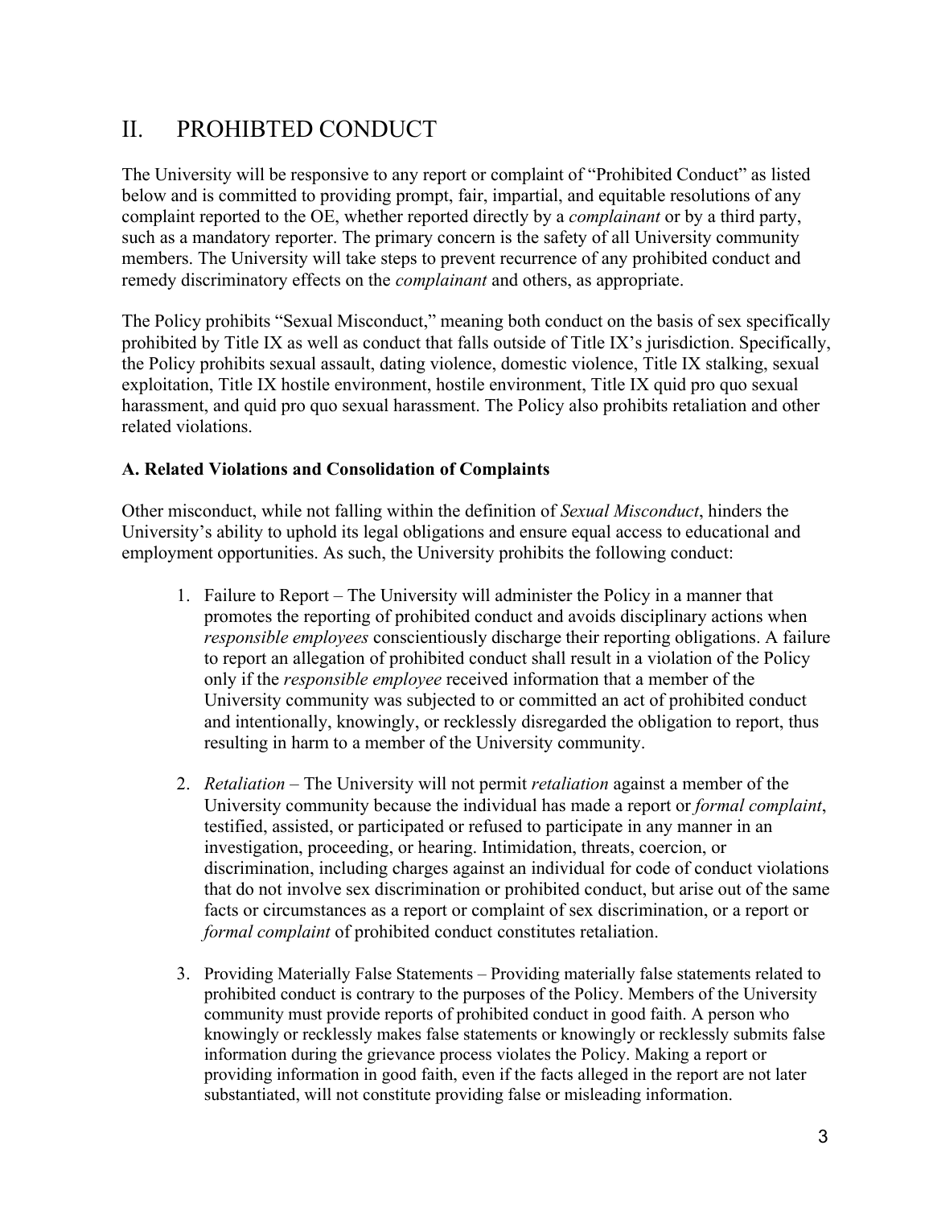## II. PROHIBTED CONDUCT

The University will be responsive to any report or complaint of "Prohibited Conduct" as listed below and is committed to providing prompt, fair, impartial, and equitable resolutions of any complaint reported to the OE, whether reported directly by a *complainant* or by a third party, such as a mandatory reporter. The primary concern is the safety of all University community members. The University will take steps to prevent recurrence of any prohibited conduct and remedy discriminatory effects on the *complainant* and others, as appropriate.

The Policy prohibits "Sexual Misconduct," meaning both conduct on the basis of sex specifically prohibited by Title IX as well as conduct that falls outside of Title IX's jurisdiction. Specifically, the Policy prohibits sexual assault, dating violence, domestic violence, Title IX stalking, sexual exploitation, Title IX hostile environment, hostile environment, Title IX quid pro quo sexual harassment, and quid pro quo sexual harassment. The Policy also prohibits retaliation and other related violations.

### A. Related Violations and Consolidation of Complaints

Other misconduct, while not falling within the definition of *Sexual Misconduct*, hinders the University's ability to uphold its legal obligations and ensure equal access to educational and employment opportunities. As such, the University prohibits the following conduct:

1. Failure to Report – The University will administer the Policy in a manner that promotes the reporting of prohibited conduct and avoids disciplinary actions when *responsible employees* conscientiously discharge their reporting obligations. A failure to report an allegation of prohibited conduct shall result in a violation of the Policy only if the *responsible employee* received information that a member of the University community was subjected to or committed an act of prohibited conduct and intentionally, knowingly, or recklessly disregarded the obligation to report, thus resulting in harm to a member of the University community.

2. *Retaliation* – The University will not permit *retaliation* against a member of the University community because the individual has made a report or *formal complaint*, testified, assisted, or participated or refused to participate in any manner in an investigation, proceeding, or hearing. Intimidation, threats, coercion, or discrimination, including charges against an individual for code of conduct violations that do not involve sex discrimination or prohibited conduct, but arise out of the same facts or circumstances as a report or complaint of sex discrimination, or a report or *formal complaint* of prohibited conduct constitutes retaliation.

3. Providing Materially False Statements – Providing materially false statements related to prohibited conduct is contrary to the purposes of the Policy. Members of the University community must provide reports of prohibited conduct in good faith. A person who knowingly or recklessly makes false statements or knowingly or recklessly submits false information during the grievance process violates the Policy. Making a report or providing information in good faith, even if the facts alleged in the report are not later substantiated, will not constitute providing false or misleading information.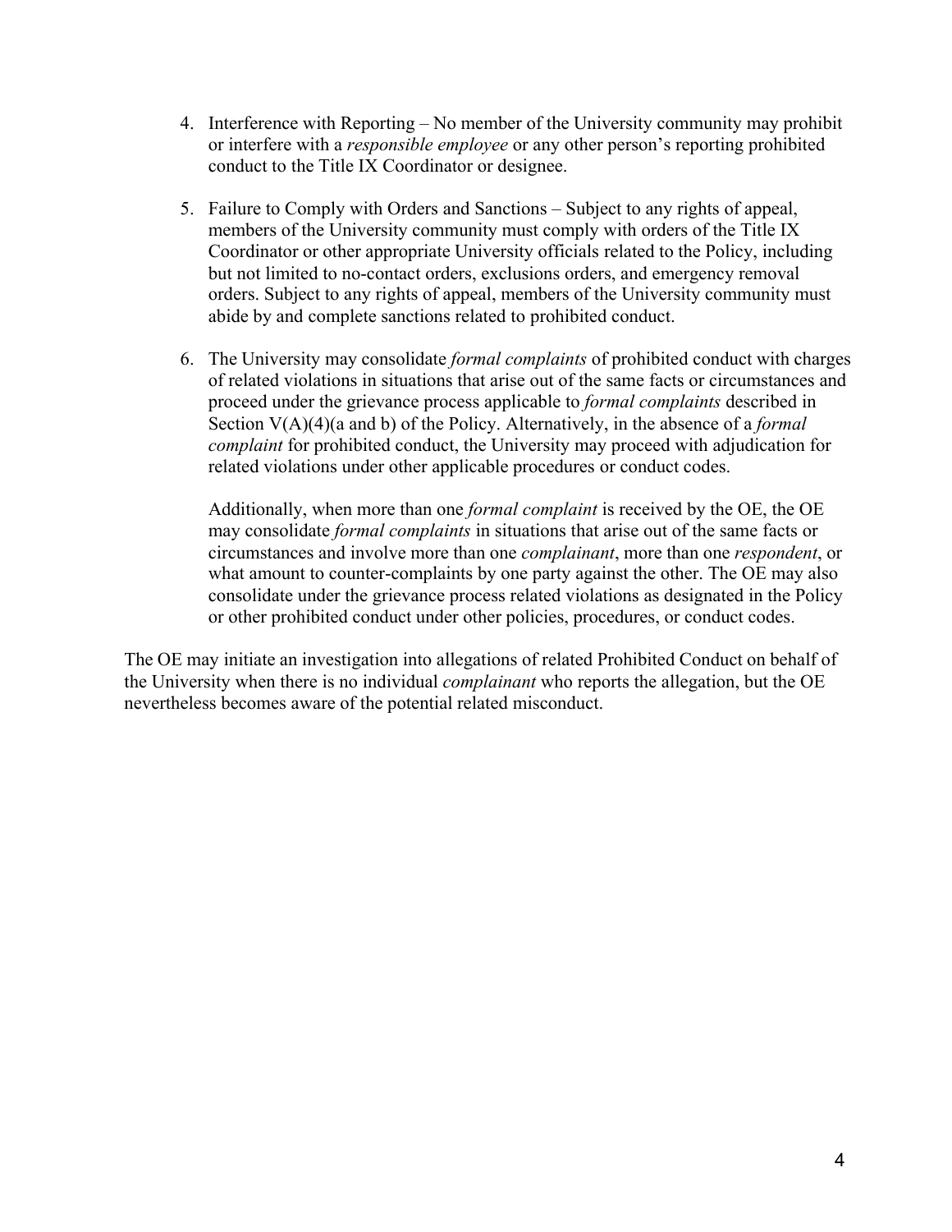4. Interference with Reporting – No member of the University community may prohibit or interfere with a *responsible employee* or any other person's reporting prohibited conduct to the Title IX Coordinator or designee.

5. Failure to Comply with Orders and Sanctions – Subject to any rights of appeal, members of the University community must comply with orders of the Title IX Coordinator or other appropriate University officials related to the Policy, including but not limited to no-contact orders, exclusions orders, and emergency removal orders. Subject to any rights of appeal, members of the University community must abide by and complete sanctions related to prohibited conduct.

6. The University may consolidate *formal complaints* of prohibited conduct with charges of related violations in situations that arise out of the same facts or circumstances and proceed under the grievance process applicable to *formal complaints* described in Section V(A)(4)(a and b) of the Policy. Alternatively, in the absence of a *formal complaint* for prohibited conduct, the University may proceed with adjudication for related violations under other applicable procedures or conduct codes.

   Additionally, when more than one *formal complaint* is received by the OE, the OE may consolidate *formal complaints* in situations that arise out of the same facts or circumstances and involve more than one *complainant*, more than one *respondent*, or what amount to counter-complaints by one party against the other. The OE may also consolidate under the grievance process related violations as designated in the Policy or other prohibited conduct under other policies, procedures, or conduct codes.

The OE may initiate an investigation into allegations of related Prohibited Conduct on behalf of the University when there is no individual *complainant* who reports the allegation, but the OE nevertheless becomes aware of the potential related misconduct.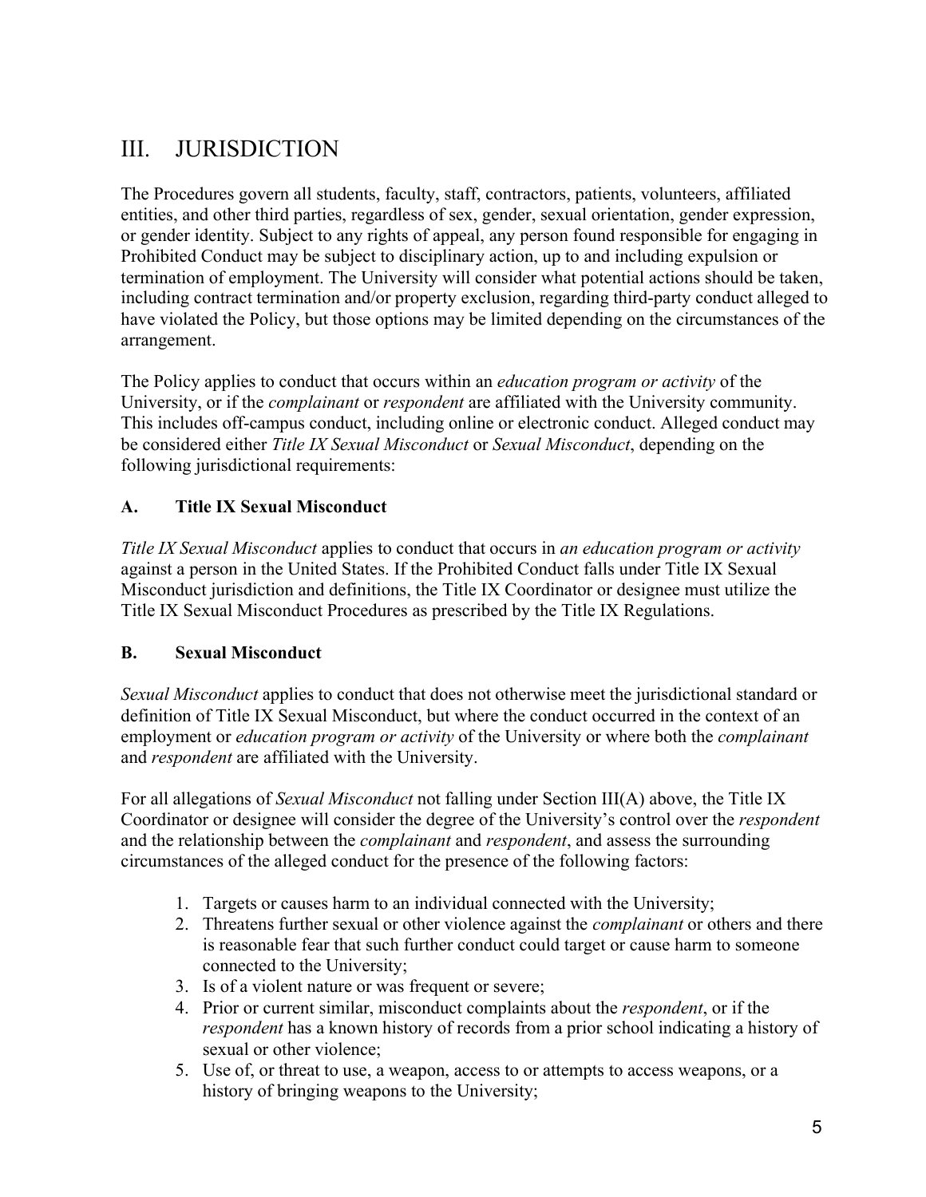## III. JURISDICTION

The Procedures govern all students, faculty, staff, contractors, patients, volunteers, affiliated entities, and other third parties, regardless of sex, gender, sexual orientation, gender expression, or gender identity. Subject to any rights of appeal, any person found responsible for engaging in Prohibited Conduct may be subject to disciplinary action, up to and including expulsion or termination of employment. The University will consider what potential actions should be taken, including contract termination and/or property exclusion, regarding third-party conduct alleged to have violated the Policy, but those options may be limited depending on the circumstances of the arrangement.

The Policy applies to conduct that occurs within an *education program or activity* of the University, or if the *complainant* or *respondent* are affiliated with the University community. This includes off-campus conduct, including online or electronic conduct. Alleged conduct may be considered either *Title IX Sexual Misconduct* or *Sexual Misconduct*, depending on the following jurisdictional requirements:

### A. Title IX Sexual Misconduct

*Title IX Sexual Misconduct* applies to conduct that occurs in *an education program or activity* against a person in the United States. If the Prohibited Conduct falls under Title IX Sexual Misconduct jurisdiction and definitions, the Title IX Coordinator or designee must utilize the Title IX Sexual Misconduct Procedures as prescribed by the Title IX Regulations.

### B. Sexual Misconduct

*Sexual Misconduct* applies to conduct that does not otherwise meet the jurisdictional standard or definition of Title IX Sexual Misconduct, but where the conduct occurred in the context of an employment or *education program or activity* of the University or where both the *complainant* and *respondent* are affiliated with the University.

For all allegations of *Sexual Misconduct* not falling under Section III(A) above, the Title IX Coordinator or designee will consider the degree of the University's control over the *respondent* and the relationship between the *complainant* and *respondent*, and assess the surrounding circumstances of the alleged conduct for the presence of the following factors:

1. Targets or causes harm to an individual connected with the University;
2. Threatens further sexual or other violence against the *complainant* or others and there is reasonable fear that such further conduct could target or cause harm to someone connected to the University;
3. Is of a violent nature or was frequent or severe;
4. Prior or current similar, misconduct complaints about the *respondent*, or if the *respondent* has a known history of records from a prior school indicating a history of sexual or other violence;
5. Use of, or threat to use, a weapon, access to or attempts to access weapons, or a history of bringing weapons to the University;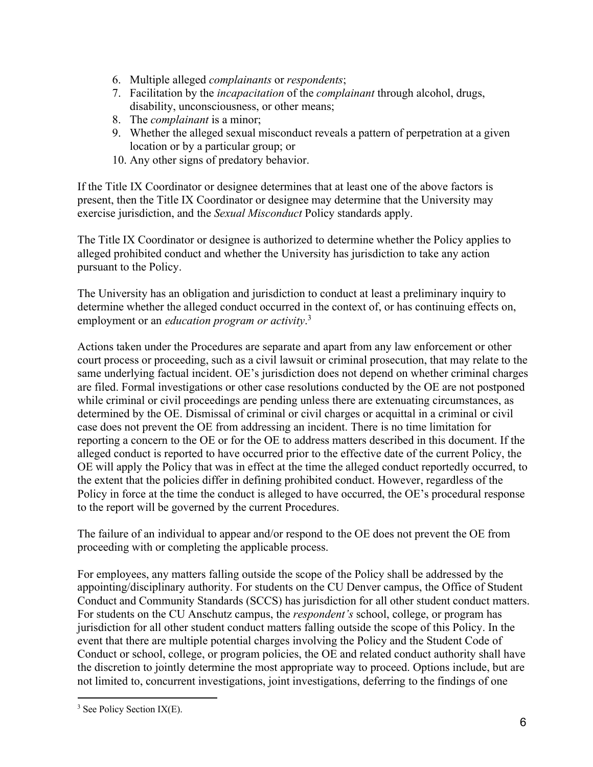6. Multiple alleged *complainants* or *respondents*;
7. Facilitation by the *incapacitation* of the *complainant* through alcohol, drugs, disability, unconsciousness, or other means;
8. The *complainant* is a minor;
9. Whether the alleged sexual misconduct reveals a pattern of perpetration at a given location or by a particular group; or
10. Any other signs of predatory behavior.

If the Title IX Coordinator or designee determines that at least one of the above factors is present, then the Title IX Coordinator or designee may determine that the University may exercise jurisdiction, and the *Sexual Misconduct* Policy standards apply.

The Title IX Coordinator or designee is authorized to determine whether the Policy applies to alleged prohibited conduct and whether the University has jurisdiction to take any action pursuant to the Policy.

The University has an obligation and jurisdiction to conduct at least a preliminary inquiry to determine whether the alleged conduct occurred in the context of, or has continuing effects on, employment or an *education program or activity*.[3]

Actions taken under the Procedures are separate and apart from any law enforcement or other court process or proceeding, such as a civil lawsuit or criminal prosecution, that may relate to the same underlying factual incident. OE's jurisdiction does not depend on whether criminal charges are filed. Formal investigations or other case resolutions conducted by the OE are not postponed while criminal or civil proceedings are pending unless there are extenuating circumstances, as determined by the OE. Dismissal of criminal or civil charges or acquittal in a criminal or civil case does not prevent the OE from addressing an incident. There is no time limitation for reporting a concern to the OE or for the OE to address matters described in this document. If the alleged conduct is reported to have occurred prior to the effective date of the current Policy, the OE will apply the Policy that was in effect at the time the alleged conduct reportedly occurred, to the extent that the policies differ in defining prohibited conduct. However, regardless of the Policy in force at the time the conduct is alleged to have occurred, the OE's procedural response to the report will be governed by the current Procedures.

The failure of an individual to appear and/or respond to the OE does not prevent the OE from proceeding with or completing the applicable process.

For employees, any matters falling outside the scope of the Policy shall be addressed by the appointing/disciplinary authority. For students on the CU Denver campus, the Office of Student Conduct and Community Standards (SCCS) has jurisdiction for all other student conduct matters. For students on the CU Anschutz campus, the *respondent's* school, college, or program has jurisdiction for all other student conduct matters falling outside the scope of this Policy. In the event that there are multiple potential charges involving the Policy and the Student Code of Conduct or school, college, or program policies, the OE and related conduct authority shall have the discretion to jointly determine the most appropriate way to proceed. Options include, but are not limited to, concurrent investigations, joint investigations, deferring to the findings of one

[3] See Policy Section IX(E).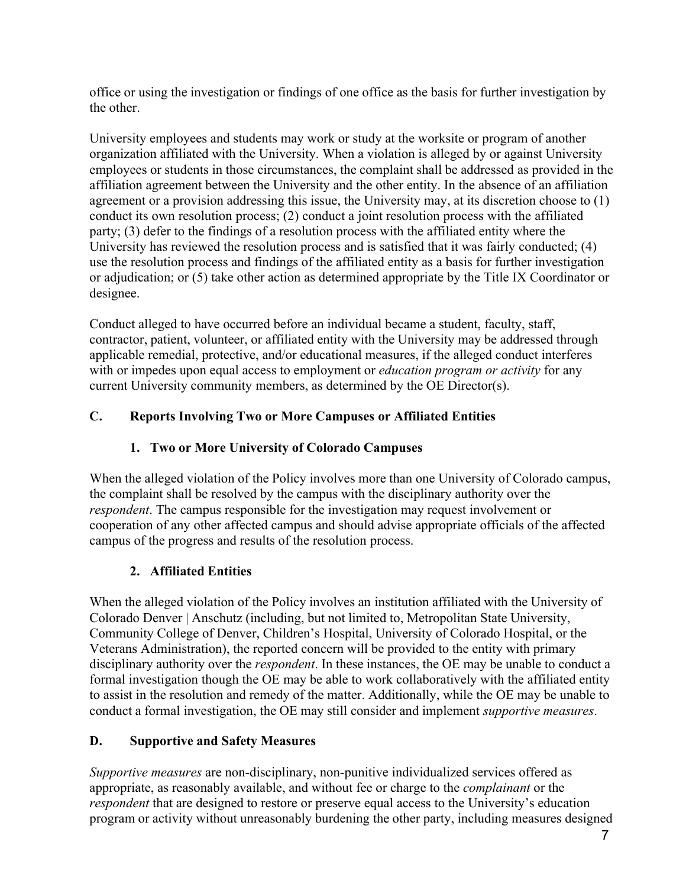office or using the investigation or findings of one office as the basis for further investigation by the other.

University employees and students may work or study at the worksite or program of another organization affiliated with the University. When a violation is alleged by or against University employees or students in those circumstances, the complaint shall be addressed as provided in the affiliation agreement between the University and the other entity. In the absence of an affiliation agreement or a provision addressing this issue, the University may, at its discretion choose to (1) conduct its own resolution process; (2) conduct a joint resolution process with the affiliated party; (3) defer to the findings of a resolution process with the affiliated entity where the University has reviewed the resolution process and is satisfied that it was fairly conducted; (4) use the resolution process and findings of the affiliated entity as a basis for further investigation or adjudication; or (5) take other action as determined appropriate by the Title IX Coordinator or designee.

Conduct alleged to have occurred before an individual became a student, faculty, staff, contractor, patient, volunteer, or affiliated entity with the University may be addressed through applicable remedial, protective, and/or educational measures, if the alleged conduct interferes with or impedes upon equal access to employment or *education program or activity* for any current University community members, as determined by the OE Director(s).

## C. Reports Involving Two or More Campuses or Affiliated Entities

### 1. Two or More University of Colorado Campuses

When the alleged violation of the Policy involves more than one University of Colorado campus, the complaint shall be resolved by the campus with the disciplinary authority over the *respondent*. The campus responsible for the investigation may request involvement or cooperation of any other affected campus and should advise appropriate officials of the affected campus of the progress and results of the resolution process.

### 2. Affiliated Entities

When the alleged violation of the Policy involves an institution affiliated with the University of Colorado Denver | Anschutz (including, but not limited to, Metropolitan State University, Community College of Denver, Children's Hospital, University of Colorado Hospital, or the Veterans Administration), the reported concern will be provided to the entity with primary disciplinary authority over the *respondent*. In these instances, the OE may be unable to conduct a formal investigation though the OE may be able to work collaboratively with the affiliated entity to assist in the resolution and remedy of the matter. Additionally, while the OE may be unable to conduct a formal investigation, the OE may still consider and implement *supportive measures*.

## D. Supportive and Safety Measures

*Supportive measures* are non-disciplinary, non-punitive individualized services offered as appropriate, as reasonably available, and without fee or charge to the *complainant* or the *respondent* that are designed to restore or preserve equal access to the University's education program or activity without unreasonably burdening the other party, including measures designed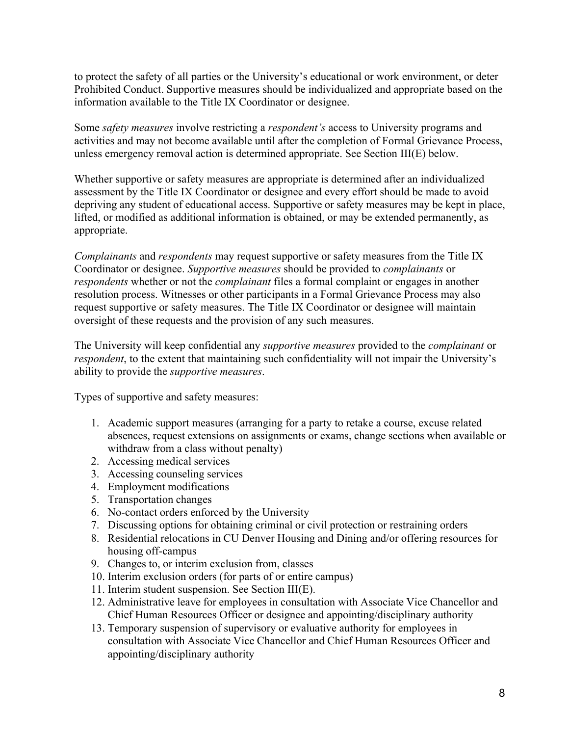to protect the safety of all parties or the University's educational or work environment, or deter Prohibited Conduct. Supportive measures should be individualized and appropriate based on the information available to the Title IX Coordinator or designee.

Some *safety measures* involve restricting a *respondent's* access to University programs and activities and may not become available until after the completion of Formal Grievance Process, unless emergency removal action is determined appropriate. See Section III(E) below.

Whether supportive or safety measures are appropriate is determined after an individualized assessment by the Title IX Coordinator or designee and every effort should be made to avoid depriving any student of educational access. Supportive or safety measures may be kept in place, lifted, or modified as additional information is obtained, or may be extended permanently, as appropriate.

*Complainants* and *respondents* may request supportive or safety measures from the Title IX Coordinator or designee. *Supportive measures* should be provided to *complainants* or *respondents* whether or not the *complainant* files a formal complaint or engages in another resolution process. Witnesses or other participants in a Formal Grievance Process may also request supportive or safety measures. The Title IX Coordinator or designee will maintain oversight of these requests and the provision of any such measures.

The University will keep confidential any *supportive measures* provided to the *complainant* or *respondent*, to the extent that maintaining such confidentiality will not impair the University's ability to provide the *supportive measures*.

Types of supportive and safety measures:

1. Academic support measures (arranging for a party to retake a course, excuse related absences, request extensions on assignments or exams, change sections when available or withdraw from a class without penalty)
2. Accessing medical services
3. Accessing counseling services
4. Employment modifications
5. Transportation changes
6. No-contact orders enforced by the University
7. Discussing options for obtaining criminal or civil protection or restraining orders
8. Residential relocations in CU Denver Housing and Dining and/or offering resources for housing off-campus
9. Changes to, or interim exclusion from, classes
10. Interim exclusion orders (for parts of or entire campus)
11. Interim student suspension. See Section III(E).
12. Administrative leave for employees in consultation with Associate Vice Chancellor and Chief Human Resources Officer or designee and appointing/disciplinary authority
13. Temporary suspension of supervisory or evaluative authority for employees in consultation with Associate Vice Chancellor and Chief Human Resources Officer and appointing/disciplinary authority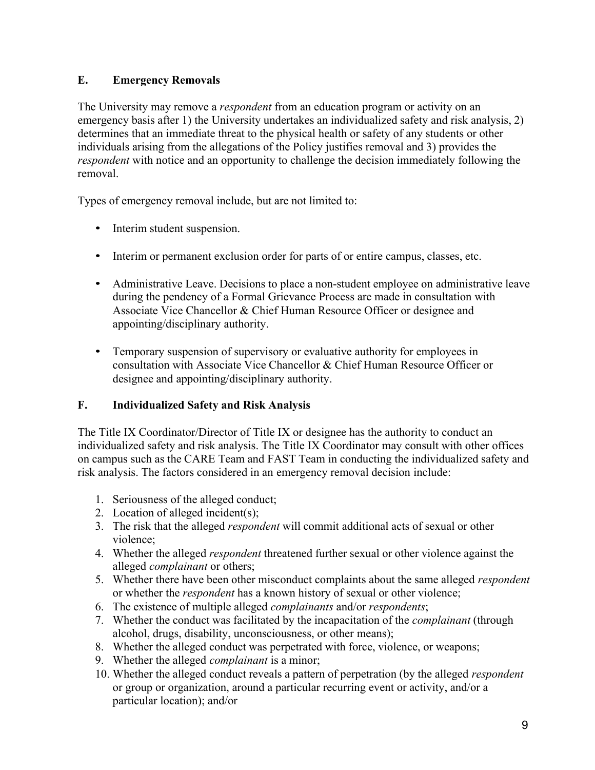### E. Emergency Removals

The University may remove a *respondent* from an education program or activity on an emergency basis after 1) the University undertakes an individualized safety and risk analysis, 2) determines that an immediate threat to the physical health or safety of any students or other individuals arising from the allegations of the Policy justifies removal and 3) provides the *respondent* with notice and an opportunity to challenge the decision immediately following the removal.

Types of emergency removal include, but are not limited to:

- Interim student suspension.
- Interim or permanent exclusion order for parts of or entire campus, classes, etc.
- Administrative Leave. Decisions to place a non-student employee on administrative leave during the pendency of a Formal Grievance Process are made in consultation with Associate Vice Chancellor & Chief Human Resource Officer or designee and appointing/disciplinary authority.
- Temporary suspension of supervisory or evaluative authority for employees in consultation with Associate Vice Chancellor & Chief Human Resource Officer or designee and appointing/disciplinary authority.

### F. Individualized Safety and Risk Analysis

The Title IX Coordinator/Director of Title IX or designee has the authority to conduct an individualized safety and risk analysis. The Title IX Coordinator may consult with other offices on campus such as the CARE Team and FAST Team in conducting the individualized safety and risk analysis. The factors considered in an emergency removal decision include:

1. Seriousness of the alleged conduct;
2. Location of alleged incident(s);
3. The risk that the alleged *respondent* will commit additional acts of sexual or other violence;
4. Whether the alleged *respondent* threatened further sexual or other violence against the alleged *complainant* or others;
5. Whether there have been other misconduct complaints about the same alleged *respondent* or whether the *respondent* has a known history of sexual or other violence;
6. The existence of multiple alleged *complainants* and/or *respondents*;
7. Whether the conduct was facilitated by the incapacitation of the *complainant* (through alcohol, drugs, disability, unconsciousness, or other means);
8. Whether the alleged conduct was perpetrated with force, violence, or weapons;
9. Whether the alleged *complainant* is a minor;
10. Whether the alleged conduct reveals a pattern of perpetration (by the alleged *respondent* or group or organization, around a particular recurring event or activity, and/or a particular location); and/or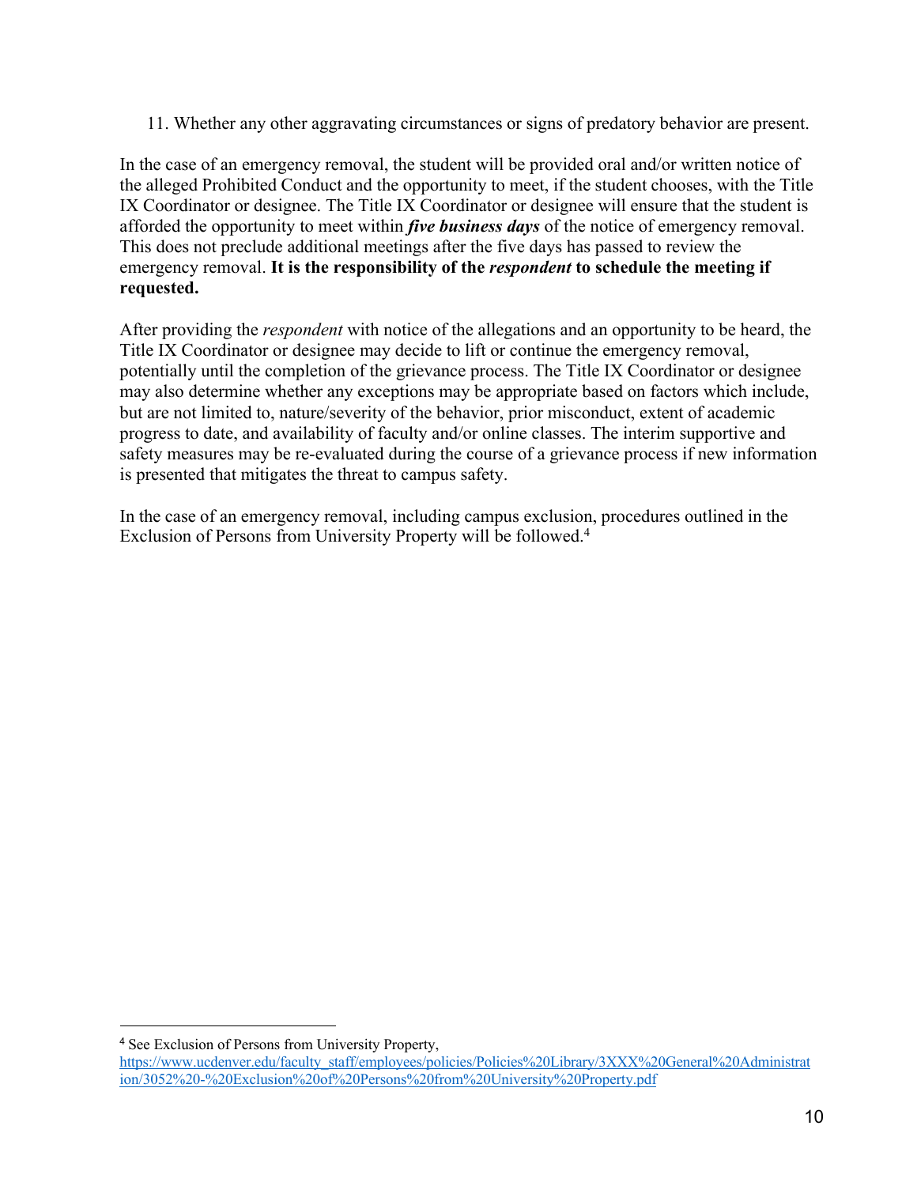11. Whether any other aggravating circumstances or signs of predatory behavior are present.

In the case of an emergency removal, the student will be provided oral and/or written notice of the alleged Prohibited Conduct and the opportunity to meet, if the student chooses, with the Title IX Coordinator or designee. The Title IX Coordinator or designee will ensure that the student is afforded the opportunity to meet within ***five business days*** of the notice of emergency removal. This does not preclude additional meetings after the five days has passed to review the emergency removal. **It is the responsibility of the *respondent* to schedule the meeting if requested.**

After providing the *respondent* with notice of the allegations and an opportunity to be heard, the Title IX Coordinator or designee may decide to lift or continue the emergency removal, potentially until the completion of the grievance process. The Title IX Coordinator or designee may also determine whether any exceptions may be appropriate based on factors which include, but are not limited to, nature/severity of the behavior, prior misconduct, extent of academic progress to date, and availability of faculty and/or online classes. The interim supportive and safety measures may be re-evaluated during the course of a grievance process if new information is presented that mitigates the threat to campus safety.

In the case of an emergency removal, including campus exclusion, procedures outlined in the Exclusion of Persons from University Property will be followed.[4]

[4] See Exclusion of Persons from University Property, https://www.ucdenver.edu/faculty_staff/employees/policies/Policies%20Library/3XXX%20General%20Administration/3052%20-%20Exclusion%20of%20Persons%20from%20University%20Property.pdf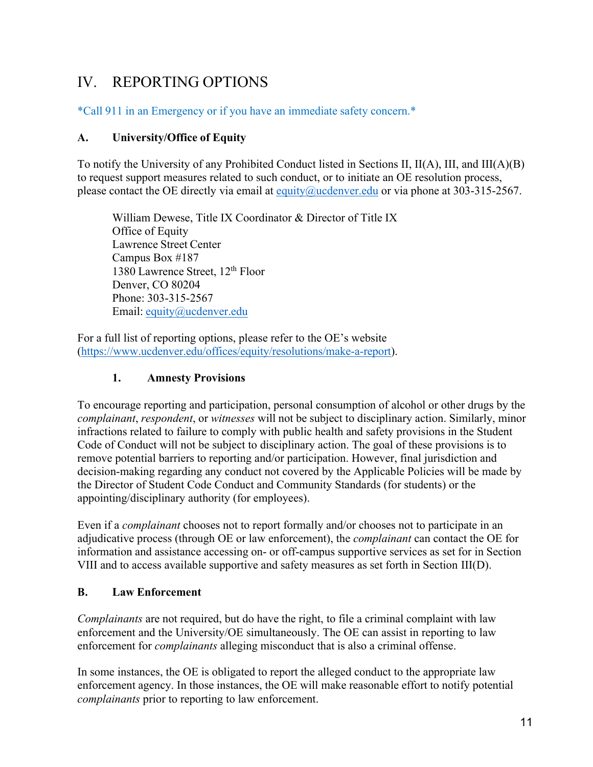# IV. REPORTING OPTIONS

*Call 911 in an Emergency or if you have an immediate safety concern.*

## A. University/Office of Equity

To notify the University of any Prohibited Conduct listed in Sections II, II(A), III, and III(A)(B) to request support measures related to such conduct, or to initiate an OE resolution process, please contact the OE directly via email at equity@ucdenver.edu or via phone at 303-315-2567.

> William Dewese, Title IX Coordinator & Director of Title IX
> Office of Equity
> Lawrence Street Center
> Campus Box #187
> 1380 Lawrence Street, 12th Floor
> Denver, CO 80204
> Phone: 303-315-2567
> Email: equity@ucdenver.edu

For a full list of reporting options, please refer to the OE's website (https://www.ucdenver.edu/offices/equity/resolutions/make-a-report).

### 1. Amnesty Provisions

To encourage reporting and participation, personal consumption of alcohol or other drugs by the *complainant*, *respondent*, or *witnesses* will not be subject to disciplinary action. Similarly, minor infractions related to failure to comply with public health and safety provisions in the Student Code of Conduct will not be subject to disciplinary action. The goal of these provisions is to remove potential barriers to reporting and/or participation. However, final jurisdiction and decision-making regarding any conduct not covered by the Applicable Policies will be made by the Director of Student Code Conduct and Community Standards (for students) or the appointing/disciplinary authority (for employees).

Even if a *complainant* chooses not to report formally and/or chooses not to participate in an adjudicative process (through OE or law enforcement), the *complainant* can contact the OE for information and assistance accessing on- or off-campus supportive services as set for in Section VIII and to access available supportive and safety measures as set forth in Section III(D).

## B. Law Enforcement

*Complainants* are not required, but do have the right, to file a criminal complaint with law enforcement and the University/OE simultaneously. The OE can assist in reporting to law enforcement for *complainants* alleging misconduct that is also a criminal offense.

In some instances, the OE is obligated to report the alleged conduct to the appropriate law enforcement agency. In those instances, the OE will make reasonable effort to notify potential *complainants* prior to reporting to law enforcement.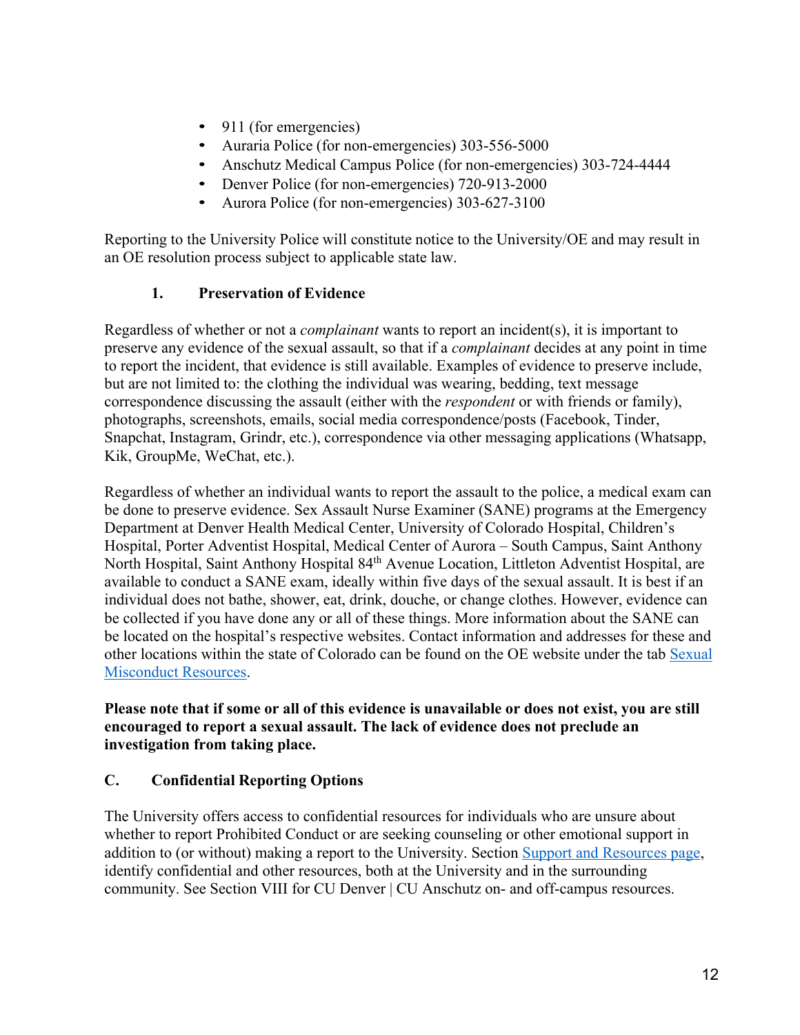- 911 (for emergencies)
- Auraria Police (for non-emergencies) 303-556-5000
- Anschutz Medical Campus Police (for non-emergencies) 303-724-4444
- Denver Police (for non-emergencies) 720-913-2000
- Aurora Police (for non-emergencies) 303-627-3100

Reporting to the University Police will constitute notice to the University/OE and may result in an OE resolution process subject to applicable state law.

### 1. Preservation of Evidence

Regardless of whether or not a *complainant* wants to report an incident(s), it is important to preserve any evidence of the sexual assault, so that if a *complainant* decides at any point in time to report the incident, that evidence is still available. Examples of evidence to preserve include, but are not limited to: the clothing the individual was wearing, bedding, text message correspondence discussing the assault (either with the *respondent* or with friends or family), photographs, screenshots, emails, social media correspondence/posts (Facebook, Tinder, Snapchat, Instagram, Grindr, etc.), correspondence via other messaging applications (Whatsapp, Kik, GroupMe, WeChat, etc.).

Regardless of whether an individual wants to report the assault to the police, a medical exam can be done to preserve evidence. Sex Assault Nurse Examiner (SANE) programs at the Emergency Department at Denver Health Medical Center, University of Colorado Hospital, Children's Hospital, Porter Adventist Hospital, Medical Center of Aurora – South Campus, Saint Anthony North Hospital, Saint Anthony Hospital 84th Avenue Location, Littleton Adventist Hospital, are available to conduct a SANE exam, ideally within five days of the sexual assault. It is best if an individual does not bathe, shower, eat, drink, douche, or change clothes. However, evidence can be collected if you have done any or all of these things. More information about the SANE can be located on the hospital's respective websites. Contact information and addresses for these and other locations within the state of Colorado can be found on the OE website under the tab Sexual Misconduct Resources.

**Please note that if some or all of this evidence is unavailable or does not exist, you are still encouraged to report a sexual assault. The lack of evidence does not preclude an investigation from taking place.**

## C. Confidential Reporting Options

The University offers access to confidential resources for individuals who are unsure about whether to report Prohibited Conduct or are seeking counseling or other emotional support in addition to (or without) making a report to the University. Section Support and Resources page, identify confidential and other resources, both at the University and in the surrounding community. See Section VIII for CU Denver | CU Anschutz on- and off-campus resources.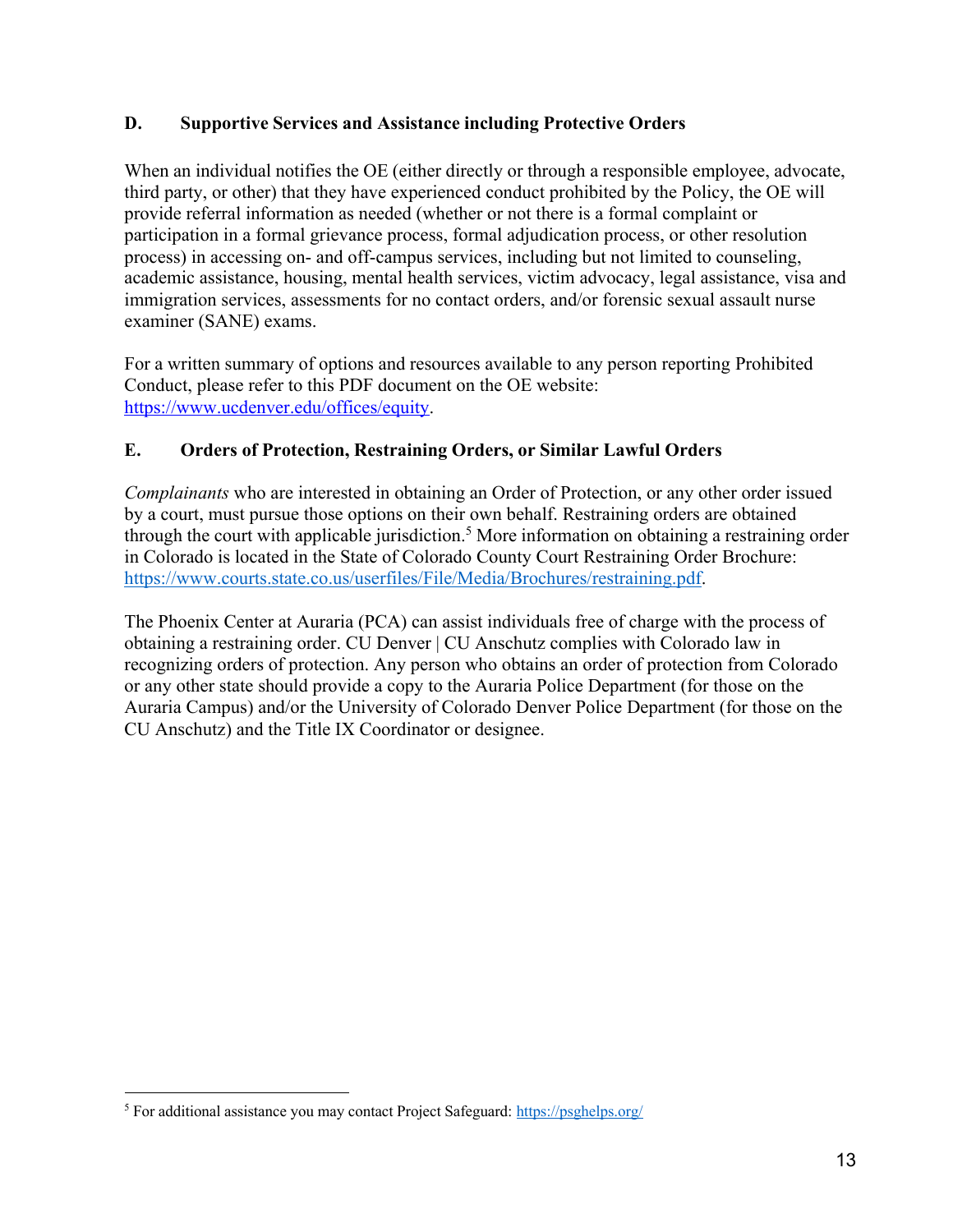### D. Supportive Services and Assistance including Protective Orders

When an individual notifies the OE (either directly or through a responsible employee, advocate, third party, or other) that they have experienced conduct prohibited by the Policy, the OE will provide referral information as needed (whether or not there is a formal complaint or participation in a formal grievance process, formal adjudication process, or other resolution process) in accessing on- and off-campus services, including but not limited to counseling, academic assistance, housing, mental health services, victim advocacy, legal assistance, visa and immigration services, assessments for no contact orders, and/or forensic sexual assault nurse examiner (SANE) exams.

For a written summary of options and resources available to any person reporting Prohibited Conduct, please refer to this PDF document on the OE website: https://www.ucdenver.edu/offices/equity.

### E. Orders of Protection, Restraining Orders, or Similar Lawful Orders

*Complainants* who are interested in obtaining an Order of Protection, or any other order issued by a court, must pursue those options on their own behalf. Restraining orders are obtained through the court with applicable jurisdiction.[5] More information on obtaining a restraining order in Colorado is located in the State of Colorado County Court Restraining Order Brochure: https://www.courts.state.co.us/userfiles/File/Media/Brochures/restraining.pdf.

The Phoenix Center at Auraria (PCA) can assist individuals free of charge with the process of obtaining a restraining order. CU Denver | CU Anschutz complies with Colorado law in recognizing orders of protection. Any person who obtains an order of protection from Colorado or any other state should provide a copy to the Auraria Police Department (for those on the Auraria Campus) and/or the University of Colorado Denver Police Department (for those on the CU Anschutz) and the Title IX Coordinator or designee.

---

[5] For additional assistance you may contact Project Safeguard: https://psghelps.org/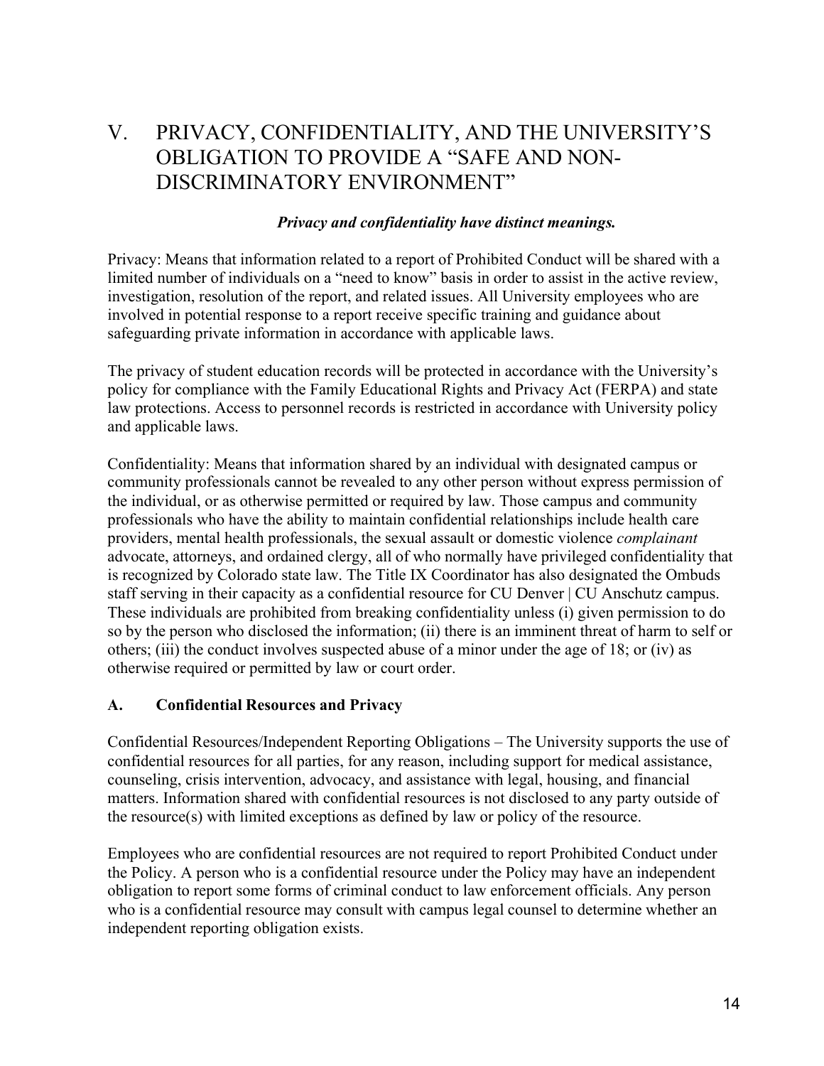# V. PRIVACY, CONFIDENTIALITY, AND THE UNIVERSITY'S OBLIGATION TO PROVIDE A "SAFE AND NON-DISCRIMINATORY ENVIRONMENT"

***Privacy and confidentiality have distinct meanings.***

Privacy: Means that information related to a report of Prohibited Conduct will be shared with a limited number of individuals on a "need to know" basis in order to assist in the active review, investigation, resolution of the report, and related issues. All University employees who are involved in potential response to a report receive specific training and guidance about safeguarding private information in accordance with applicable laws.

The privacy of student education records will be protected in accordance with the University's policy for compliance with the Family Educational Rights and Privacy Act (FERPA) and state law protections. Access to personnel records is restricted in accordance with University policy and applicable laws.

Confidentiality: Means that information shared by an individual with designated campus or community professionals cannot be revealed to any other person without express permission of the individual, or as otherwise permitted or required by law. Those campus and community professionals who have the ability to maintain confidential relationships include health care providers, mental health professionals, the sexual assault or domestic violence *complainant* advocate, attorneys, and ordained clergy, all of who normally have privileged confidentiality that is recognized by Colorado state law. The Title IX Coordinator has also designated the Ombuds staff serving in their capacity as a confidential resource for CU Denver | CU Anschutz campus. These individuals are prohibited from breaking confidentiality unless (i) given permission to do so by the person who disclosed the information; (ii) there is an imminent threat of harm to self or others; (iii) the conduct involves suspected abuse of a minor under the age of 18; or (iv) as otherwise required or permitted by law or court order.

## A. Confidential Resources and Privacy

Confidential Resources/Independent Reporting Obligations – The University supports the use of confidential resources for all parties, for any reason, including support for medical assistance, counseling, crisis intervention, advocacy, and assistance with legal, housing, and financial matters. Information shared with confidential resources is not disclosed to any party outside of the resource(s) with limited exceptions as defined by law or policy of the resource.

Employees who are confidential resources are not required to report Prohibited Conduct under the Policy. A person who is a confidential resource under the Policy may have an independent obligation to report some forms of criminal conduct to law enforcement officials. Any person who is a confidential resource may consult with campus legal counsel to determine whether an independent reporting obligation exists.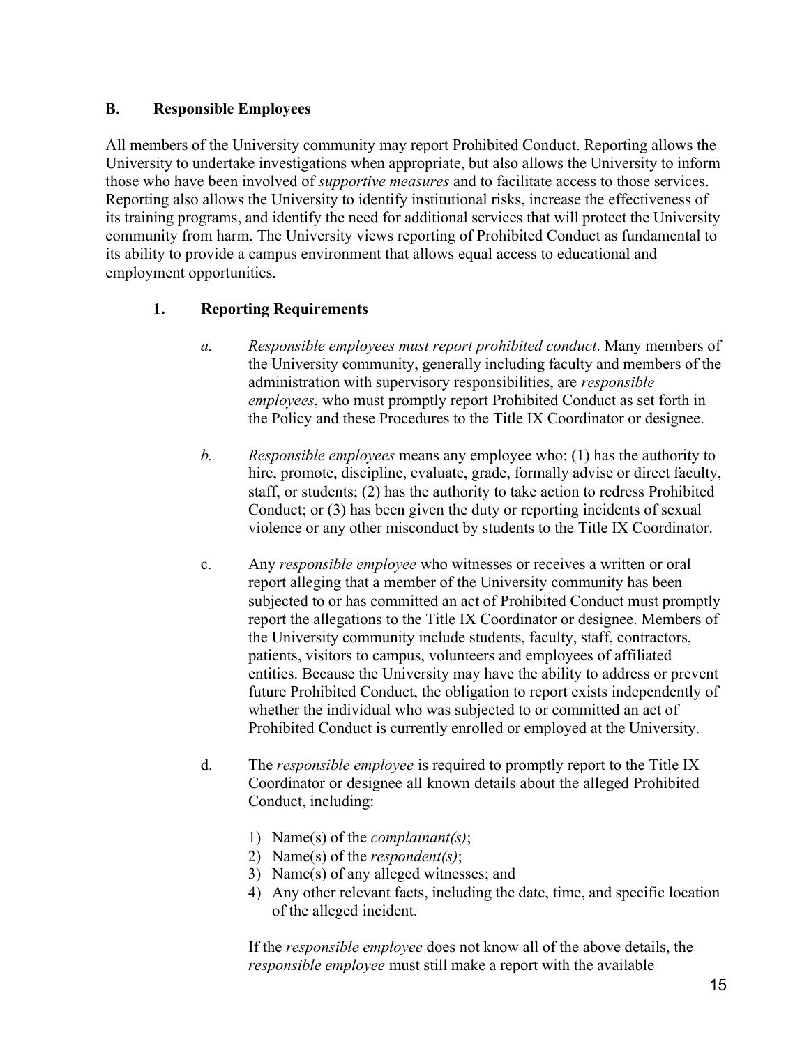## B. Responsible Employees

All members of the University community may report Prohibited Conduct. Reporting allows the University to undertake investigations when appropriate, but also allows the University to inform those who have been involved of *supportive measures* and to facilitate access to those services. Reporting also allows the University to identify institutional risks, increase the effectiveness of its training programs, and identify the need for additional services that will protect the University community from harm. The University views reporting of Prohibited Conduct as fundamental to its ability to provide a campus environment that allows equal access to educational and employment opportunities.

### 1. Reporting Requirements

*a.* *Responsible employees must report prohibited conduct*. Many members of the University community, generally including faculty and members of the administration with supervisory responsibilities, are *responsible employees*, who must promptly report Prohibited Conduct as set forth in the Policy and these Procedures to the Title IX Coordinator or designee.

*b.* *Responsible employees* means any employee who: (1) has the authority to hire, promote, discipline, evaluate, grade, formally advise or direct faculty, staff, or students; (2) has the authority to take action to redress Prohibited Conduct; or (3) has been given the duty or reporting incidents of sexual violence or any other misconduct by students to the Title IX Coordinator.

c. Any *responsible employee* who witnesses or receives a written or oral report alleging that a member of the University community has been subjected to or has committed an act of Prohibited Conduct must promptly report the allegations to the Title IX Coordinator or designee. Members of the University community include students, faculty, staff, contractors, patients, visitors to campus, volunteers and employees of affiliated entities. Because the University may have the ability to address or prevent future Prohibited Conduct, the obligation to report exists independently of whether the individual who was subjected to or committed an act of Prohibited Conduct is currently enrolled or employed at the University.

d. The *responsible employee* is required to promptly report to the Title IX Coordinator or designee all known details about the alleged Prohibited Conduct, including:

1) Name(s) of the *complainant(s)*;
2) Name(s) of the *respondent(s)*;
3) Name(s) of any alleged witnesses; and
4) Any other relevant facts, including the date, time, and specific location of the alleged incident.

If the *responsible employee* does not know all of the above details, the *responsible employee* must still make a report with the available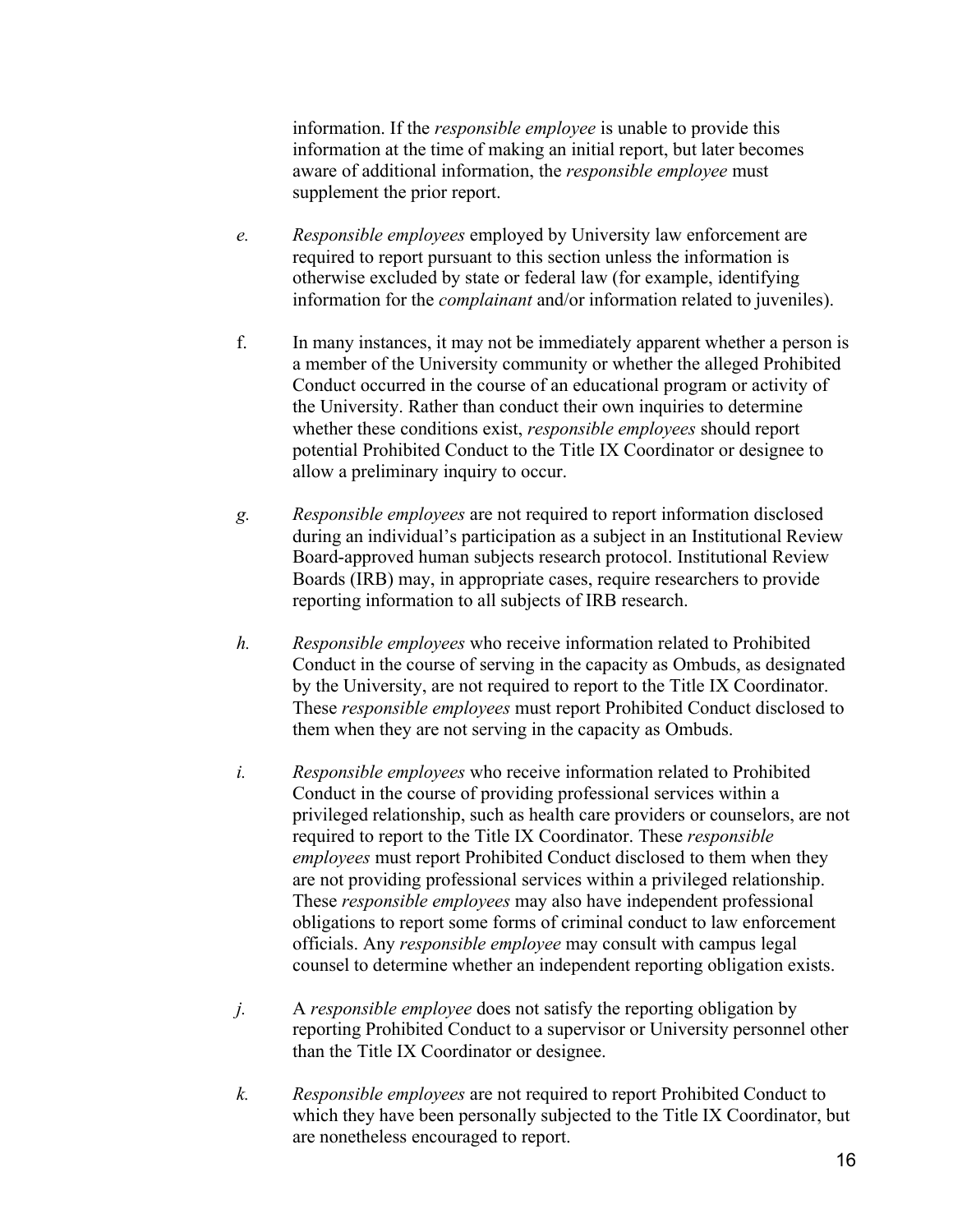information. If the *responsible employee* is unable to provide this information at the time of making an initial report, but later becomes aware of additional information, the *responsible employee* must supplement the prior report.

*e.* *Responsible employees* employed by University law enforcement are required to report pursuant to this section unless the information is otherwise excluded by state or federal law (for example, identifying information for the *complainant* and/or information related to juveniles).

f. In many instances, it may not be immediately apparent whether a person is a member of the University community or whether the alleged Prohibited Conduct occurred in the course of an educational program or activity of the University. Rather than conduct their own inquiries to determine whether these conditions exist, *responsible employees* should report potential Prohibited Conduct to the Title IX Coordinator or designee to allow a preliminary inquiry to occur.

*g.* *Responsible employees* are not required to report information disclosed during an individual's participation as a subject in an Institutional Review Board-approved human subjects research protocol. Institutional Review Boards (IRB) may, in appropriate cases, require researchers to provide reporting information to all subjects of IRB research.

*h.* *Responsible employees* who receive information related to Prohibited Conduct in the course of serving in the capacity as Ombuds, as designated by the University, are not required to report to the Title IX Coordinator. These *responsible employees* must report Prohibited Conduct disclosed to them when they are not serving in the capacity as Ombuds.

*i.* *Responsible employees* who receive information related to Prohibited Conduct in the course of providing professional services within a privileged relationship, such as health care providers or counselors, are not required to report to the Title IX Coordinator. These *responsible employees* must report Prohibited Conduct disclosed to them when they are not providing professional services within a privileged relationship. These *responsible employees* may also have independent professional obligations to report some forms of criminal conduct to law enforcement officials. Any *responsible employee* may consult with campus legal counsel to determine whether an independent reporting obligation exists.

*j.* A *responsible employee* does not satisfy the reporting obligation by reporting Prohibited Conduct to a supervisor or University personnel other than the Title IX Coordinator or designee.

*k.* *Responsible employees* are not required to report Prohibited Conduct to which they have been personally subjected to the Title IX Coordinator, but are nonetheless encouraged to report.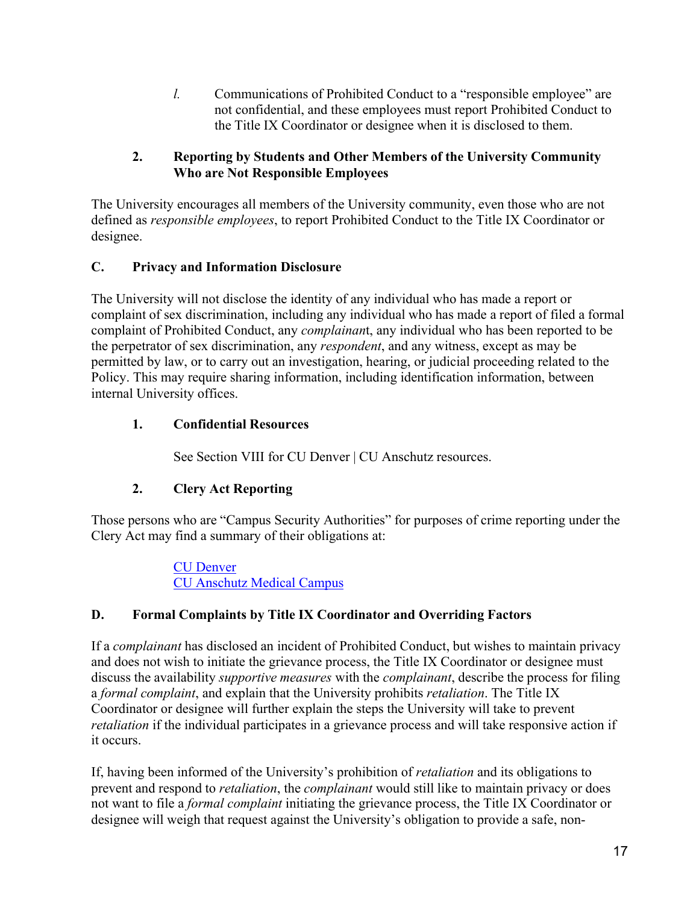*l.* Communications of Prohibited Conduct to a "responsible employee" are not confidential, and these employees must report Prohibited Conduct to the Title IX Coordinator or designee when it is disclosed to them.

### 2. Reporting by Students and Other Members of the University Community Who are Not Responsible Employees

The University encourages all members of the University community, even those who are not defined as *responsible employees*, to report Prohibited Conduct to the Title IX Coordinator or designee.

## C. Privacy and Information Disclosure

The University will not disclose the identity of any individual who has made a report or complaint of sex discrimination, including any individual who has made a report of filed a formal complaint of Prohibited Conduct, any *complainan*t, any individual who has been reported to be the perpetrator of sex discrimination, any *respondent*, and any witness, except as may be permitted by law, or to carry out an investigation, hearing, or judicial proceeding related to the Policy. This may require sharing information, including identification information, between internal University offices.

### 1. Confidential Resources

See Section VIII for CU Denver | CU Anschutz resources.

### 2. Clery Act Reporting

Those persons who are "Campus Security Authorities" for purposes of crime reporting under the Clery Act may find a summary of their obligations at:

CU Denver
CU Anschutz Medical Campus

## D. Formal Complaints by Title IX Coordinator and Overriding Factors

If a *complainant* has disclosed an incident of Prohibited Conduct, but wishes to maintain privacy and does not wish to initiate the grievance process, the Title IX Coordinator or designee must discuss the availability *supportive measures* with the *complainant*, describe the process for filing a *formal complaint*, and explain that the University prohibits *retaliation*. The Title IX Coordinator or designee will further explain the steps the University will take to prevent *retaliation* if the individual participates in a grievance process and will take responsive action if it occurs.

If, having been informed of the University's prohibition of *retaliation* and its obligations to prevent and respond to *retaliation*, the *complainant* would still like to maintain privacy or does not want to file a *formal complaint* initiating the grievance process, the Title IX Coordinator or designee will weigh that request against the University's obligation to provide a safe, non-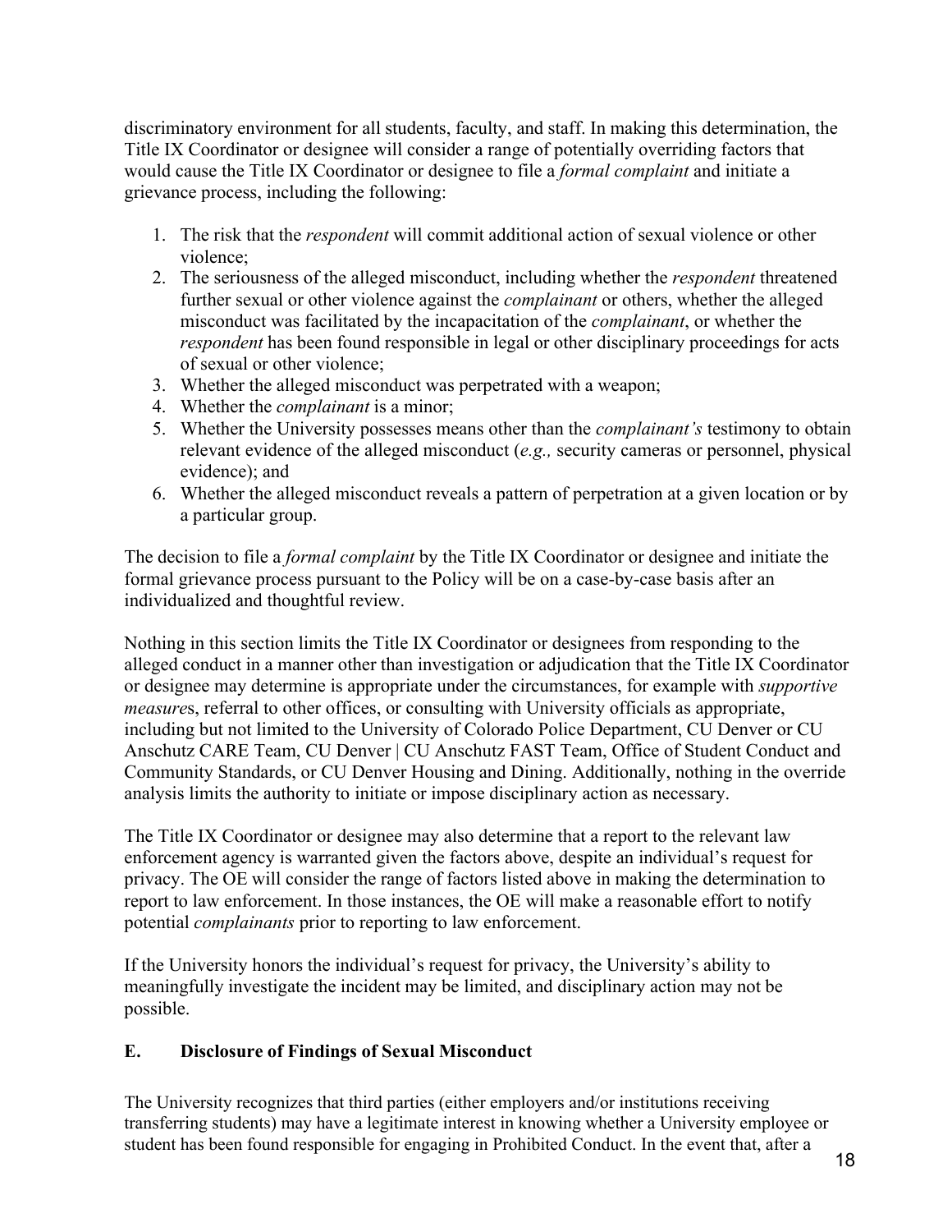discriminatory environment for all students, faculty, and staff. In making this determination, the Title IX Coordinator or designee will consider a range of potentially overriding factors that would cause the Title IX Coordinator or designee to file a *formal complaint* and initiate a grievance process, including the following:

1. The risk that the *respondent* will commit additional action of sexual violence or other violence;
2. The seriousness of the alleged misconduct, including whether the *respondent* threatened further sexual or other violence against the *complainant* or others, whether the alleged misconduct was facilitated by the incapacitation of the *complainant*, or whether the *respondent* has been found responsible in legal or other disciplinary proceedings for acts of sexual or other violence;
3. Whether the alleged misconduct was perpetrated with a weapon;
4. Whether the *complainant* is a minor;
5. Whether the University possesses means other than the *complainant's* testimony to obtain relevant evidence of the alleged misconduct (*e.g.,* security cameras or personnel, physical evidence); and
6. Whether the alleged misconduct reveals a pattern of perpetration at a given location or by a particular group.

The decision to file a *formal complaint* by the Title IX Coordinator or designee and initiate the formal grievance process pursuant to the Policy will be on a case-by-case basis after an individualized and thoughtful review.

Nothing in this section limits the Title IX Coordinator or designees from responding to the alleged conduct in a manner other than investigation or adjudication that the Title IX Coordinator or designee may determine is appropriate under the circumstances, for example with *supportive measures*, referral to other offices, or consulting with University officials as appropriate, including but not limited to the University of Colorado Police Department, CU Denver or CU Anschutz CARE Team, CU Denver | CU Anschutz FAST Team, Office of Student Conduct and Community Standards, or CU Denver Housing and Dining. Additionally, nothing in the override analysis limits the authority to initiate or impose disciplinary action as necessary.

The Title IX Coordinator or designee may also determine that a report to the relevant law enforcement agency is warranted given the factors above, despite an individual's request for privacy. The OE will consider the range of factors listed above in making the determination to report to law enforcement. In those instances, the OE will make a reasonable effort to notify potential *complainants* prior to reporting to law enforcement.

If the University honors the individual's request for privacy, the University's ability to meaningfully investigate the incident may be limited, and disciplinary action may not be possible.

## E. Disclosure of Findings of Sexual Misconduct

The University recognizes that third parties (either employers and/or institutions receiving transferring students) may have a legitimate interest in knowing whether a University employee or student has been found responsible for engaging in Prohibited Conduct. In the event that, after a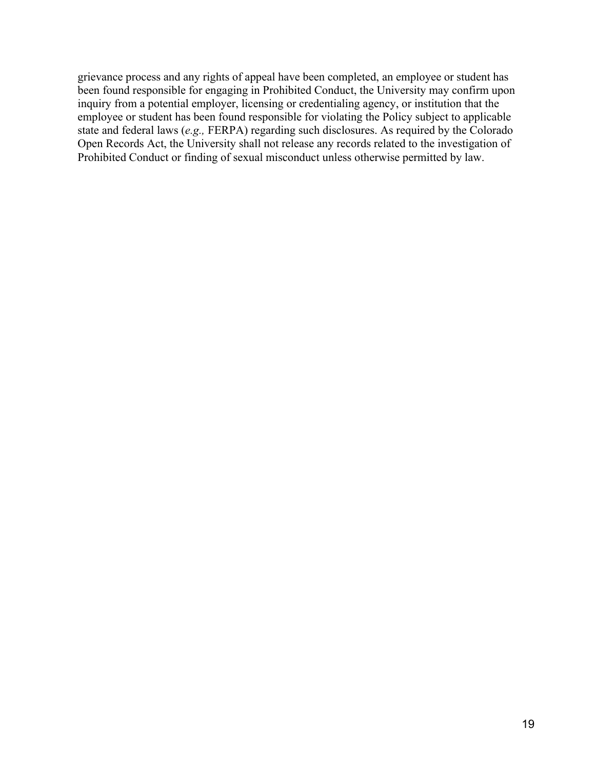grievance process and any rights of appeal have been completed, an employee or student has been found responsible for engaging in Prohibited Conduct, the University may confirm upon inquiry from a potential employer, licensing or credentialing agency, or institution that the employee or student has been found responsible for violating the Policy subject to applicable state and federal laws (*e.g.,* FERPA) regarding such disclosures. As required by the Colorado Open Records Act, the University shall not release any records related to the investigation of Prohibited Conduct or finding of sexual misconduct unless otherwise permitted by law.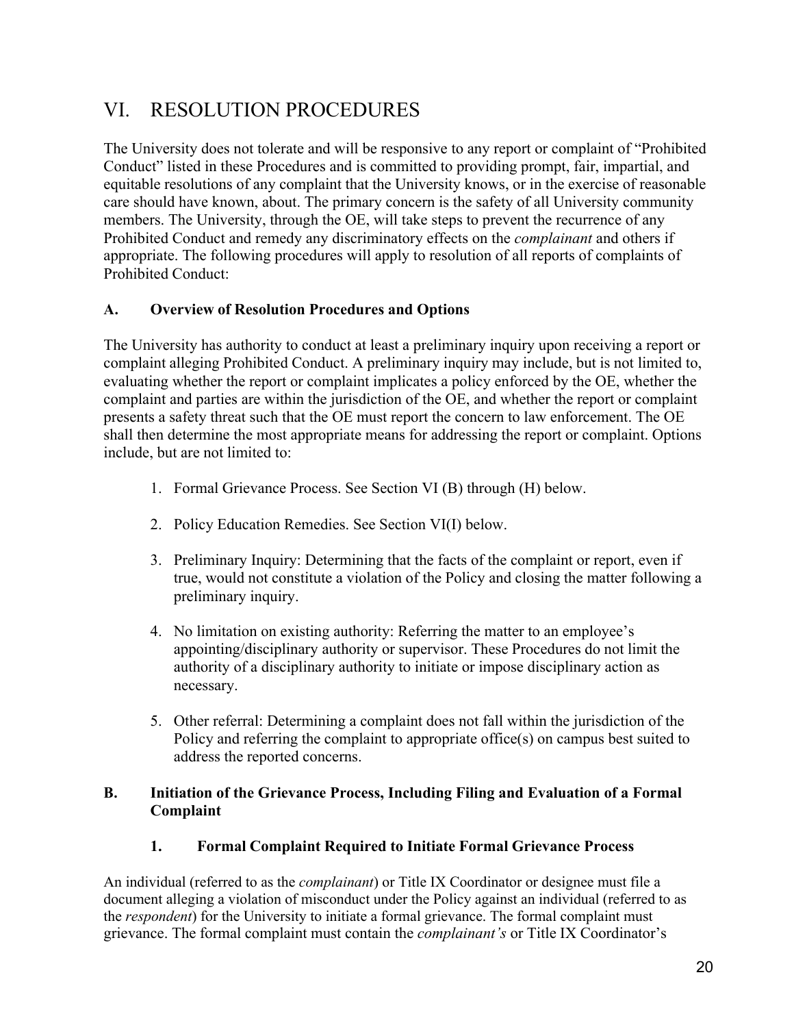# VI. RESOLUTION PROCEDURES

The University does not tolerate and will be responsive to any report or complaint of "Prohibited Conduct" listed in these Procedures and is committed to providing prompt, fair, impartial, and equitable resolutions of any complaint that the University knows, or in the exercise of reasonable care should have known, about. The primary concern is the safety of all University community members. The University, through the OE, will take steps to prevent the recurrence of any Prohibited Conduct and remedy any discriminatory effects on the *complainant* and others if appropriate. The following procedures will apply to resolution of all reports of complaints of Prohibited Conduct:

## A. Overview of Resolution Procedures and Options

The University has authority to conduct at least a preliminary inquiry upon receiving a report or complaint alleging Prohibited Conduct. A preliminary inquiry may include, but is not limited to, evaluating whether the report or complaint implicates a policy enforced by the OE, whether the complaint and parties are within the jurisdiction of the OE, and whether the report or complaint presents a safety threat such that the OE must report the concern to law enforcement. The OE shall then determine the most appropriate means for addressing the report or complaint. Options include, but are not limited to:

1. Formal Grievance Process. See Section VI (B) through (H) below.

2. Policy Education Remedies. See Section VI(I) below.

3. Preliminary Inquiry: Determining that the facts of the complaint or report, even if true, would not constitute a violation of the Policy and closing the matter following a preliminary inquiry.

4. No limitation on existing authority: Referring the matter to an employee's appointing/disciplinary authority or supervisor. These Procedures do not limit the authority of a disciplinary authority to initiate or impose disciplinary action as necessary.

5. Other referral: Determining a complaint does not fall within the jurisdiction of the Policy and referring the complaint to appropriate office(s) on campus best suited to address the reported concerns.

## B. Initiation of the Grievance Process, Including Filing and Evaluation of a Formal Complaint

### 1. Formal Complaint Required to Initiate Formal Grievance Process

An individual (referred to as the *complainant*) or Title IX Coordinator or designee must file a document alleging a violation of misconduct under the Policy against an individual (referred to as the *respondent*) for the University to initiate a formal grievance. The formal complaint must grievance. The formal complaint must contain the *complainant's* or Title IX Coordinator's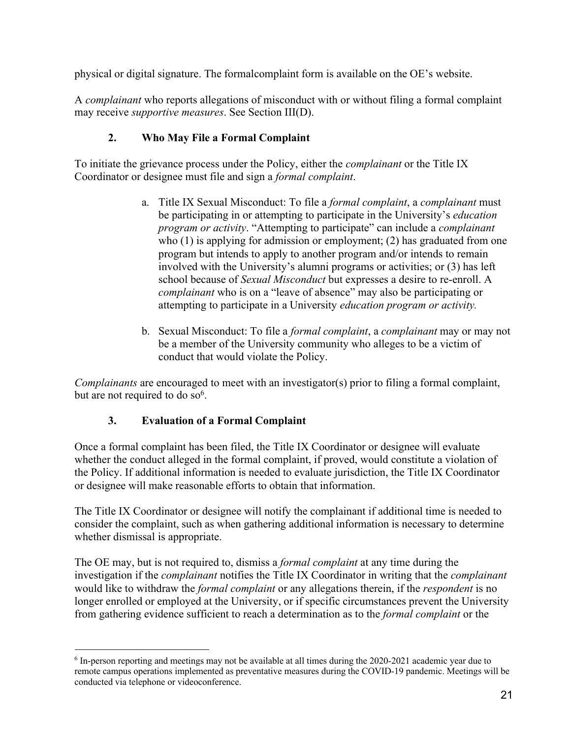physical or digital signature. The formalcomplaint form is available on the OE's website.

A *complainant* who reports allegations of misconduct with or without filing a formal complaint may receive *supportive measures*. See Section III(D).

### 2. Who May File a Formal Complaint

To initiate the grievance process under the Policy, either the *complainant* or the Title IX Coordinator or designee must file and sign a *formal complaint*.

a. Title IX Sexual Misconduct: To file a *formal complaint*, a *complainant* must be participating in or attempting to participate in the University's *education program or activity*. "Attempting to participate" can include a *complainant* who (1) is applying for admission or employment; (2) has graduated from one program but intends to apply to another program and/or intends to remain involved with the University's alumni programs or activities; or (3) has left school because of *Sexual Misconduct* but expresses a desire to re-enroll. A *complainant* who is on a "leave of absence" may also be participating or attempting to participate in a University *education program or activity.*

b. Sexual Misconduct: To file a *formal complaint*, a *complainant* may or may not be a member of the University community who alleges to be a victim of conduct that would violate the Policy.

*Complainants* are encouraged to meet with an investigator(s) prior to filing a formal complaint, but are not required to do so[6].

### 3. Evaluation of a Formal Complaint

Once a formal complaint has been filed, the Title IX Coordinator or designee will evaluate whether the conduct alleged in the formal complaint, if proved, would constitute a violation of the Policy. If additional information is needed to evaluate jurisdiction, the Title IX Coordinator or designee will make reasonable efforts to obtain that information.

The Title IX Coordinator or designee will notify the complainant if additional time is needed to consider the complaint, such as when gathering additional information is necessary to determine whether dismissal is appropriate.

The OE may, but is not required to, dismiss a *formal complaint* at any time during the investigation if the *complainant* notifies the Title IX Coordinator in writing that the *complainant* would like to withdraw the *formal complaint* or any allegations therein, if the *respondent* is no longer enrolled or employed at the University, or if specific circumstances prevent the University from gathering evidence sufficient to reach a determination as to the *formal complaint* or the

[6] In-person reporting and meetings may not be available at all times during the 2020-2021 academic year due to remote campus operations implemented as preventative measures during the COVID-19 pandemic. Meetings will be conducted via telephone or videoconference.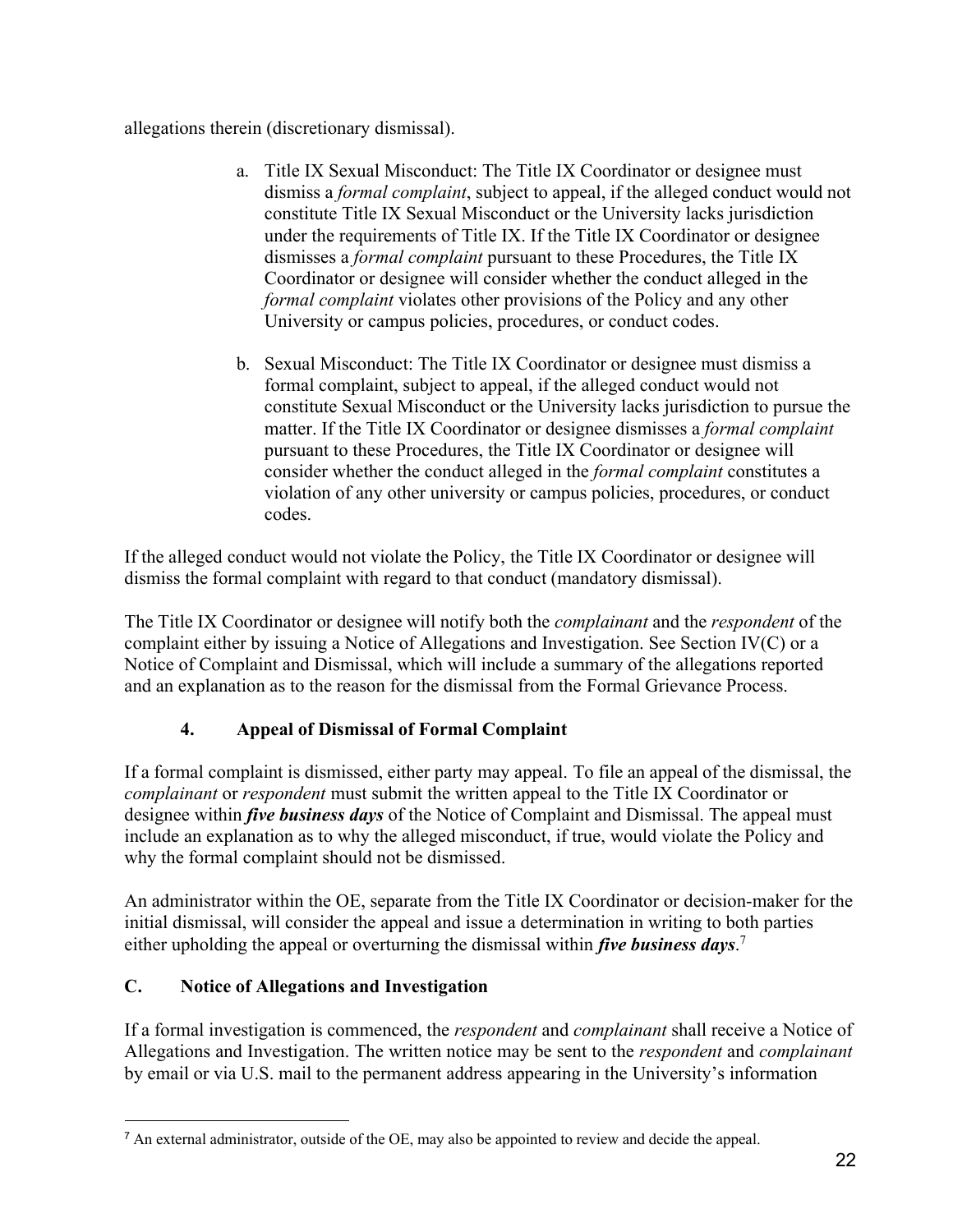allegations therein (discretionary dismissal).

a. Title IX Sexual Misconduct: The Title IX Coordinator or designee must dismiss a *formal complaint*, subject to appeal, if the alleged conduct would not constitute Title IX Sexual Misconduct or the University lacks jurisdiction under the requirements of Title IX. If the Title IX Coordinator or designee dismisses a *formal complaint* pursuant to these Procedures, the Title IX Coordinator or designee will consider whether the conduct alleged in the *formal complaint* violates other provisions of the Policy and any other University or campus policies, procedures, or conduct codes.

b. Sexual Misconduct: The Title IX Coordinator or designee must dismiss a formal complaint, subject to appeal, if the alleged conduct would not constitute Sexual Misconduct or the University lacks jurisdiction to pursue the matter. If the Title IX Coordinator or designee dismisses a *formal complaint* pursuant to these Procedures, the Title IX Coordinator or designee will consider whether the conduct alleged in the *formal complaint* constitutes a violation of any other university or campus policies, procedures, or conduct codes.

If the alleged conduct would not violate the Policy, the Title IX Coordinator or designee will dismiss the formal complaint with regard to that conduct (mandatory dismissal).

The Title IX Coordinator or designee will notify both the *complainant* and the *respondent* of the complaint either by issuing a Notice of Allegations and Investigation. See Section IV(C) or a Notice of Complaint and Dismissal, which will include a summary of the allegations reported and an explanation as to the reason for the dismissal from the Formal Grievance Process.

### 4. Appeal of Dismissal of Formal Complaint

If a formal complaint is dismissed, either party may appeal. To file an appeal of the dismissal, the *complainant* or *respondent* must submit the written appeal to the Title IX Coordinator or designee within ***five business days*** of the Notice of Complaint and Dismissal. The appeal must include an explanation as to why the alleged misconduct, if true, would violate the Policy and why the formal complaint should not be dismissed.

An administrator within the OE, separate from the Title IX Coordinator or decision-maker for the initial dismissal, will consider the appeal and issue a determination in writing to both parties either upholding the appeal or overturning the dismissal within ***five business days***.[7]

## C. Notice of Allegations and Investigation

If a formal investigation is commenced, the *respondent* and *complainant* shall receive a Notice of Allegations and Investigation. The written notice may be sent to the *respondent* and *complainant* by email or via U.S. mail to the permanent address appearing in the University's information

[7] An external administrator, outside of the OE, may also be appointed to review and decide the appeal.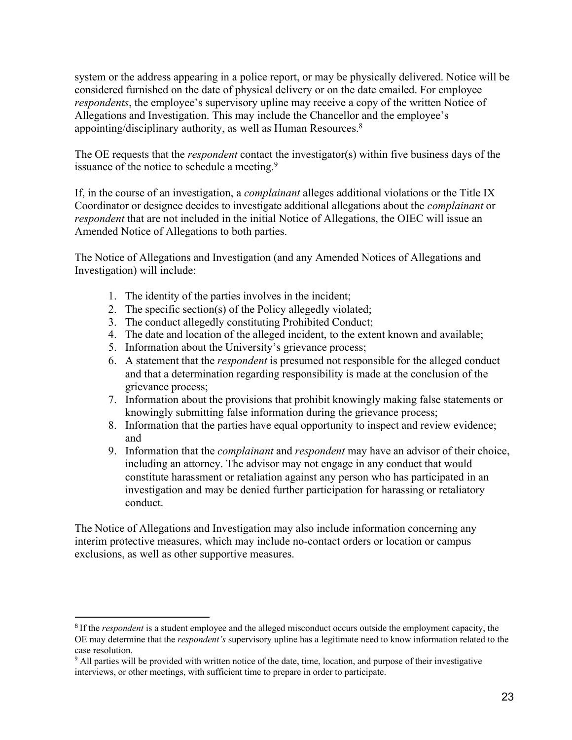system or the address appearing in a police report, or may be physically delivered. Notice will be considered furnished on the date of physical delivery or on the date emailed. For employee *respondents*, the employee's supervisory upline may receive a copy of the written Notice of Allegations and Investigation. This may include the Chancellor and the employee's appointing/disciplinary authority, as well as Human Resources.[8]

The OE requests that the *respondent* contact the investigator(s) within five business days of the issuance of the notice to schedule a meeting.[9]

If, in the course of an investigation, a *complainant* alleges additional violations or the Title IX Coordinator or designee decides to investigate additional allegations about the *complainant* or *respondent* that are not included in the initial Notice of Allegations, the OIEC will issue an Amended Notice of Allegations to both parties.

The Notice of Allegations and Investigation (and any Amended Notices of Allegations and Investigation) will include:

1. The identity of the parties involves in the incident;
2. The specific section(s) of the Policy allegedly violated;
3. The conduct allegedly constituting Prohibited Conduct;
4. The date and location of the alleged incident, to the extent known and available;
5. Information about the University's grievance process;
6. A statement that the *respondent* is presumed not responsible for the alleged conduct and that a determination regarding responsibility is made at the conclusion of the grievance process;
7. Information about the provisions that prohibit knowingly making false statements or knowingly submitting false information during the grievance process;
8. Information that the parties have equal opportunity to inspect and review evidence; and
9. Information that the *complainant* and *respondent* may have an advisor of their choice, including an attorney. The advisor may not engage in any conduct that would constitute harassment or retaliation against any person who has participated in an investigation and may be denied further participation for harassing or retaliatory conduct.

The Notice of Allegations and Investigation may also include information concerning any interim protective measures, which may include no-contact orders or location or campus exclusions, as well as other supportive measures.

---

[8] If the *respondent* is a student employee and the alleged misconduct occurs outside the employment capacity, the OE may determine that the *respondent's* supervisory upline has a legitimate need to know information related to the case resolution.

[9] All parties will be provided with written notice of the date, time, location, and purpose of their investigative interviews, or other meetings, with sufficient time to prepare in order to participate.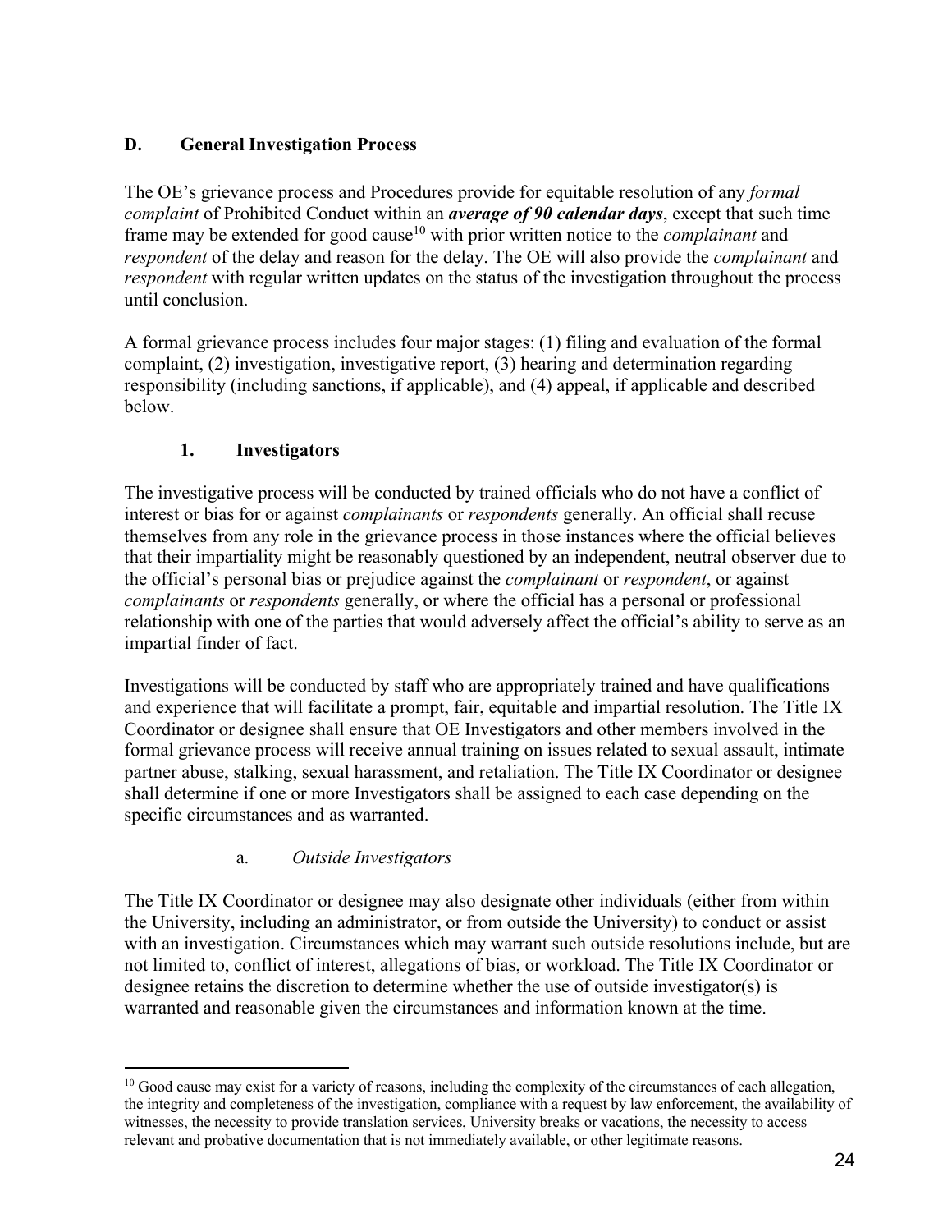## D. General Investigation Process

The OE's grievance process and Procedures provide for equitable resolution of any *formal complaint* of Prohibited Conduct within an ***average of 90 calendar days***, except that such time frame may be extended for good cause[10] with prior written notice to the *complainant* and *respondent* of the delay and reason for the delay. The OE will also provide the *complainant* and *respondent* with regular written updates on the status of the investigation throughout the process until conclusion.

A formal grievance process includes four major stages: (1) filing and evaluation of the formal complaint, (2) investigation, investigative report, (3) hearing and determination regarding responsibility (including sanctions, if applicable), and (4) appeal, if applicable and described below.

### 1. Investigators

The investigative process will be conducted by trained officials who do not have a conflict of interest or bias for or against *complainants* or *respondents* generally. An official shall recuse themselves from any role in the grievance process in those instances where the official believes that their impartiality might be reasonably questioned by an independent, neutral observer due to the official's personal bias or prejudice against the *complainant* or *respondent*, or against *complainants* or *respondents* generally, or where the official has a personal or professional relationship with one of the parties that would adversely affect the official's ability to serve as an impartial finder of fact.

Investigations will be conducted by staff who are appropriately trained and have qualifications and experience that will facilitate a prompt, fair, equitable and impartial resolution. The Title IX Coordinator or designee shall ensure that OE Investigators and other members involved in the formal grievance process will receive annual training on issues related to sexual assault, intimate partner abuse, stalking, sexual harassment, and retaliation. The Title IX Coordinator or designee shall determine if one or more Investigators shall be assigned to each case depending on the specific circumstances and as warranted.

#### a. *Outside Investigators*

The Title IX Coordinator or designee may also designate other individuals (either from within the University, including an administrator, or from outside the University) to conduct or assist with an investigation. Circumstances which may warrant such outside resolutions include, but are not limited to, conflict of interest, allegations of bias, or workload. The Title IX Coordinator or designee retains the discretion to determine whether the use of outside investigator(s) is warranted and reasonable given the circumstances and information known at the time.

---

[10] Good cause may exist for a variety of reasons, including the complexity of the circumstances of each allegation, the integrity and completeness of the investigation, compliance with a request by law enforcement, the availability of witnesses, the necessity to provide translation services, University breaks or vacations, the necessity to access relevant and probative documentation that is not immediately available, or other legitimate reasons.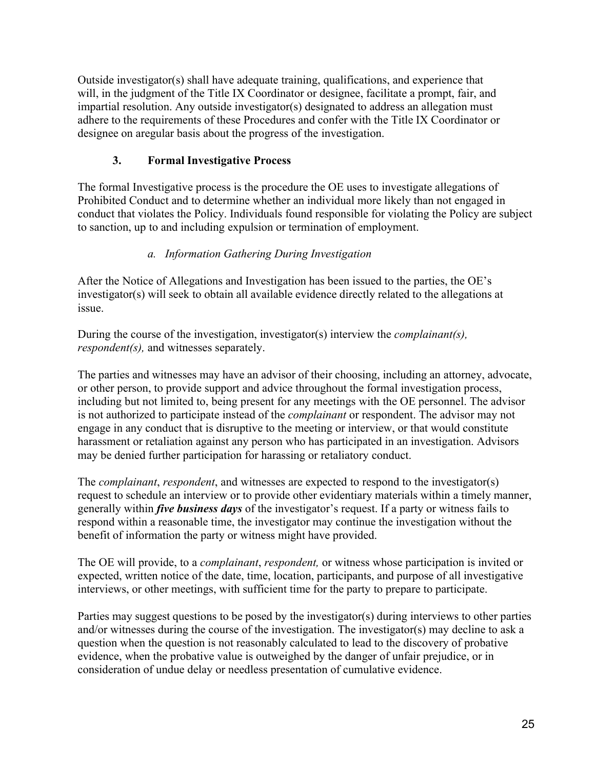Outside investigator(s) shall have adequate training, qualifications, and experience that will, in the judgment of the Title IX Coordinator or designee, facilitate a prompt, fair, and impartial resolution. Any outside investigator(s) designated to address an allegation must adhere to the requirements of these Procedures and confer with the Title IX Coordinator or designee on aregular basis about the progress of the investigation.

### 3. Formal Investigative Process

The formal Investigative process is the procedure the OE uses to investigate allegations of Prohibited Conduct and to determine whether an individual more likely than not engaged in conduct that violates the Policy. Individuals found responsible for violating the Policy are subject to sanction, up to and including expulsion or termination of employment.

#### *a. Information Gathering During Investigation*

After the Notice of Allegations and Investigation has been issued to the parties, the OE's investigator(s) will seek to obtain all available evidence directly related to the allegations at issue.

During the course of the investigation, investigator(s) interview the *complainant(s), respondent(s),* and witnesses separately.

The parties and witnesses may have an advisor of their choosing, including an attorney, advocate, or other person, to provide support and advice throughout the formal investigation process, including but not limited to, being present for any meetings with the OE personnel. The advisor is not authorized to participate instead of the *complainant* or respondent. The advisor may not engage in any conduct that is disruptive to the meeting or interview, or that would constitute harassment or retaliation against any person who has participated in an investigation. Advisors may be denied further participation for harassing or retaliatory conduct.

The *complainant*, *respondent*, and witnesses are expected to respond to the investigator(s) request to schedule an interview or to provide other evidentiary materials within a timely manner, generally within ***five business days*** of the investigator's request. If a party or witness fails to respond within a reasonable time, the investigator may continue the investigation without the benefit of information the party or witness might have provided.

The OE will provide, to a *complainant*, *respondent,* or witness whose participation is invited or expected, written notice of the date, time, location, participants, and purpose of all investigative interviews, or other meetings, with sufficient time for the party to prepare to participate.

Parties may suggest questions to be posed by the investigator(s) during interviews to other parties and/or witnesses during the course of the investigation. The investigator(s) may decline to ask a question when the question is not reasonably calculated to lead to the discovery of probative evidence, when the probative value is outweighed by the danger of unfair prejudice, or in consideration of undue delay or needless presentation of cumulative evidence.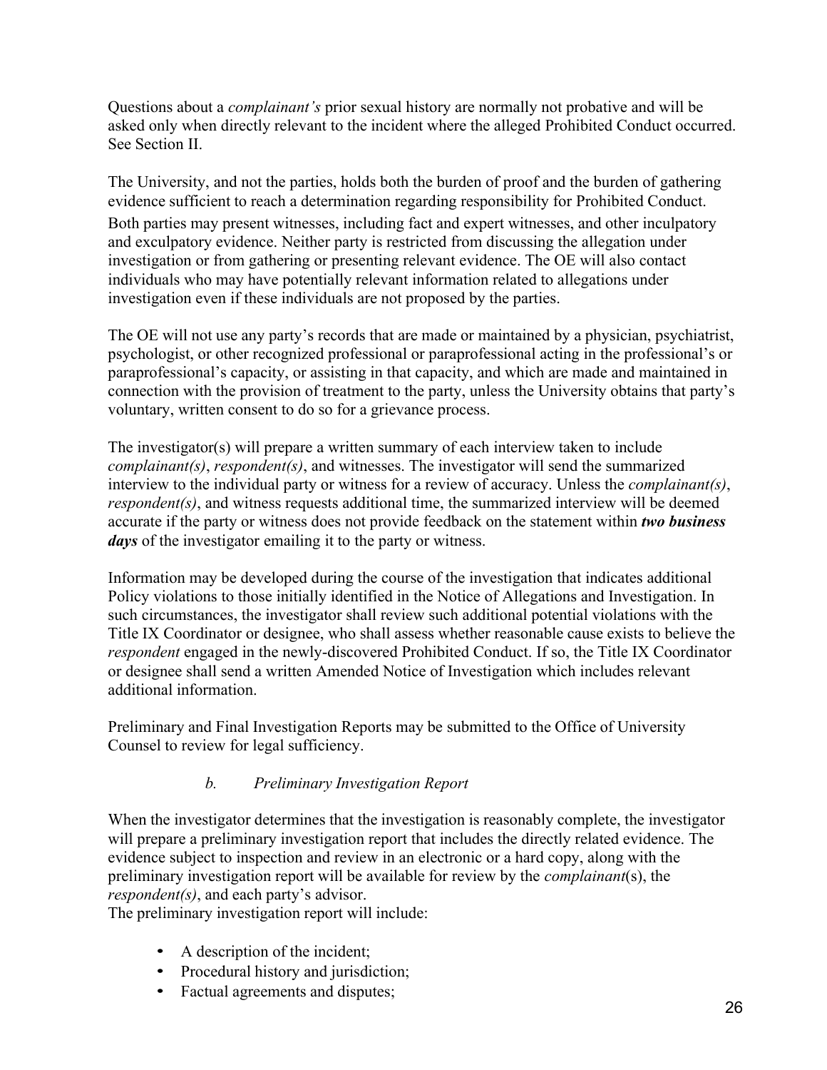Questions about a *complainant's* prior sexual history are normally not probative and will be asked only when directly relevant to the incident where the alleged Prohibited Conduct occurred. See Section II.

The University, and not the parties, holds both the burden of proof and the burden of gathering evidence sufficient to reach a determination regarding responsibility for Prohibited Conduct. Both parties may present witnesses, including fact and expert witnesses, and other inculpatory and exculpatory evidence. Neither party is restricted from discussing the allegation under investigation or from gathering or presenting relevant evidence. The OE will also contact individuals who may have potentially relevant information related to allegations under investigation even if these individuals are not proposed by the parties.

The OE will not use any party's records that are made or maintained by a physician, psychiatrist, psychologist, or other recognized professional or paraprofessional acting in the professional's or paraprofessional's capacity, or assisting in that capacity, and which are made and maintained in connection with the provision of treatment to the party, unless the University obtains that party's voluntary, written consent to do so for a grievance process.

The investigator(s) will prepare a written summary of each interview taken to include *complainant(s)*, *respondent(s)*, and witnesses. The investigator will send the summarized interview to the individual party or witness for a review of accuracy. Unless the *complainant(s)*, *respondent(s)*, and witness requests additional time, the summarized interview will be deemed accurate if the party or witness does not provide feedback on the statement within ***two business days*** of the investigator emailing it to the party or witness.

Information may be developed during the course of the investigation that indicates additional Policy violations to those initially identified in the Notice of Allegations and Investigation. In such circumstances, the investigator shall review such additional potential violations with the Title IX Coordinator or designee, who shall assess whether reasonable cause exists to believe the *respondent* engaged in the newly-discovered Prohibited Conduct. If so, the Title IX Coordinator or designee shall send a written Amended Notice of Investigation which includes relevant additional information.

Preliminary and Final Investigation Reports may be submitted to the Office of University Counsel to review for legal sufficiency.

#### *b. Preliminary Investigation Report*

When the investigator determines that the investigation is reasonably complete, the investigator will prepare a preliminary investigation report that includes the directly related evidence. The evidence subject to inspection and review in an electronic or a hard copy, along with the preliminary investigation report will be available for review by the *complainant*(s), the *respondent(s)*, and each party's advisor.
The preliminary investigation report will include:

- A description of the incident;
- Procedural history and jurisdiction;
- Factual agreements and disputes;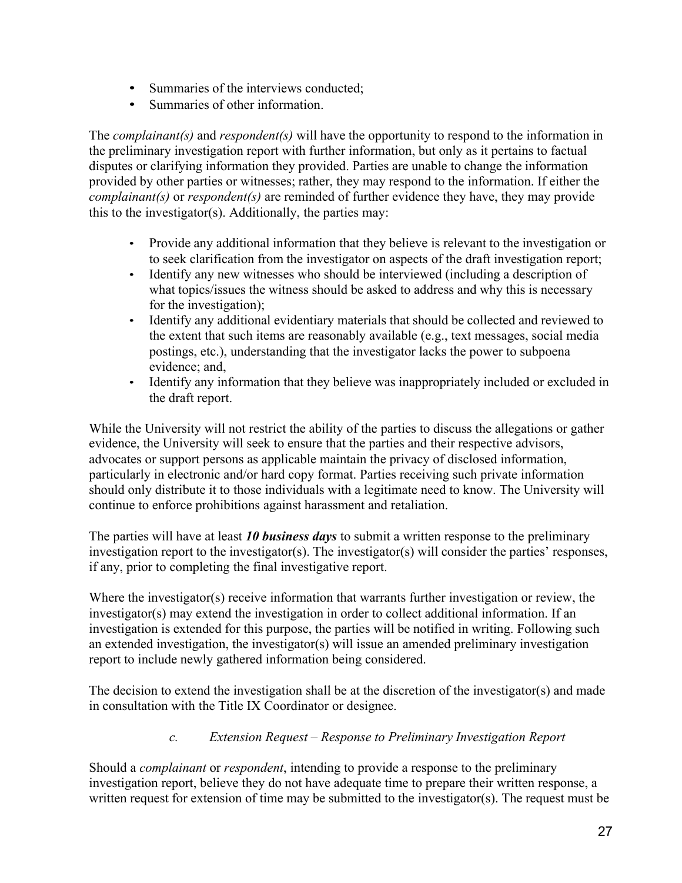- Summaries of the interviews conducted;
- Summaries of other information.

The *complainant(s)* and *respondent(s)* will have the opportunity to respond to the information in the preliminary investigation report with further information, but only as it pertains to factual disputes or clarifying information they provided. Parties are unable to change the information provided by other parties or witnesses; rather, they may respond to the information. If either the *complainant(s)* or *respondent(s)* are reminded of further evidence they have, they may provide this to the investigator(s). Additionally, the parties may:

- Provide any additional information that they believe is relevant to the investigation or to seek clarification from the investigator on aspects of the draft investigation report;
- Identify any new witnesses who should be interviewed (including a description of what topics/issues the witness should be asked to address and why this is necessary for the investigation);
- Identify any additional evidentiary materials that should be collected and reviewed to the extent that such items are reasonably available (e.g., text messages, social media postings, etc.), understanding that the investigator lacks the power to subpoena evidence; and,
- Identify any information that they believe was inappropriately included or excluded in the draft report.

While the University will not restrict the ability of the parties to discuss the allegations or gather evidence, the University will seek to ensure that the parties and their respective advisors, advocates or support persons as applicable maintain the privacy of disclosed information, particularly in electronic and/or hard copy format. Parties receiving such private information should only distribute it to those individuals with a legitimate need to know. The University will continue to enforce prohibitions against harassment and retaliation.

The parties will have at least ***10 business days*** to submit a written response to the preliminary investigation report to the investigator(s). The investigator(s) will consider the parties' responses, if any, prior to completing the final investigative report.

Where the investigator(s) receive information that warrants further investigation or review, the investigator(s) may extend the investigation in order to collect additional information. If an investigation is extended for this purpose, the parties will be notified in writing. Following such an extended investigation, the investigator(s) will issue an amended preliminary investigation report to include newly gathered information being considered.

The decision to extend the investigation shall be at the discretion of the investigator(s) and made in consultation with the Title IX Coordinator or designee.

#### *c. Extension Request – Response to Preliminary Investigation Report*

Should a *complainant* or *respondent*, intending to provide a response to the preliminary investigation report, believe they do not have adequate time to prepare their written response, a written request for extension of time may be submitted to the investigator(s). The request must be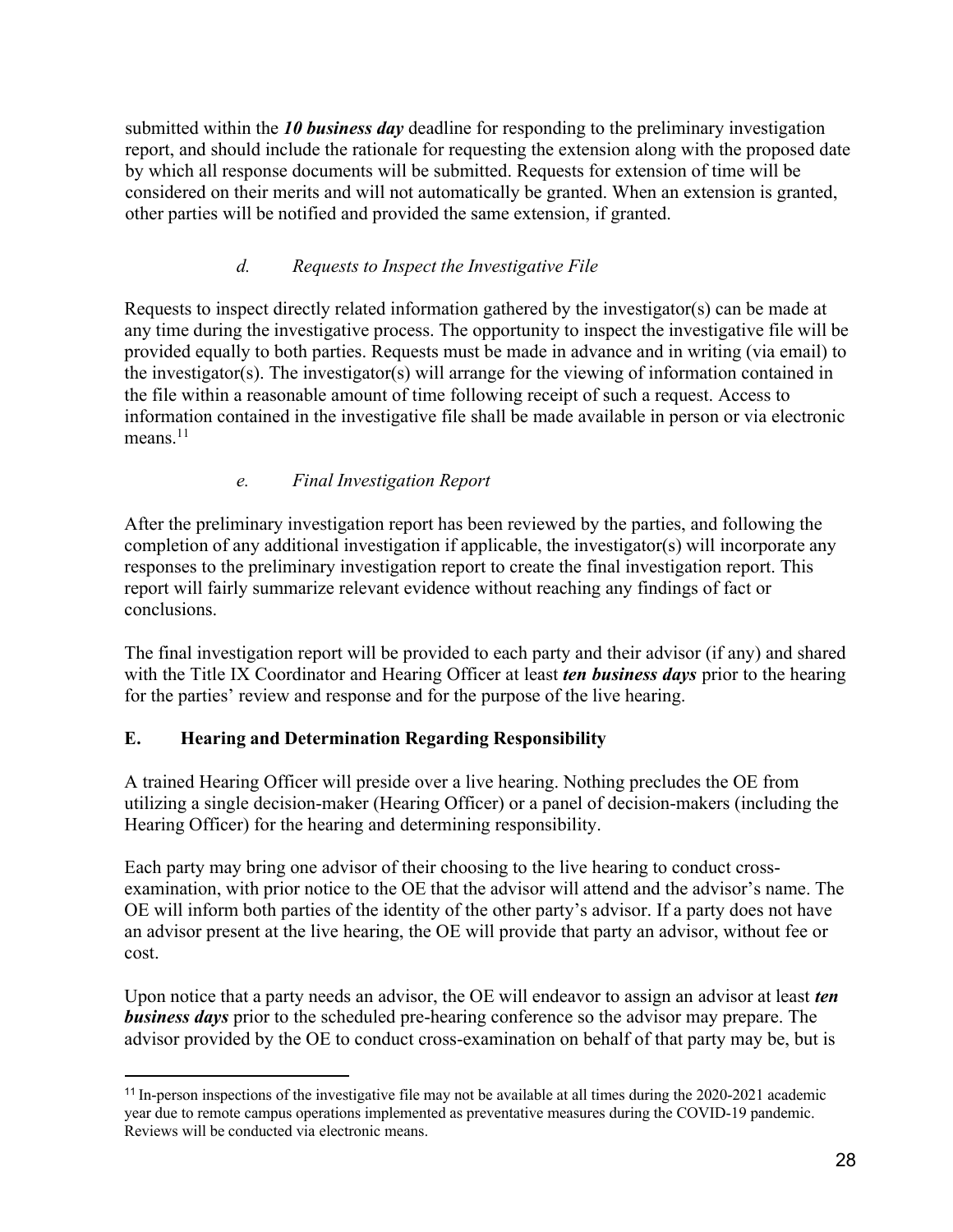submitted within the ***10 business day*** deadline for responding to the preliminary investigation report, and should include the rationale for requesting the extension along with the proposed date by which all response documents will be submitted. Requests for extension of time will be considered on their merits and will not automatically be granted. When an extension is granted, other parties will be notified and provided the same extension, if granted.

#### *d. Requests to Inspect the Investigative File*

Requests to inspect directly related information gathered by the investigator(s) can be made at any time during the investigative process. The opportunity to inspect the investigative file will be provided equally to both parties. Requests must be made in advance and in writing (via email) to the investigator(s). The investigator(s) will arrange for the viewing of information contained in the file within a reasonable amount of time following receipt of such a request. Access to information contained in the investigative file shall be made available in person or via electronic means.[11]

#### *e. Final Investigation Report*

After the preliminary investigation report has been reviewed by the parties, and following the completion of any additional investigation if applicable, the investigator(s) will incorporate any responses to the preliminary investigation report to create the final investigation report. This report will fairly summarize relevant evidence without reaching any findings of fact or conclusions.

The final investigation report will be provided to each party and their advisor (if any) and shared with the Title IX Coordinator and Hearing Officer at least ***ten business days*** prior to the hearing for the parties' review and response and for the purpose of the live hearing.

### E. Hearing and Determination Regarding Responsibility

A trained Hearing Officer will preside over a live hearing. Nothing precludes the OE from utilizing a single decision-maker (Hearing Officer) or a panel of decision-makers (including the Hearing Officer) for the hearing and determining responsibility.

Each party may bring one advisor of their choosing to the live hearing to conduct cross-examination, with prior notice to the OE that the advisor will attend and the advisor's name. The OE will inform both parties of the identity of the other party's advisor. If a party does not have an advisor present at the live hearing, the OE will provide that party an advisor, without fee or cost.

Upon notice that a party needs an advisor, the OE will endeavor to assign an advisor at least ***ten business days*** prior to the scheduled pre-hearing conference so the advisor may prepare. The advisor provided by the OE to conduct cross-examination on behalf of that party may be, but is

---

[11] In-person inspections of the investigative file may not be available at all times during the 2020-2021 academic year due to remote campus operations implemented as preventative measures during the COVID-19 pandemic. Reviews will be conducted via electronic means.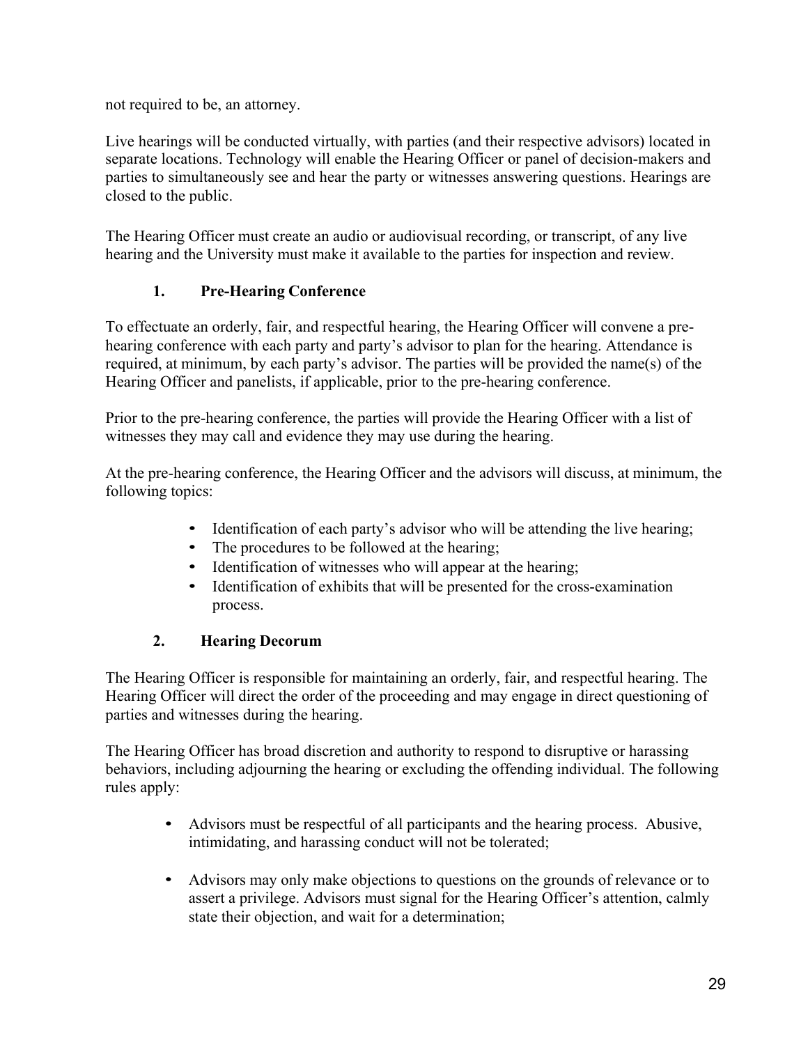not required to be, an attorney.

Live hearings will be conducted virtually, with parties (and their respective advisors) located in separate locations. Technology will enable the Hearing Officer or panel of decision-makers and parties to simultaneously see and hear the party or witnesses answering questions. Hearings are closed to the public.

The Hearing Officer must create an audio or audiovisual recording, or transcript, of any live hearing and the University must make it available to the parties for inspection and review.

### 1. Pre-Hearing Conference

To effectuate an orderly, fair, and respectful hearing, the Hearing Officer will convene a pre-hearing conference with each party and party's advisor to plan for the hearing. Attendance is required, at minimum, by each party's advisor. The parties will be provided the name(s) of the Hearing Officer and panelists, if applicable, prior to the pre-hearing conference.

Prior to the pre-hearing conference, the parties will provide the Hearing Officer with a list of witnesses they may call and evidence they may use during the hearing.

At the pre-hearing conference, the Hearing Officer and the advisors will discuss, at minimum, the following topics:

- Identification of each party's advisor who will be attending the live hearing;
- The procedures to be followed at the hearing;
- Identification of witnesses who will appear at the hearing;
- Identification of exhibits that will be presented for the cross-examination process.

### 2. Hearing Decorum

The Hearing Officer is responsible for maintaining an orderly, fair, and respectful hearing. The Hearing Officer will direct the order of the proceeding and may engage in direct questioning of parties and witnesses during the hearing.

The Hearing Officer has broad discretion and authority to respond to disruptive or harassing behaviors, including adjourning the hearing or excluding the offending individual. The following rules apply:

- Advisors must be respectful of all participants and the hearing process. Abusive, intimidating, and harassing conduct will not be tolerated;
- Advisors may only make objections to questions on the grounds of relevance or to assert a privilege. Advisors must signal for the Hearing Officer's attention, calmly state their objection, and wait for a determination;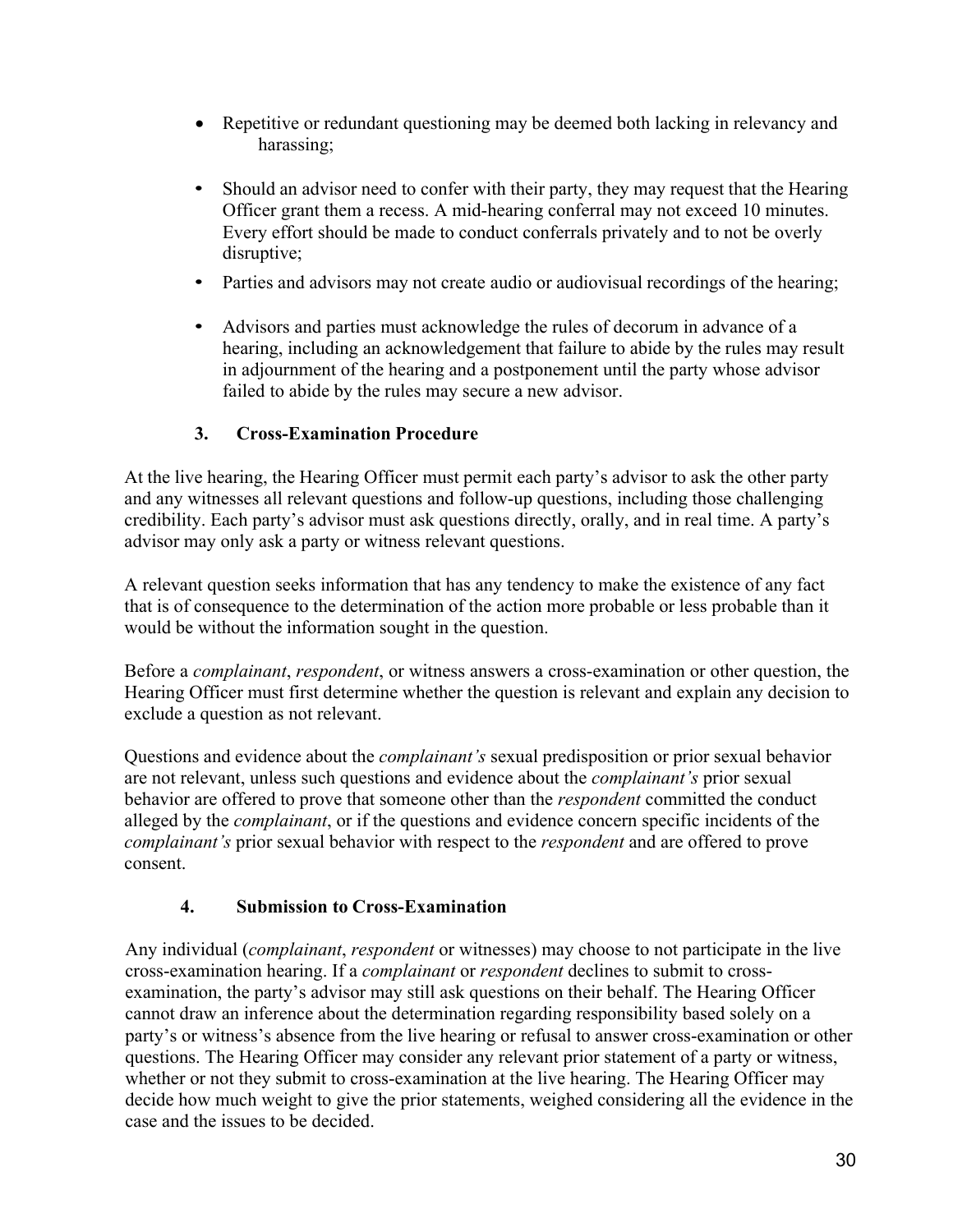- Repetitive or redundant questioning may be deemed both lacking in relevancy and harassing;
- Should an advisor need to confer with their party, they may request that the Hearing Officer grant them a recess. A mid-hearing conferral may not exceed 10 minutes. Every effort should be made to conduct conferrals privately and to not be overly disruptive;
- Parties and advisors may not create audio or audiovisual recordings of the hearing;
- Advisors and parties must acknowledge the rules of decorum in advance of a hearing, including an acknowledgement that failure to abide by the rules may result in adjournment of the hearing and a postponement until the party whose advisor failed to abide by the rules may secure a new advisor.

### 3. Cross-Examination Procedure

At the live hearing, the Hearing Officer must permit each party's advisor to ask the other party and any witnesses all relevant questions and follow-up questions, including those challenging credibility. Each party's advisor must ask questions directly, orally, and in real time. A party's advisor may only ask a party or witness relevant questions.

A relevant question seeks information that has any tendency to make the existence of any fact that is of consequence to the determination of the action more probable or less probable than it would be without the information sought in the question.

Before a *complainant*, *respondent*, or witness answers a cross-examination or other question, the Hearing Officer must first determine whether the question is relevant and explain any decision to exclude a question as not relevant.

Questions and evidence about the *complainant's* sexual predisposition or prior sexual behavior are not relevant, unless such questions and evidence about the *complainant's* prior sexual behavior are offered to prove that someone other than the *respondent* committed the conduct alleged by the *complainant*, or if the questions and evidence concern specific incidents of the *complainant's* prior sexual behavior with respect to the *respondent* and are offered to prove consent.

### 4. Submission to Cross-Examination

Any individual (*complainant*, *respondent* or witnesses) may choose to not participate in the live cross-examination hearing. If a *complainant* or *respondent* declines to submit to cross-examination, the party's advisor may still ask questions on their behalf. The Hearing Officer cannot draw an inference about the determination regarding responsibility based solely on a party's or witness's absence from the live hearing or refusal to answer cross-examination or other questions. The Hearing Officer may consider any relevant prior statement of a party or witness, whether or not they submit to cross-examination at the live hearing. The Hearing Officer may decide how much weight to give the prior statements, weighed considering all the evidence in the case and the issues to be decided.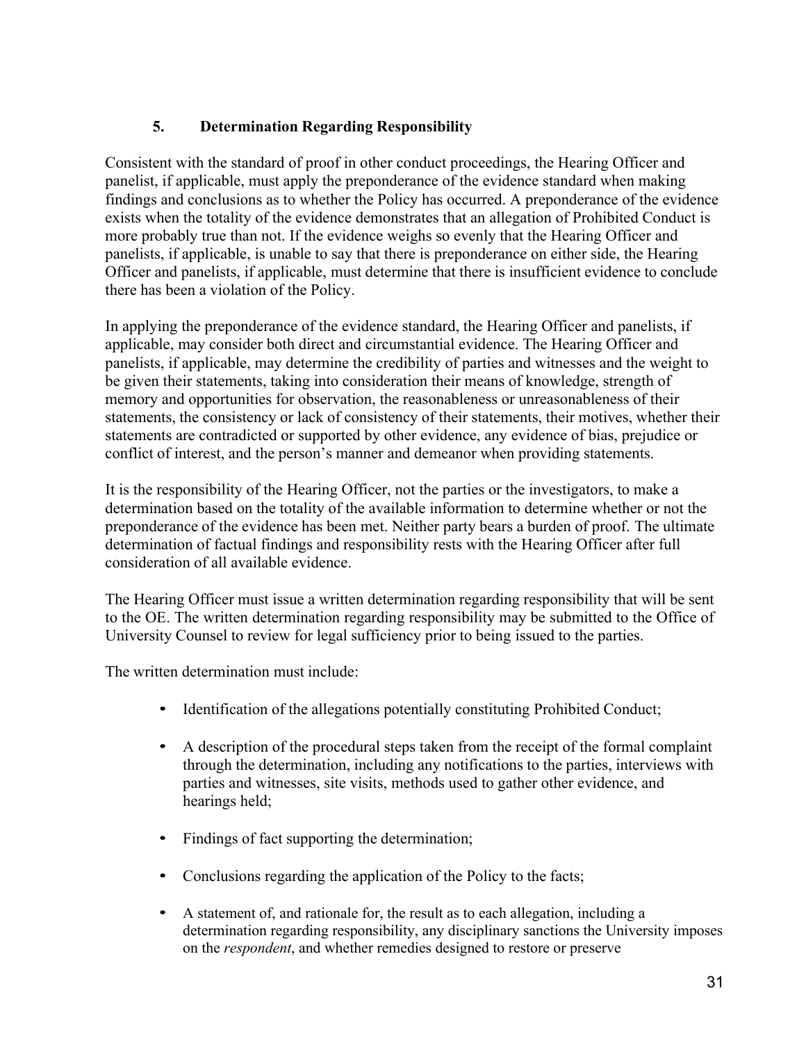### 5. Determination Regarding Responsibility

Consistent with the standard of proof in other conduct proceedings, the Hearing Officer and panelist, if applicable, must apply the preponderance of the evidence standard when making findings and conclusions as to whether the Policy has occurred. A preponderance of the evidence exists when the totality of the evidence demonstrates that an allegation of Prohibited Conduct is more probably true than not. If the evidence weighs so evenly that the Hearing Officer and panelists, if applicable, is unable to say that there is preponderance on either side, the Hearing Officer and panelists, if applicable, must determine that there is insufficient evidence to conclude there has been a violation of the Policy.

In applying the preponderance of the evidence standard, the Hearing Officer and panelists, if applicable, may consider both direct and circumstantial evidence. The Hearing Officer and panelists, if applicable, may determine the credibility of parties and witnesses and the weight to be given their statements, taking into consideration their means of knowledge, strength of memory and opportunities for observation, the reasonableness or unreasonableness of their statements, the consistency or lack of consistency of their statements, their motives, whether their statements are contradicted or supported by other evidence, any evidence of bias, prejudice or conflict of interest, and the person's manner and demeanor when providing statements.

It is the responsibility of the Hearing Officer, not the parties or the investigators, to make a determination based on the totality of the available information to determine whether or not the preponderance of the evidence has been met. Neither party bears a burden of proof. The ultimate determination of factual findings and responsibility rests with the Hearing Officer after full consideration of all available evidence.

The Hearing Officer must issue a written determination regarding responsibility that will be sent to the OE. The written determination regarding responsibility may be submitted to the Office of University Counsel to review for legal sufficiency prior to being issued to the parties.

The written determination must include:

- Identification of the allegations potentially constituting Prohibited Conduct;
- A description of the procedural steps taken from the receipt of the formal complaint through the determination, including any notifications to the parties, interviews with parties and witnesses, site visits, methods used to gather other evidence, and hearings held;
- Findings of fact supporting the determination;
- Conclusions regarding the application of the Policy to the facts;
- A statement of, and rationale for, the result as to each allegation, including a determination regarding responsibility, any disciplinary sanctions the University imposes on the *respondent*, and whether remedies designed to restore or preserve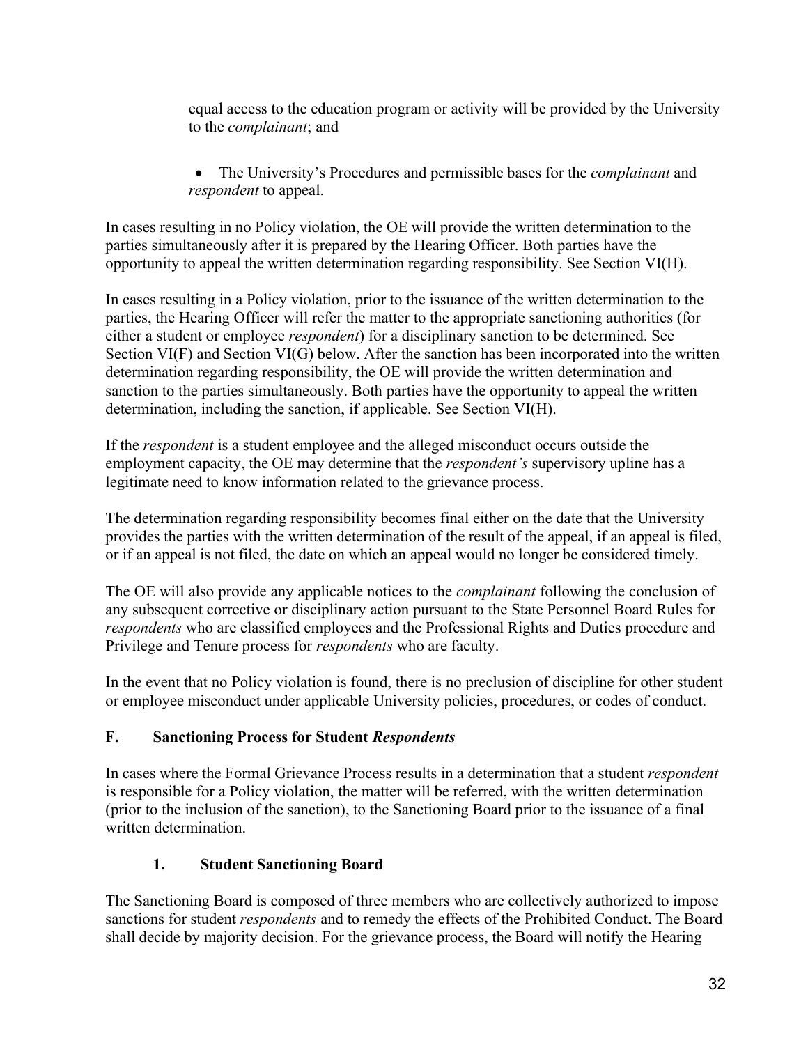equal access to the education program or activity will be provided by the University to the *complainant*; and

- The University's Procedures and permissible bases for the *complainant* and *respondent* to appeal.

In cases resulting in no Policy violation, the OE will provide the written determination to the parties simultaneously after it is prepared by the Hearing Officer. Both parties have the opportunity to appeal the written determination regarding responsibility. See Section VI(H).

In cases resulting in a Policy violation, prior to the issuance of the written determination to the parties, the Hearing Officer will refer the matter to the appropriate sanctioning authorities (for either a student or employee *respondent*) for a disciplinary sanction to be determined. See Section VI(F) and Section VI(G) below. After the sanction has been incorporated into the written determination regarding responsibility, the OE will provide the written determination and sanction to the parties simultaneously. Both parties have the opportunity to appeal the written determination, including the sanction, if applicable. See Section VI(H).

If the *respondent* is a student employee and the alleged misconduct occurs outside the employment capacity, the OE may determine that the *respondent's* supervisory upline has a legitimate need to know information related to the grievance process.

The determination regarding responsibility becomes final either on the date that the University provides the parties with the written determination of the result of the appeal, if an appeal is filed, or if an appeal is not filed, the date on which an appeal would no longer be considered timely.

The OE will also provide any applicable notices to the *complainant* following the conclusion of any subsequent corrective or disciplinary action pursuant to the State Personnel Board Rules for *respondents* who are classified employees and the Professional Rights and Duties procedure and Privilege and Tenure process for *respondents* who are faculty.

In the event that no Policy violation is found, there is no preclusion of discipline for other student or employee misconduct under applicable University policies, procedures, or codes of conduct.

## F. Sanctioning Process for Student *Respondents*

In cases where the Formal Grievance Process results in a determination that a student *respondent* is responsible for a Policy violation, the matter will be referred, with the written determination (prior to the inclusion of the sanction), to the Sanctioning Board prior to the issuance of a final written determination.

### 1. Student Sanctioning Board

The Sanctioning Board is composed of three members who are collectively authorized to impose sanctions for student *respondents* and to remedy the effects of the Prohibited Conduct. The Board shall decide by majority decision. For the grievance process, the Board will notify the Hearing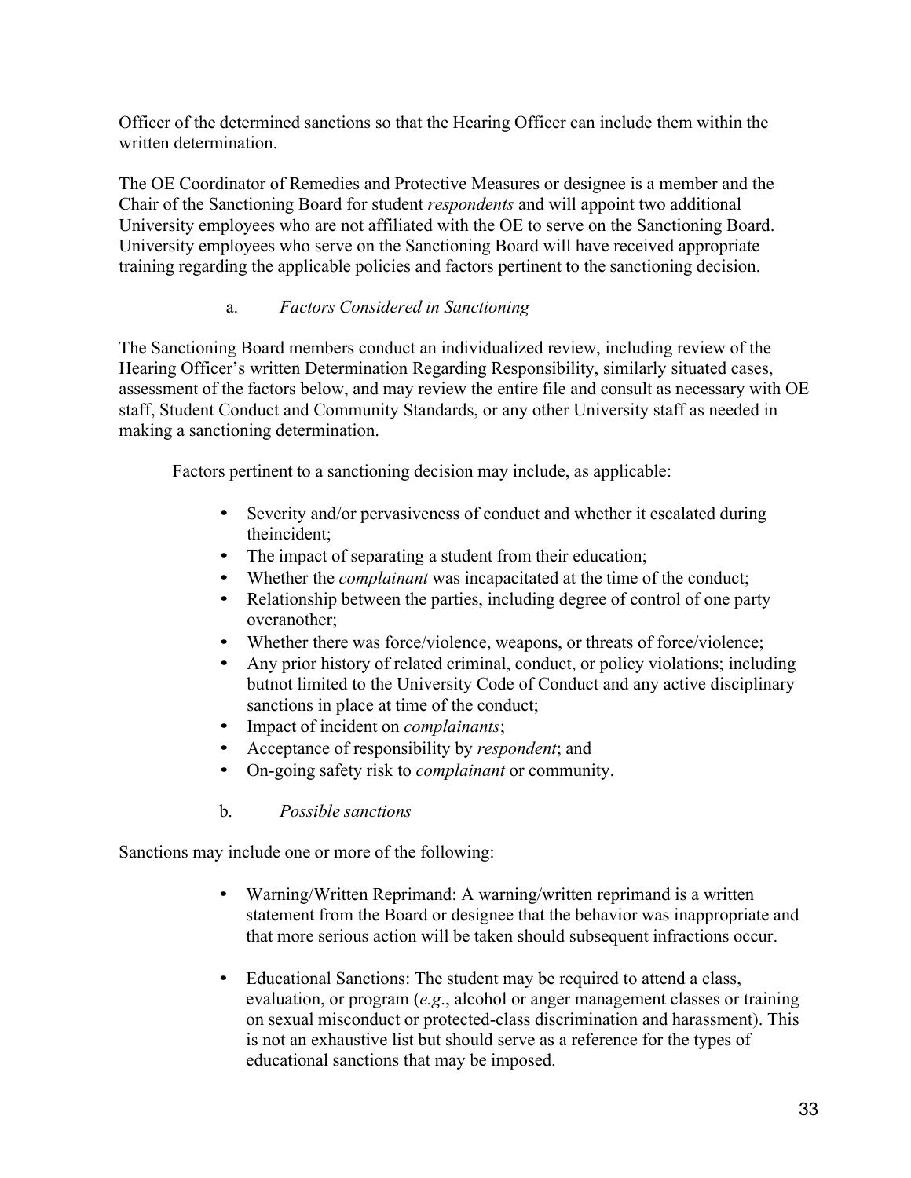Officer of the determined sanctions so that the Hearing Officer can include them within the written determination.

The OE Coordinator of Remedies and Protective Measures or designee is a member and the Chair of the Sanctioning Board for student *respondents* and will appoint two additional University employees who are not affiliated with the OE to serve on the Sanctioning Board. University employees who serve on the Sanctioning Board will have received appropriate training regarding the applicable policies and factors pertinent to the sanctioning decision.

a. *Factors Considered in Sanctioning*

The Sanctioning Board members conduct an individualized review, including review of the Hearing Officer's written Determination Regarding Responsibility, similarly situated cases, assessment of the factors below, and may review the entire file and consult as necessary with OE staff, Student Conduct and Community Standards, or any other University staff as needed in making a sanctioning determination.

Factors pertinent to a sanctioning decision may include, as applicable:

- Severity and/or pervasiveness of conduct and whether it escalated during theincident;
- The impact of separating a student from their education;
- Whether the *complainant* was incapacitated at the time of the conduct;
- Relationship between the parties, including degree of control of one party overanother;
- Whether there was force/violence, weapons, or threats of force/violence;
- Any prior history of related criminal, conduct, or policy violations; including butnot limited to the University Code of Conduct and any active disciplinary sanctions in place at time of the conduct;
- Impact of incident on *complainants*;
- Acceptance of responsibility by *respondent*; and
- On-going safety risk to *complainant* or community.

b. *Possible sanctions*

Sanctions may include one or more of the following:

- Warning/Written Reprimand: A warning/written reprimand is a written statement from the Board or designee that the behavior was inappropriate and that more serious action will be taken should subsequent infractions occur.

- Educational Sanctions: The student may be required to attend a class, evaluation, or program (*e.g*., alcohol or anger management classes or training on sexual misconduct or protected-class discrimination and harassment). This is not an exhaustive list but should serve as a reference for the types of educational sanctions that may be imposed.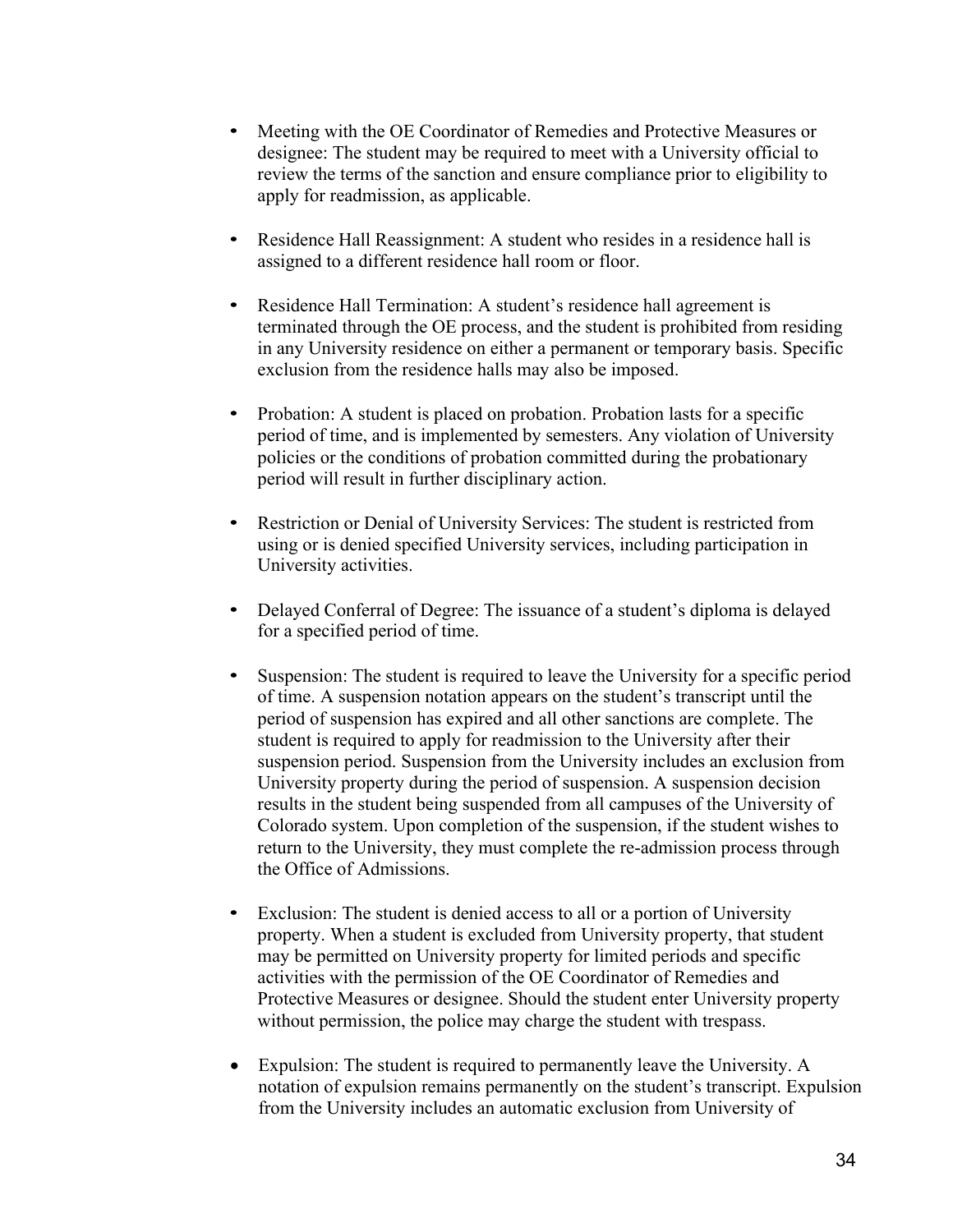- Meeting with the OE Coordinator of Remedies and Protective Measures or designee: The student may be required to meet with a University official to review the terms of the sanction and ensure compliance prior to eligibility to apply for readmission, as applicable.

- Residence Hall Reassignment: A student who resides in a residence hall is assigned to a different residence hall room or floor.

- Residence Hall Termination: A student's residence hall agreement is terminated through the OE process, and the student is prohibited from residing in any University residence on either a permanent or temporary basis. Specific exclusion from the residence halls may also be imposed.

- Probation: A student is placed on probation. Probation lasts for a specific period of time, and is implemented by semesters. Any violation of University policies or the conditions of probation committed during the probationary period will result in further disciplinary action.

- Restriction or Denial of University Services: The student is restricted from using or is denied specified University services, including participation in University activities.

- Delayed Conferral of Degree: The issuance of a student's diploma is delayed for a specified period of time.

- Suspension: The student is required to leave the University for a specific period of time. A suspension notation appears on the student's transcript until the period of suspension has expired and all other sanctions are complete. The student is required to apply for readmission to the University after their suspension period. Suspension from the University includes an exclusion from University property during the period of suspension. A suspension decision results in the student being suspended from all campuses of the University of Colorado system. Upon completion of the suspension, if the student wishes to return to the University, they must complete the re-admission process through the Office of Admissions.

- Exclusion: The student is denied access to all or a portion of University property. When a student is excluded from University property, that student may be permitted on University property for limited periods and specific activities with the permission of the OE Coordinator of Remedies and Protective Measures or designee. Should the student enter University property without permission, the police may charge the student with trespass.

- Expulsion: The student is required to permanently leave the University. A notation of expulsion remains permanently on the student's transcript. Expulsion from the University includes an automatic exclusion from University of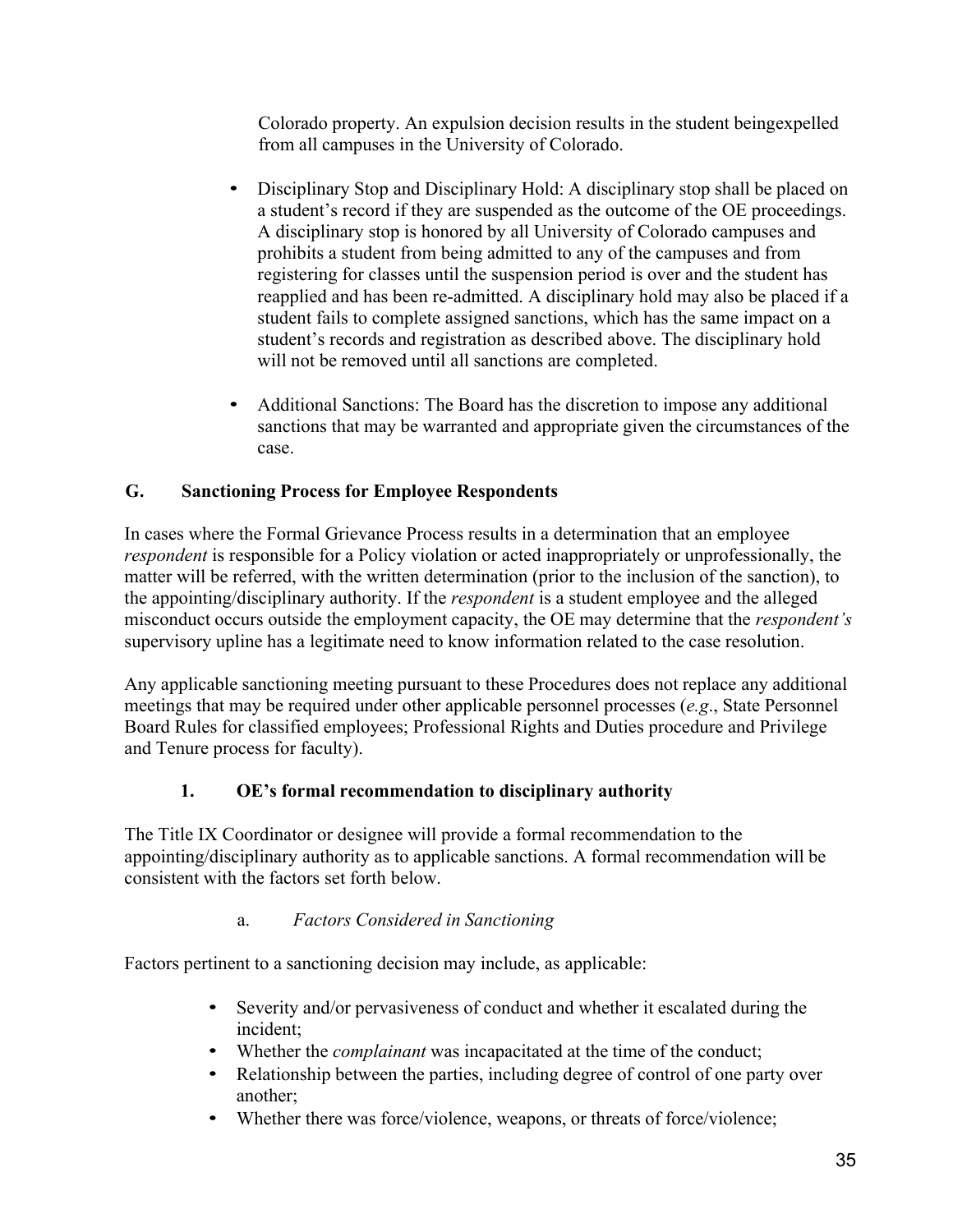Colorado property. An expulsion decision results in the student beingexpelled from all campuses in the University of Colorado.

- Disciplinary Stop and Disciplinary Hold: A disciplinary stop shall be placed on a student's record if they are suspended as the outcome of the OE proceedings. A disciplinary stop is honored by all University of Colorado campuses and prohibits a student from being admitted to any of the campuses and from registering for classes until the suspension period is over and the student has reapplied and has been re-admitted. A disciplinary hold may also be placed if a student fails to complete assigned sanctions, which has the same impact on a student's records and registration as described above. The disciplinary hold will not be removed until all sanctions are completed.

- Additional Sanctions: The Board has the discretion to impose any additional sanctions that may be warranted and appropriate given the circumstances of the case.

## G. Sanctioning Process for Employee Respondents

In cases where the Formal Grievance Process results in a determination that an employee *respondent* is responsible for a Policy violation or acted inappropriately or unprofessionally, the matter will be referred, with the written determination (prior to the inclusion of the sanction), to the appointing/disciplinary authority. If the *respondent* is a student employee and the alleged misconduct occurs outside the employment capacity, the OE may determine that the *respondent's* supervisory upline has a legitimate need to know information related to the case resolution.

Any applicable sanctioning meeting pursuant to these Procedures does not replace any additional meetings that may be required under other applicable personnel processes (*e.g*., State Personnel Board Rules for classified employees; Professional Rights and Duties procedure and Privilege and Tenure process for faculty).

### 1. OE's formal recommendation to disciplinary authority

The Title IX Coordinator or designee will provide a formal recommendation to the appointing/disciplinary authority as to applicable sanctions. A formal recommendation will be consistent with the factors set forth below.

#### a. *Factors Considered in Sanctioning*

Factors pertinent to a sanctioning decision may include, as applicable:

- Severity and/or pervasiveness of conduct and whether it escalated during the incident;
- Whether the *complainant* was incapacitated at the time of the conduct;
- Relationship between the parties, including degree of control of one party over another;
- Whether there was force/violence, weapons, or threats of force/violence;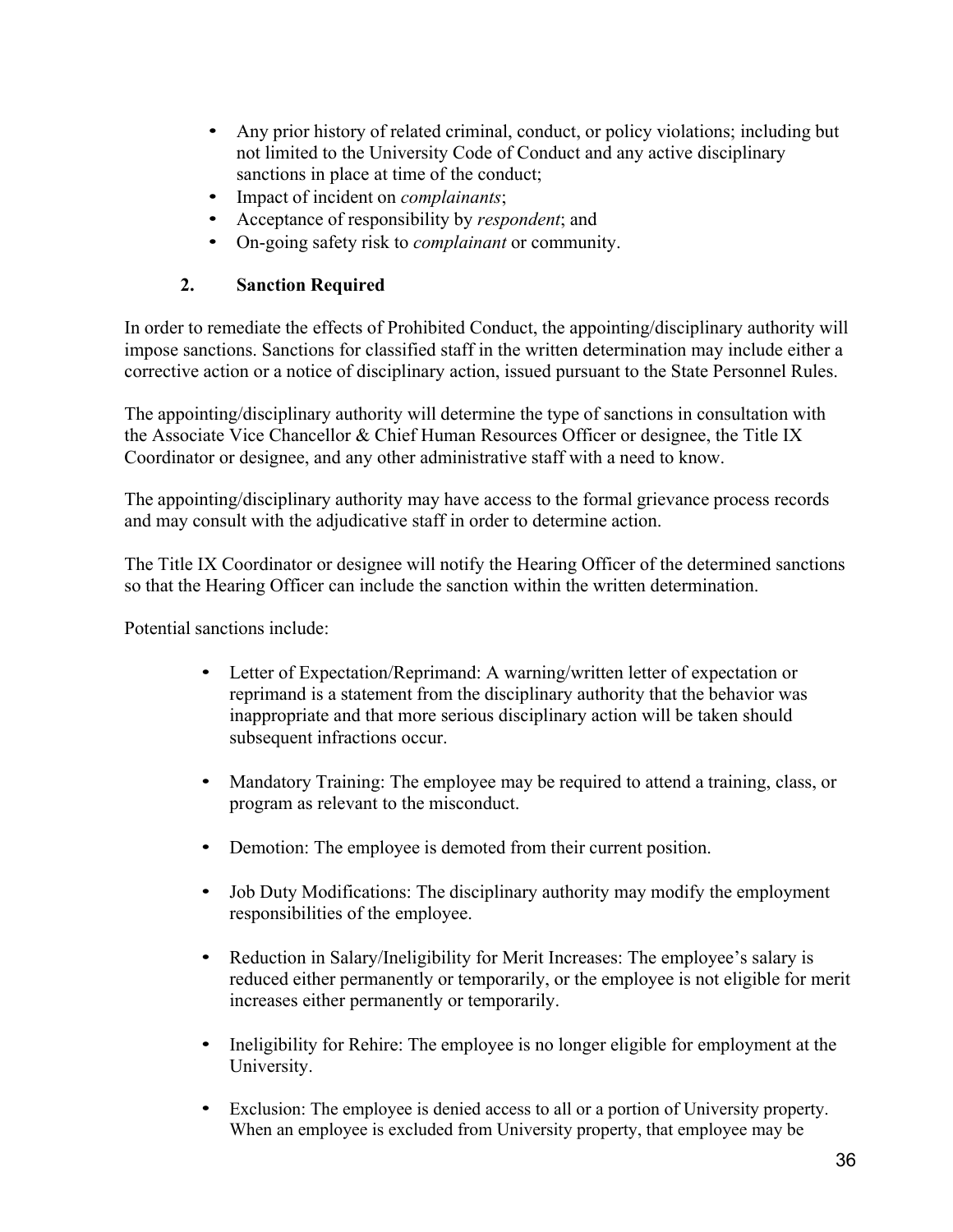- Any prior history of related criminal, conduct, or policy violations; including but not limited to the University Code of Conduct and any active disciplinary sanctions in place at time of the conduct;
- Impact of incident on *complainants*;
- Acceptance of responsibility by *respondent*; and
- On-going safety risk to *complainant* or community.

### 2. Sanction Required

In order to remediate the effects of Prohibited Conduct, the appointing/disciplinary authority will impose sanctions. Sanctions for classified staff in the written determination may include either a corrective action or a notice of disciplinary action, issued pursuant to the State Personnel Rules.

The appointing/disciplinary authority will determine the type of sanctions in consultation with the Associate Vice Chancellor & Chief Human Resources Officer or designee, the Title IX Coordinator or designee, and any other administrative staff with a need to know.

The appointing/disciplinary authority may have access to the formal grievance process records and may consult with the adjudicative staff in order to determine action.

The Title IX Coordinator or designee will notify the Hearing Officer of the determined sanctions so that the Hearing Officer can include the sanction within the written determination.

Potential sanctions include:

- Letter of Expectation/Reprimand: A warning/written letter of expectation or reprimand is a statement from the disciplinary authority that the behavior was inappropriate and that more serious disciplinary action will be taken should subsequent infractions occur.

- Mandatory Training: The employee may be required to attend a training, class, or program as relevant to the misconduct.

- Demotion: The employee is demoted from their current position.

- Job Duty Modifications: The disciplinary authority may modify the employment responsibilities of the employee.

- Reduction in Salary/Ineligibility for Merit Increases: The employee's salary is reduced either permanently or temporarily, or the employee is not eligible for merit increases either permanently or temporarily.

- Ineligibility for Rehire: The employee is no longer eligible for employment at the University.

- Exclusion: The employee is denied access to all or a portion of University property. When an employee is excluded from University property, that employee may be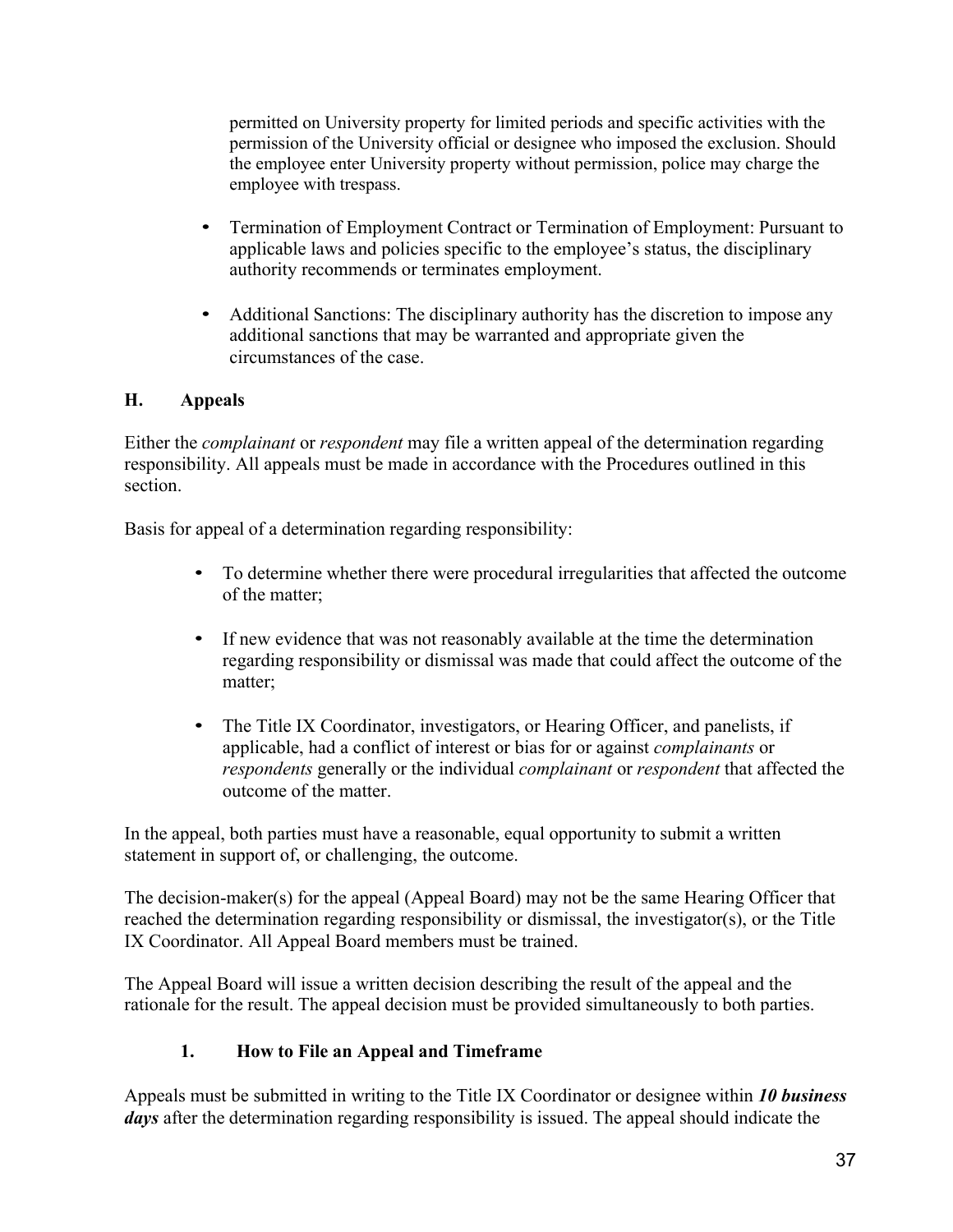permitted on University property for limited periods and specific activities with the permission of the University official or designee who imposed the exclusion. Should the employee enter University property without permission, police may charge the employee with trespass.

- Termination of Employment Contract or Termination of Employment: Pursuant to applicable laws and policies specific to the employee's status, the disciplinary authority recommends or terminates employment.
- Additional Sanctions: The disciplinary authority has the discretion to impose any additional sanctions that may be warranted and appropriate given the circumstances of the case.

## H. Appeals

Either the *complainant* or *respondent* may file a written appeal of the determination regarding responsibility. All appeals must be made in accordance with the Procedures outlined in this section.

Basis for appeal of a determination regarding responsibility:

- To determine whether there were procedural irregularities that affected the outcome of the matter;
- If new evidence that was not reasonably available at the time the determination regarding responsibility or dismissal was made that could affect the outcome of the matter;
- The Title IX Coordinator, investigators, or Hearing Officer, and panelists, if applicable, had a conflict of interest or bias for or against *complainants* or *respondents* generally or the individual *complainant* or *respondent* that affected the outcome of the matter.

In the appeal, both parties must have a reasonable, equal opportunity to submit a written statement in support of, or challenging, the outcome.

The decision-maker(s) for the appeal (Appeal Board) may not be the same Hearing Officer that reached the determination regarding responsibility or dismissal, the investigator(s), or the Title IX Coordinator. All Appeal Board members must be trained.

The Appeal Board will issue a written decision describing the result of the appeal and the rationale for the result. The appeal decision must be provided simultaneously to both parties.

### 1. How to File an Appeal and Timeframe

Appeals must be submitted in writing to the Title IX Coordinator or designee within ***10 business days*** after the determination regarding responsibility is issued. The appeal should indicate the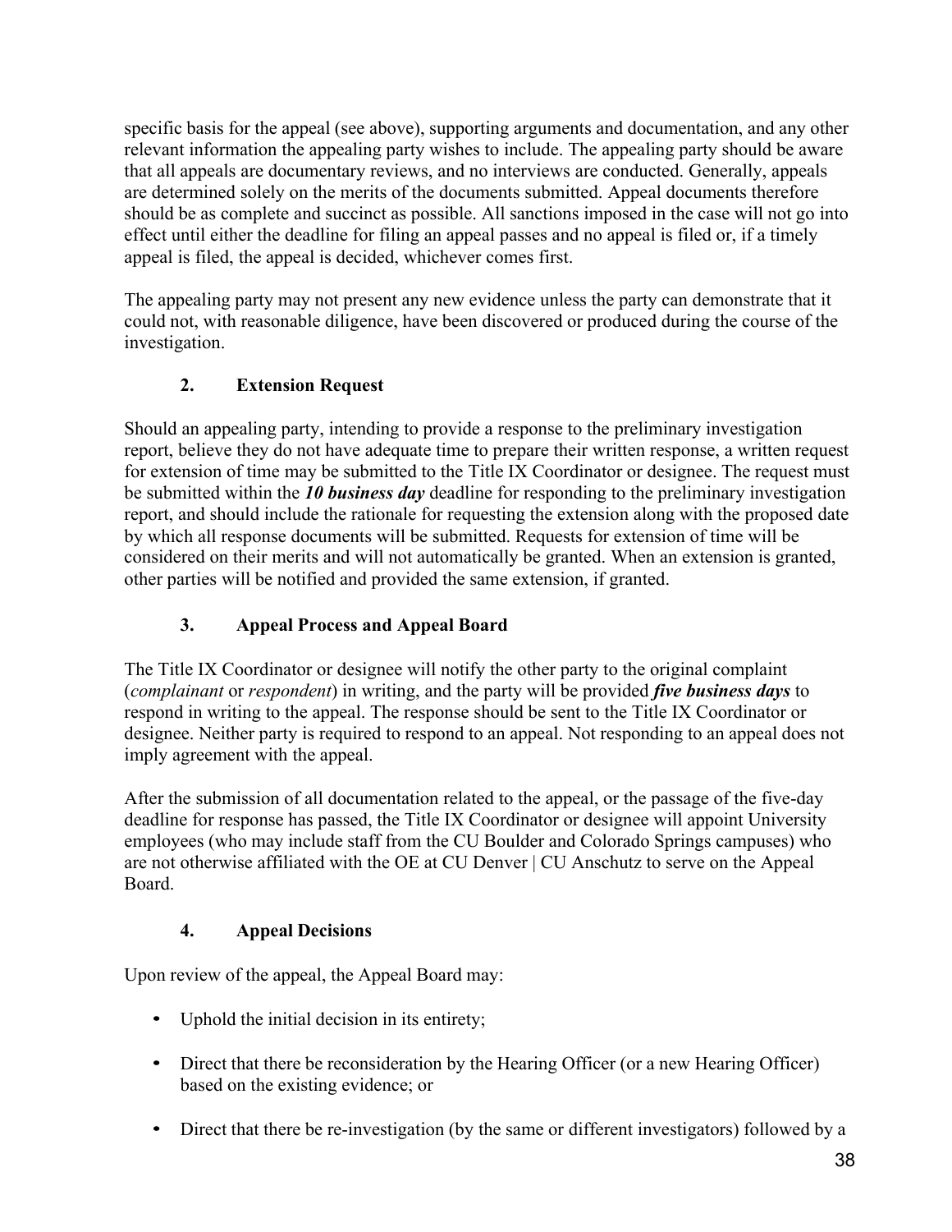specific basis for the appeal (see above), supporting arguments and documentation, and any other relevant information the appealing party wishes to include. The appealing party should be aware that all appeals are documentary reviews, and no interviews are conducted. Generally, appeals are determined solely on the merits of the documents submitted. Appeal documents therefore should be as complete and succinct as possible. All sanctions imposed in the case will not go into effect until either the deadline for filing an appeal passes and no appeal is filed or, if a timely appeal is filed, the appeal is decided, whichever comes first.

The appealing party may not present any new evidence unless the party can demonstrate that it could not, with reasonable diligence, have been discovered or produced during the course of the investigation.

### 2. Extension Request

Should an appealing party, intending to provide a response to the preliminary investigation report, believe they do not have adequate time to prepare their written response, a written request for extension of time may be submitted to the Title IX Coordinator or designee. The request must be submitted within the ***10 business day*** deadline for responding to the preliminary investigation report, and should include the rationale for requesting the extension along with the proposed date by which all response documents will be submitted. Requests for extension of time will be considered on their merits and will not automatically be granted. When an extension is granted, other parties will be notified and provided the same extension, if granted.

### 3. Appeal Process and Appeal Board

The Title IX Coordinator or designee will notify the other party to the original complaint (*complainant* or *respondent*) in writing, and the party will be provided ***five business days*** to respond in writing to the appeal. The response should be sent to the Title IX Coordinator or designee. Neither party is required to respond to an appeal. Not responding to an appeal does not imply agreement with the appeal.

After the submission of all documentation related to the appeal, or the passage of the five-day deadline for response has passed, the Title IX Coordinator or designee will appoint University employees (who may include staff from the CU Boulder and Colorado Springs campuses) who are not otherwise affiliated with the OE at CU Denver | CU Anschutz to serve on the Appeal Board.

### 4. Appeal Decisions

Upon review of the appeal, the Appeal Board may:

- Uphold the initial decision in its entirety;
- Direct that there be reconsideration by the Hearing Officer (or a new Hearing Officer) based on the existing evidence; or
- Direct that there be re-investigation (by the same or different investigators) followed by a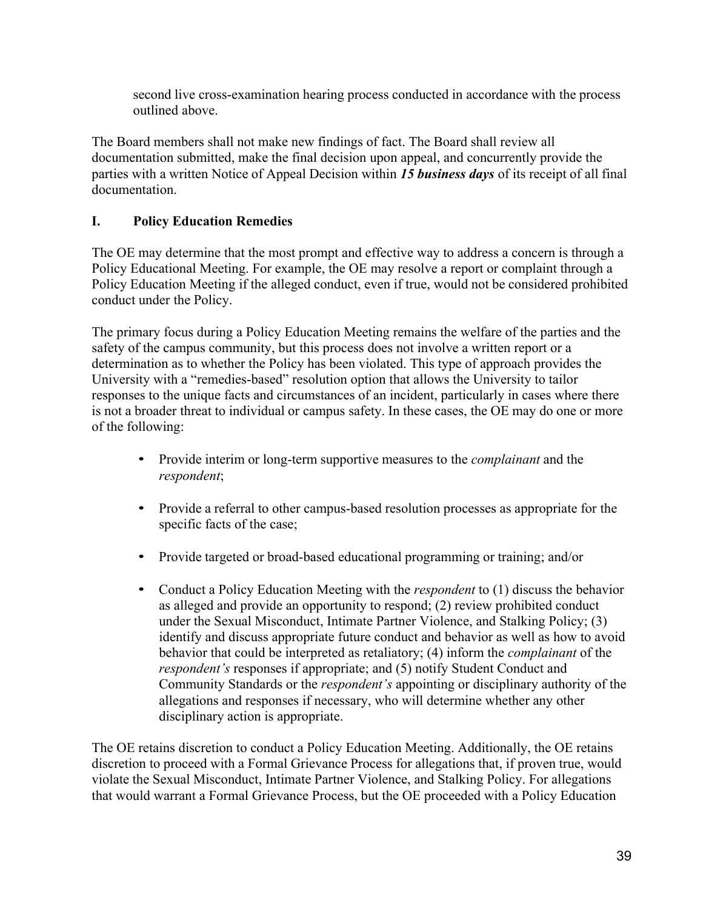second live cross-examination hearing process conducted in accordance with the process outlined above.

The Board members shall not make new findings of fact. The Board shall review all documentation submitted, make the final decision upon appeal, and concurrently provide the parties with a written Notice of Appeal Decision within ***15 business days*** of its receipt of all final documentation.

## I. Policy Education Remedies

The OE may determine that the most prompt and effective way to address a concern is through a Policy Educational Meeting. For example, the OE may resolve a report or complaint through a Policy Education Meeting if the alleged conduct, even if true, would not be considered prohibited conduct under the Policy.

The primary focus during a Policy Education Meeting remains the welfare of the parties and the safety of the campus community, but this process does not involve a written report or a determination as to whether the Policy has been violated. This type of approach provides the University with a "remedies-based" resolution option that allows the University to tailor responses to the unique facts and circumstances of an incident, particularly in cases where there is not a broader threat to individual or campus safety. In these cases, the OE may do one or more of the following:

- Provide interim or long-term supportive measures to the *complainant* and the *respondent*;
- Provide a referral to other campus-based resolution processes as appropriate for the specific facts of the case;
- Provide targeted or broad-based educational programming or training; and/or
- Conduct a Policy Education Meeting with the *respondent* to (1) discuss the behavior as alleged and provide an opportunity to respond; (2) review prohibited conduct under the Sexual Misconduct, Intimate Partner Violence, and Stalking Policy; (3) identify and discuss appropriate future conduct and behavior as well as how to avoid behavior that could be interpreted as retaliatory; (4) inform the *complainant* of the *respondent's* responses if appropriate; and (5) notify Student Conduct and Community Standards or the *respondent's* appointing or disciplinary authority of the allegations and responses if necessary, who will determine whether any other disciplinary action is appropriate.

The OE retains discretion to conduct a Policy Education Meeting. Additionally, the OE retains discretion to proceed with a Formal Grievance Process for allegations that, if proven true, would violate the Sexual Misconduct, Intimate Partner Violence, and Stalking Policy. For allegations that would warrant a Formal Grievance Process, but the OE proceeded with a Policy Education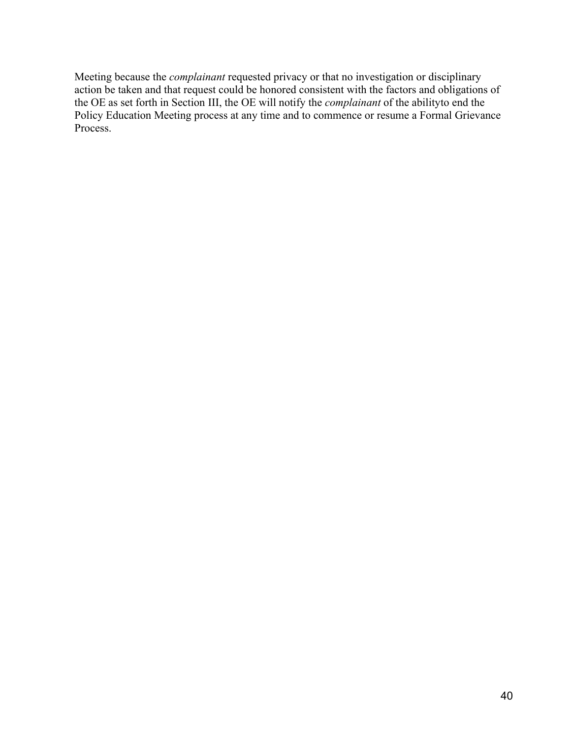Meeting because the *complainant* requested privacy or that no investigation or disciplinary action be taken and that request could be honored consistent with the factors and obligations of the OE as set forth in Section III, the OE will notify the *complainant* of the abilityto end the Policy Education Meeting process at any time and to commence or resume a Formal Grievance Process.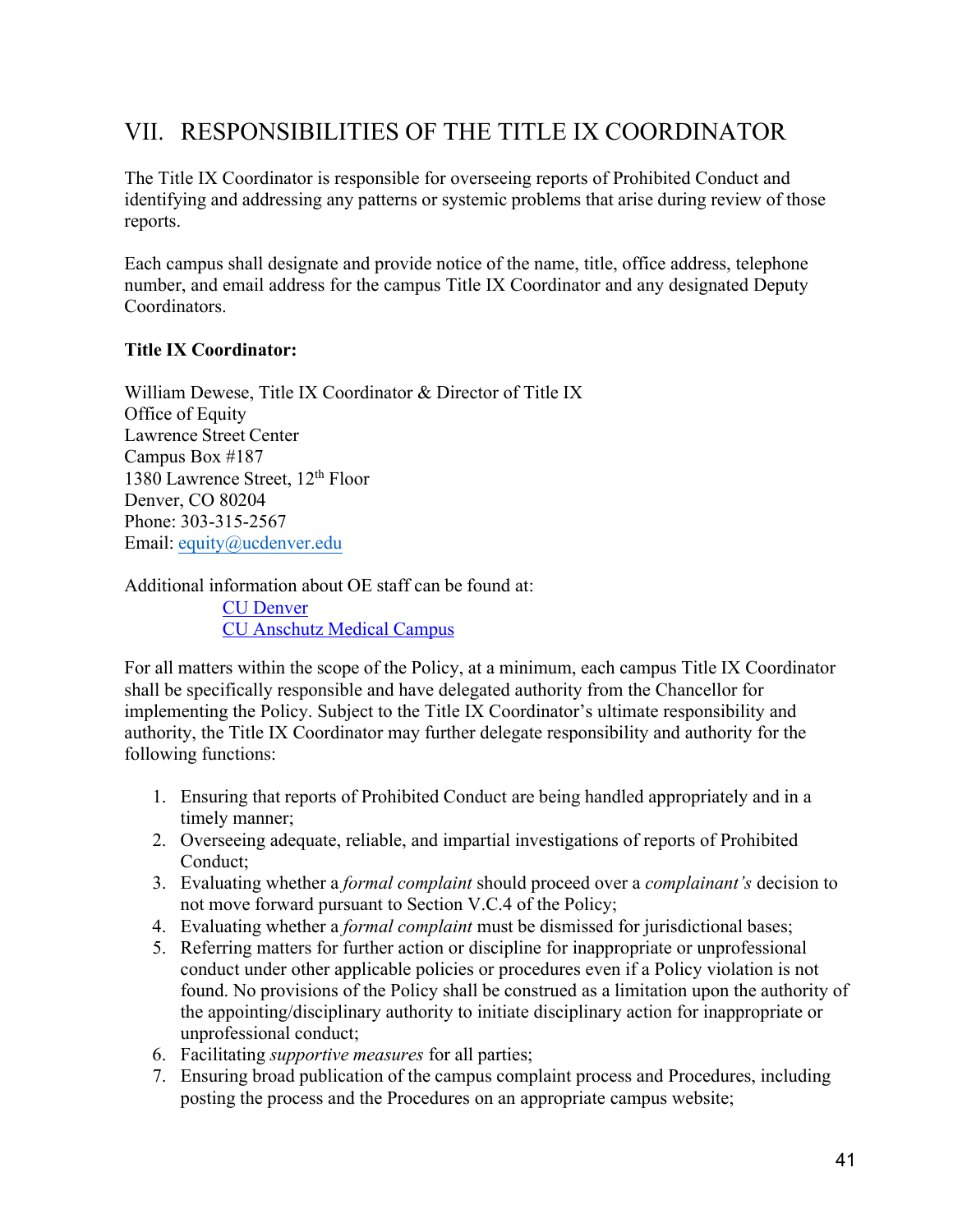## VII. RESPONSIBILITIES OF THE TITLE IX COORDINATOR

The Title IX Coordinator is responsible for overseeing reports of Prohibited Conduct and identifying and addressing any patterns or systemic problems that arise during review of those reports.

Each campus shall designate and provide notice of the name, title, office address, telephone number, and email address for the campus Title IX Coordinator and any designated Deputy Coordinators.

**Title IX Coordinator:**

William Dewese, Title IX Coordinator & Director of Title IX
Office of Equity
Lawrence Street Center
Campus Box #187
1380 Lawrence Street, 12th Floor
Denver, CO 80204
Phone: 303-315-2567
Email: equity@ucdenver.edu

Additional information about OE staff can be found at:

CU Denver
CU Anschutz Medical Campus

For all matters within the scope of the Policy, at a minimum, each campus Title IX Coordinator shall be specifically responsible and have delegated authority from the Chancellor for implementing the Policy. Subject to the Title IX Coordinator's ultimate responsibility and authority, the Title IX Coordinator may further delegate responsibility and authority for the following functions:

1. Ensuring that reports of Prohibited Conduct are being handled appropriately and in a timely manner;
2. Overseeing adequate, reliable, and impartial investigations of reports of Prohibited Conduct;
3. Evaluating whether a *formal complaint* should proceed over a *complainant's* decision to not move forward pursuant to Section V.C.4 of the Policy;
4. Evaluating whether a *formal complaint* must be dismissed for jurisdictional bases;
5. Referring matters for further action or discipline for inappropriate or unprofessional conduct under other applicable policies or procedures even if a Policy violation is not found. No provisions of the Policy shall be construed as a limitation upon the authority of the appointing/disciplinary authority to initiate disciplinary action for inappropriate or unprofessional conduct;
6. Facilitating *supportive measures* for all parties;
7. Ensuring broad publication of the campus complaint process and Procedures, including posting the process and the Procedures on an appropriate campus website;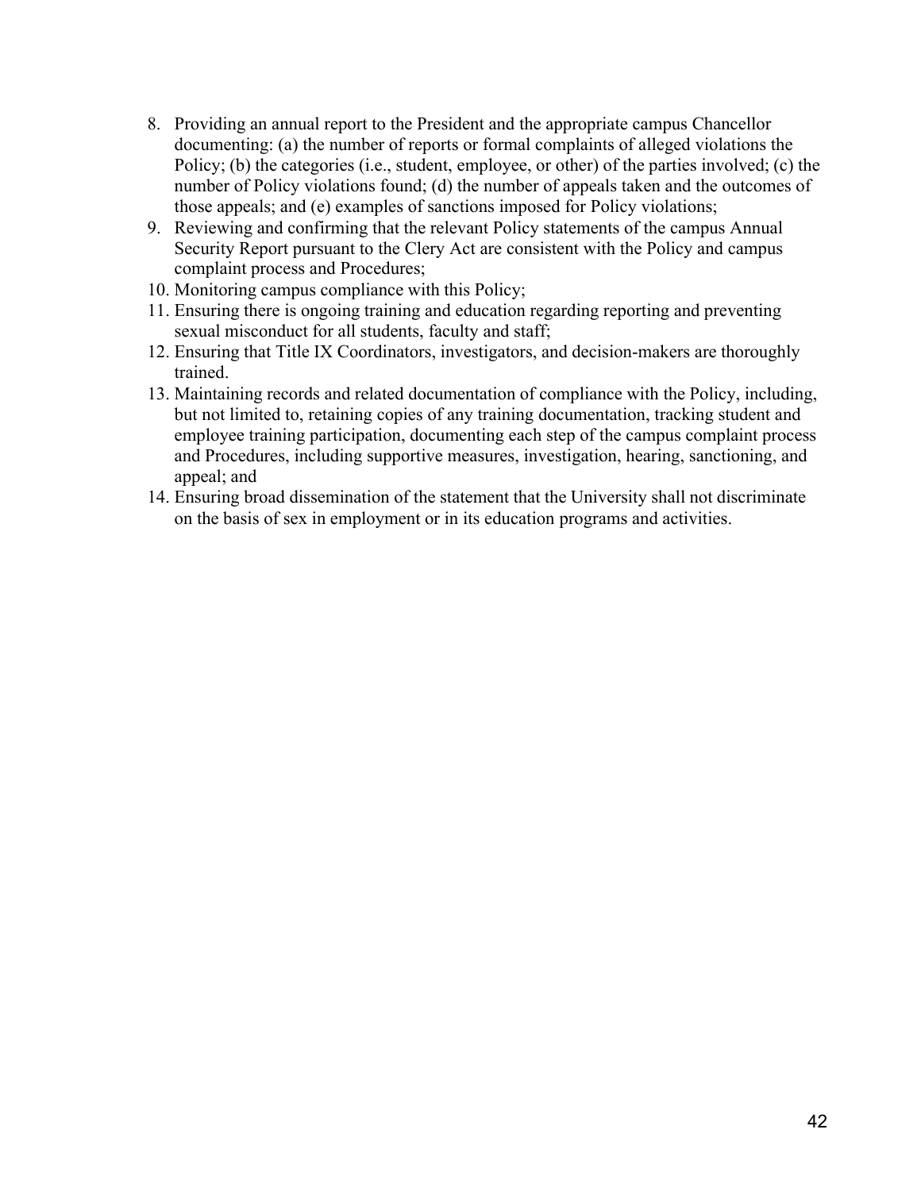8. Providing an annual report to the President and the appropriate campus Chancellor documenting: (a) the number of reports or formal complaints of alleged violations the Policy; (b) the categories (i.e., student, employee, or other) of the parties involved; (c) the number of Policy violations found; (d) the number of appeals taken and the outcomes of those appeals; and (e) examples of sanctions imposed for Policy violations;
9. Reviewing and confirming that the relevant Policy statements of the campus Annual Security Report pursuant to the Clery Act are consistent with the Policy and campus complaint process and Procedures;
10. Monitoring campus compliance with this Policy;
11. Ensuring there is ongoing training and education regarding reporting and preventing sexual misconduct for all students, faculty and staff;
12. Ensuring that Title IX Coordinators, investigators, and decision-makers are thoroughly trained.
13. Maintaining records and related documentation of compliance with the Policy, including, but not limited to, retaining copies of any training documentation, tracking student and employee training participation, documenting each step of the campus complaint process and Procedures, including supportive measures, investigation, hearing, sanctioning, and appeal; and
14. Ensuring broad dissemination of the statement that the University shall not discriminate on the basis of sex in employment or in its education programs and activities.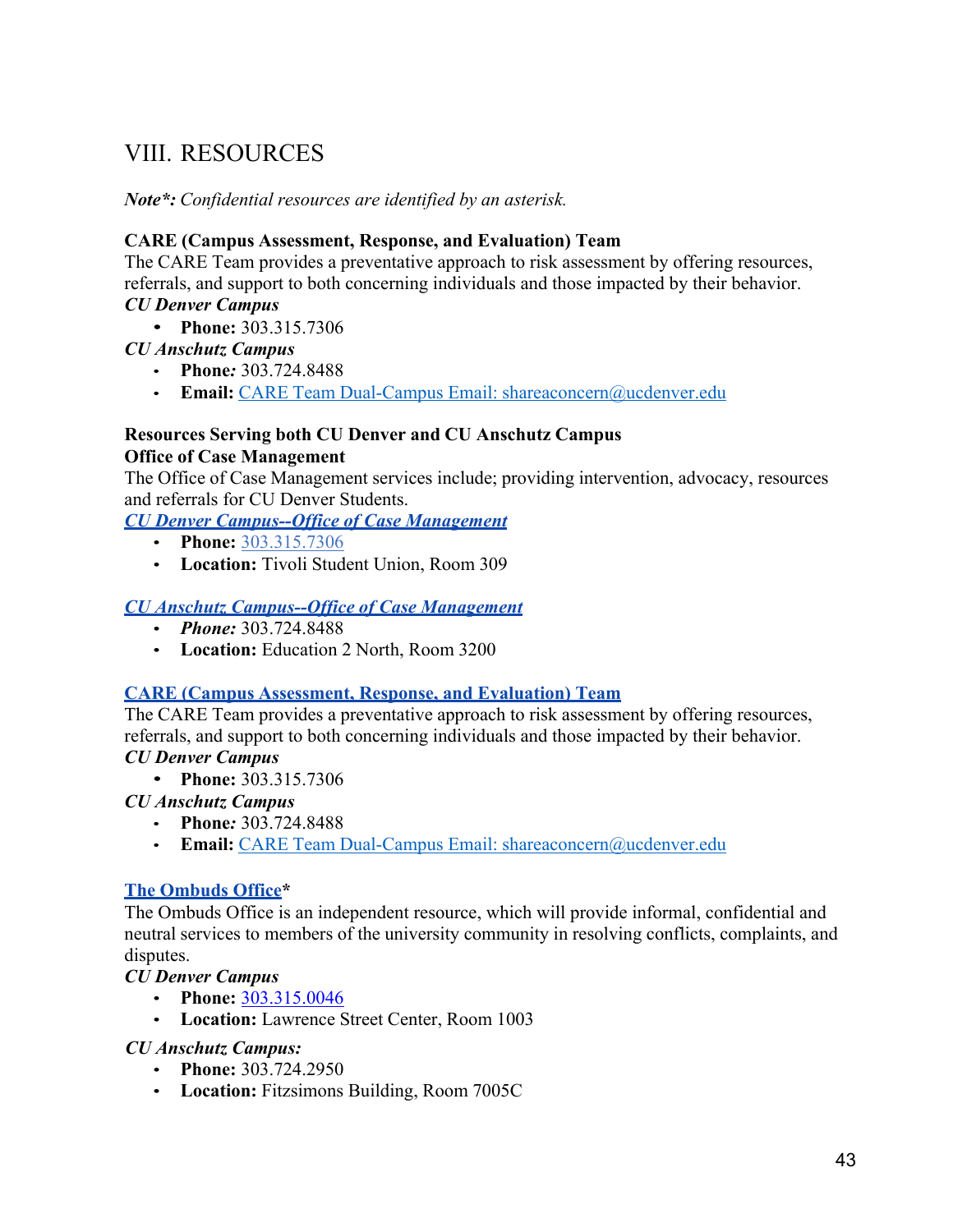# VIII. RESOURCES

***Note*:*** *Confidential resources are identified by an asterisk.*

**CARE (Campus Assessment, Response, and Evaluation) Team**
The CARE Team provides a preventative approach to risk assessment by offering resources, referrals, and support to both concerning individuals and those impacted by their behavior.

***CU Denver Campus***

- **Phone:** 303.315.7306

***CU Anschutz Campus***

- **Phone*:*** 303.724.8488
- **Email:** CARE Team Dual-Campus Email: shareaconcern@ucdenver.edu

**Resources Serving both CU Denver and CU Anschutz Campus**

**Office of Case Management**
The Office of Case Management services include; providing intervention, advocacy, resources and referrals for CU Denver Students.

***CU Denver Campus--Office of Case Management***

- **Phone:** 303.315.7306
- **Location:** Tivoli Student Union, Room 309

***CU Anschutz Campus--Office of Case Management***

- ***Phone:*** 303.724.8488
- **Location:** Education 2 North, Room 3200

**CARE (Campus Assessment, Response, and Evaluation) Team**
The CARE Team provides a preventative approach to risk assessment by offering resources, referrals, and support to both concerning individuals and those impacted by their behavior.

***CU Denver Campus***

- **Phone:** 303.315.7306

***CU Anschutz Campus***

- **Phone*:*** 303.724.8488
- **Email:** CARE Team Dual-Campus Email: shareaconcern@ucdenver.edu

**The Ombuds Office***
The Ombuds Office is an independent resource, which will provide informal, confidential and neutral services to members of the university community in resolving conflicts, complaints, and disputes.

***CU Denver Campus***

- **Phone:** 303.315.0046
- **Location:** Lawrence Street Center, Room 1003

***CU Anschutz Campus:***

- **Phone:** 303.724.2950
- **Location:** Fitzsimons Building, Room 7005C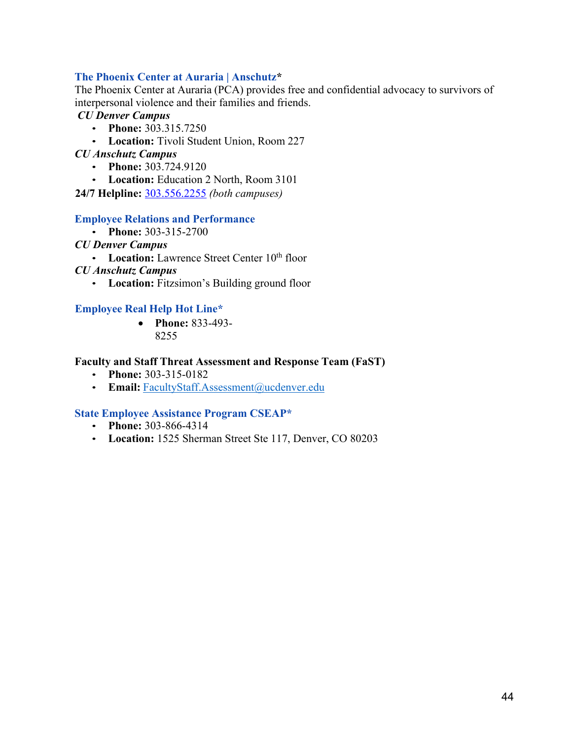### The Phoenix Center at Auraria | Anschutz*

The Phoenix Center at Auraria (PCA) provides free and confidential advocacy to survivors of interpersonal violence and their families and friends.

***CU Denver Campus***

- **Phone:** 303.315.7250
- **Location:** Tivoli Student Union, Room 227

***CU Anschutz Campus***

- **Phone:** 303.724.9120
- **Location:** Education 2 North, Room 3101

**24/7 Helpline:** 303.556.2255 *(both campuses)*

### Employee Relations and Performance

- **Phone:** 303-315-2700

***CU Denver Campus***

- **Location:** Lawrence Street Center 10th floor

***CU Anschutz Campus***

- **Location:** Fitzsimon's Building ground floor

### Employee Real Help Hot Line*

- **Phone:** 833-493-8255

### Faculty and Staff Threat Assessment and Response Team (FaST)

- **Phone:** 303-315-0182
- **Email:** FacultyStaff.Assessment@ucdenver.edu

### State Employee Assistance Program CSEAP*

- **Phone:** 303-866-4314
- **Location:** 1525 Sherman Street Ste 117, Denver, CO 80203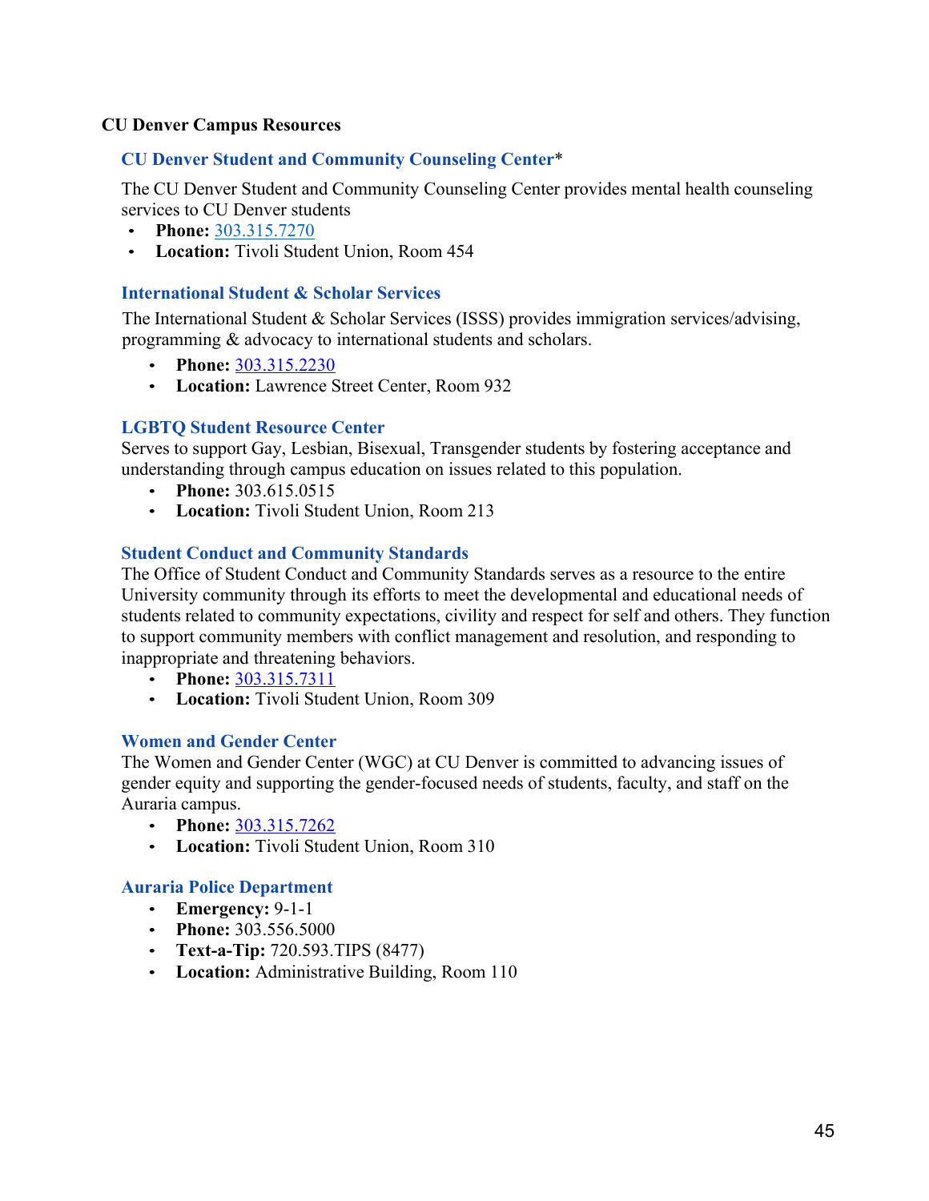**CU Denver Campus Resources**

### CU Denver Student and Community Counseling Center*

The CU Denver Student and Community Counseling Center provides mental health counseling services to CU Denver students

- **Phone:** 303.315.7270
- **Location:** Tivoli Student Union, Room 454

### International Student & Scholar Services

The International Student & Scholar Services (ISSS) provides immigration services/advising, programming & advocacy to international students and scholars.

- **Phone:** 303.315.2230
- **Location:** Lawrence Street Center, Room 932

### LGBTQ Student Resource Center

Serves to support Gay, Lesbian, Bisexual, Transgender students by fostering acceptance and understanding through campus education on issues related to this population.

- **Phone:** 303.615.0515
- **Location:** Tivoli Student Union, Room 213

### Student Conduct and Community Standards

The Office of Student Conduct and Community Standards serves as a resource to the entire University community through its efforts to meet the developmental and educational needs of students related to community expectations, civility and respect for self and others. They function to support community members with conflict management and resolution, and responding to inappropriate and threatening behaviors.

- **Phone:** 303.315.7311
- **Location:** Tivoli Student Union, Room 309

### Women and Gender Center

The Women and Gender Center (WGC) at CU Denver is committed to advancing issues of gender equity and supporting the gender-focused needs of students, faculty, and staff on the Auraria campus.

- **Phone:** 303.315.7262
- **Location:** Tivoli Student Union, Room 310

### Auraria Police Department

- **Emergency:** 9-1-1
- **Phone:** 303.556.5000
- **Text-a-Tip:** 720.593.TIPS (8477)
- **Location:** Administrative Building, Room 110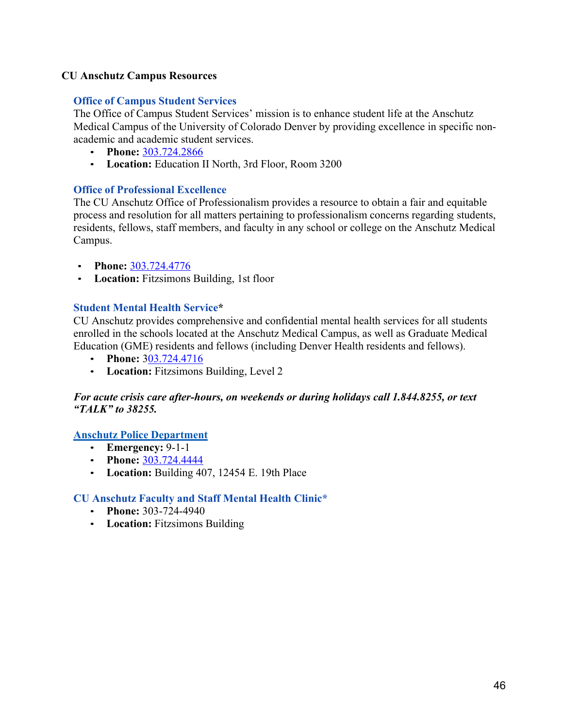**CU Anschutz Campus Resources**

### Office of Campus Student Services

The Office of Campus Student Services' mission is to enhance student life at the Anschutz Medical Campus of the University of Colorado Denver by providing excellence in specific non-academic and academic student services.

- **Phone:** 303.724.2866
- **Location:** Education II North, 3rd Floor, Room 3200

### Office of Professional Excellence

The CU Anschutz Office of Professionalism provides a resource to obtain a fair and equitable process and resolution for all matters pertaining to professionalism concerns regarding students, residents, fellows, staff members, and faculty in any school or college on the Anschutz Medical Campus.

- **Phone:** 303.724.4776
- **Location:** Fitzsimons Building, 1st floor

### Student Mental Health Service*

CU Anschutz provides comprehensive and confidential mental health services for all students enrolled in the schools located at the Anschutz Medical Campus, as well as Graduate Medical Education (GME) residents and fellows (including Denver Health residents and fellows).

- **Phone:** 303.724.4716
- **Location:** Fitzsimons Building, Level 2

***For acute crisis care after-hours, on weekends or during holidays call 1.844.8255, or text "TALK" to 38255.***

### Anschutz Police Department

- **Emergency:** 9-1-1
- **Phone:** 303.724.4444
- **Location:** Building 407, 12454 E. 19th Place

### CU Anschutz Faculty and Staff Mental Health Clinic*

- **Phone:** 303-724-4940
- **Location:** Fitzsimons Building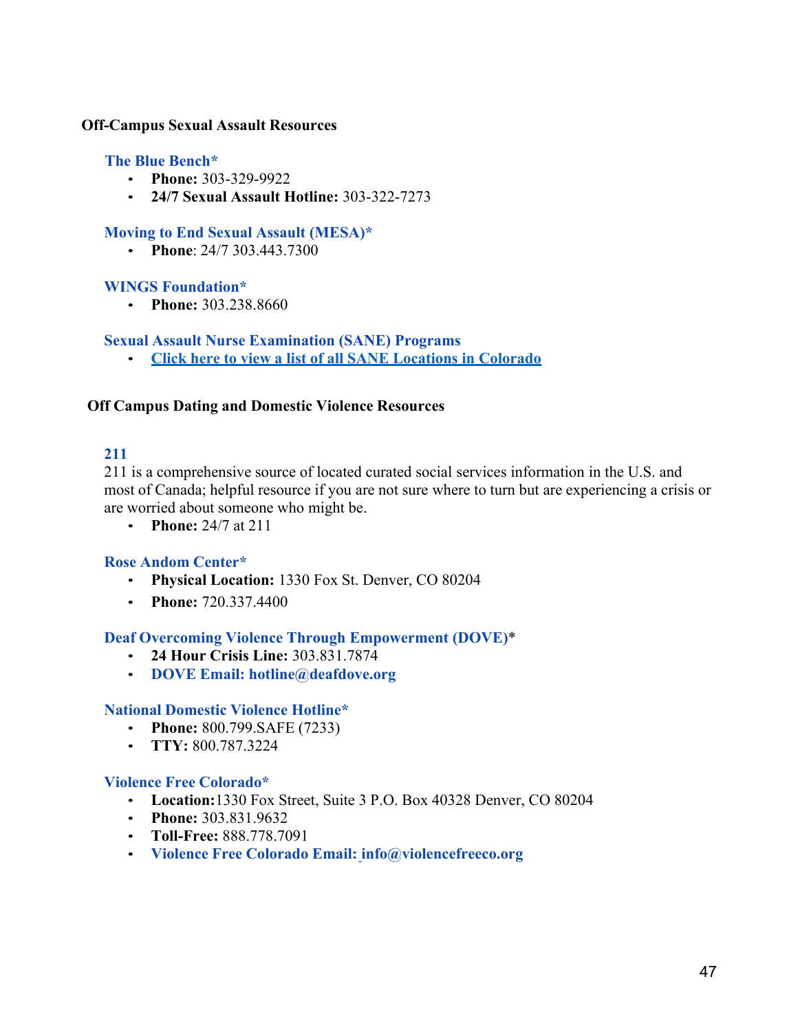## Off-Campus Sexual Assault Resources

### The Blue Bench*

- **Phone:** 303-329-9922
- **24/7 Sexual Assault Hotline:** 303-322-7273

### Moving to End Sexual Assault (MESA)*

- **Phone**: 24/7 303.443.7300

### WINGS Foundation*

- **Phone:** 303.238.8660

### Sexual Assault Nurse Examination (SANE) Programs

- Click here to view a list of all SANE Locations in Colorado

## Off Campus Dating and Domestic Violence Resources

### 211

211 is a comprehensive source of located curated social services information in the U.S. and most of Canada; helpful resource if you are not sure where to turn but are experiencing a crisis or are worried about someone who might be.

- **Phone:** 24/7 at 211

### Rose Andom Center*

- **Physical Location:** 1330 Fox St. Denver, CO 80204
- **Phone:** 720.337.4400

### Deaf Overcoming Violence Through Empowerment (DOVE)*

- **24 Hour Crisis Line:** 303.831.7874
- DOVE Email: hotline@deafdove.org

### National Domestic Violence Hotline*

- **Phone:** 800.799.SAFE (7233)
- **TTY:** 800.787.3224

### Violence Free Colorado*

- **Location:** 1330 Fox Street, Suite 3 P.O. Box 40328 Denver, CO 80204
- **Phone:** 303.831.9632
- **Toll-Free:** 888.778.7091
- Violence Free Colorado Email: info@violencefreeco.org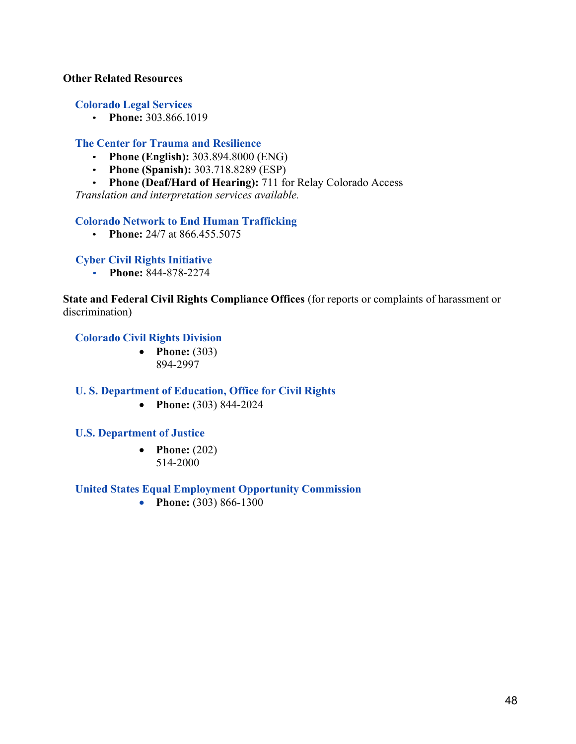**Other Related Resources**

### Colorado Legal Services

- **Phone:** 303.866.1019

### The Center for Trauma and Resilience

- **Phone (English):** 303.894.8000 (ENG)
- **Phone (Spanish):** 303.718.8289 (ESP)
- **Phone (Deaf/Hard of Hearing):** 711 for Relay Colorado Access

*Translation and interpretation services available.*

### Colorado Network to End Human Trafficking

- **Phone:** 24/7 at 866.455.5075

### Cyber Civil Rights Initiative

- **Phone:** 844-878-2274

**State and Federal Civil Rights Compliance Offices** (for reports or complaints of harassment or discrimination)

### Colorado Civil Rights Division

- **Phone:** (303) 894-2997

### U. S. Department of Education, Office for Civil Rights

- **Phone:** (303) 844-2024

### U.S. Department of Justice

- **Phone:** (202) 514-2000

### United States Equal Employment Opportunity Commission

- **Phone:** (303) 866-1300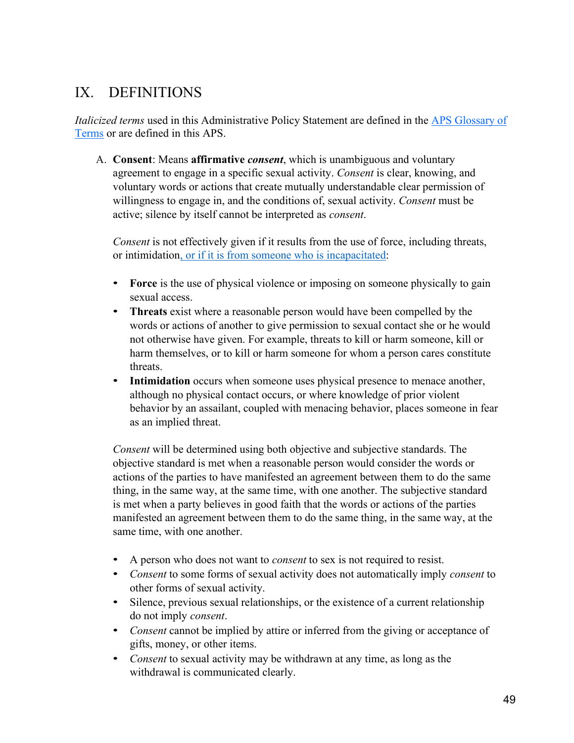# IX. DEFINITIONS

*Italicized terms* used in this Administrative Policy Statement are defined in the [APS Glossary of Terms] or are defined in this APS.

A. **Consent**: Means **affirmative** ***consent***, which is unambiguous and voluntary agreement to engage in a specific sexual activity. *Consent* is clear, knowing, and voluntary words or actions that create mutually understandable clear permission of willingness to engage in, and the conditions of, sexual activity. *Consent* must be active; silence by itself cannot be interpreted as *consent*.

   *Consent* is not effectively given if it results from the use of force, including threats, or intimidation[, or if it is from someone who is incapacitated]:

   - **Force** is the use of physical violence or imposing on someone physically to gain sexual access.
   - **Threats** exist where a reasonable person would have been compelled by the words or actions of another to give permission to sexual contact she or he would not otherwise have given. For example, threats to kill or harm someone, kill or harm themselves, or to kill or harm someone for whom a person cares constitute threats.
   - **Intimidation** occurs when someone uses physical presence to menace another, although no physical contact occurs, or where knowledge of prior violent behavior by an assailant, coupled with menacing behavior, places someone in fear as an implied threat.

   *Consent* will be determined using both objective and subjective standards. The objective standard is met when a reasonable person would consider the words or actions of the parties to have manifested an agreement between them to do the same thing, in the same way, at the same time, with one another. The subjective standard is met when a party believes in good faith that the words or actions of the parties manifested an agreement between them to do the same thing, in the same way, at the same time, with one another.

   - A person who does not want to *consent* to sex is not required to resist.
   - *Consent* to some forms of sexual activity does not automatically imply *consent* to other forms of sexual activity.
   - Silence, previous sexual relationships, or the existence of a current relationship do not imply *consent*.
   - *Consent* cannot be implied by attire or inferred from the giving or acceptance of gifts, money, or other items.
   - *Consent* to sexual activity may be withdrawn at any time, as long as the withdrawal is communicated clearly.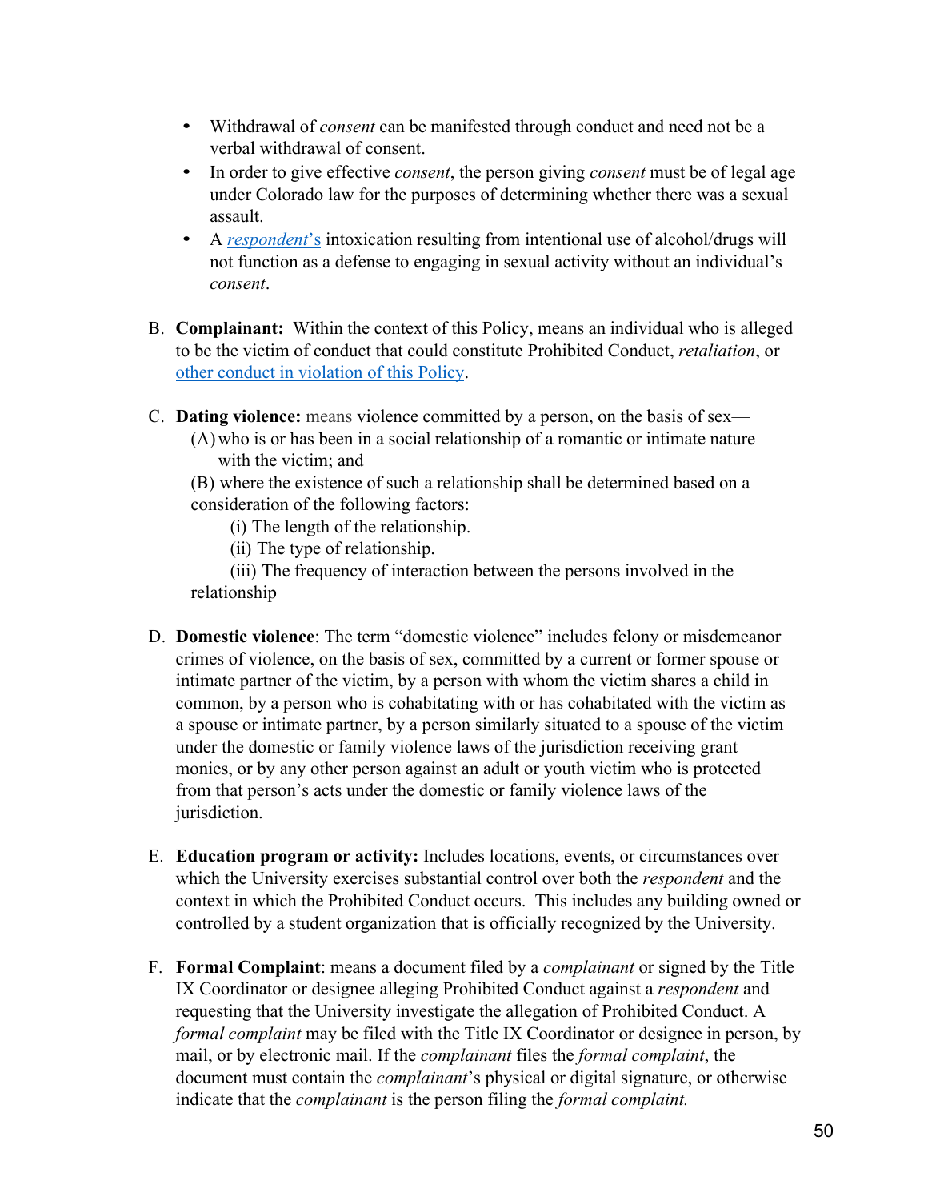- Withdrawal of *consent* can be manifested through conduct and need not be a verbal withdrawal of consent.
- In order to give effective *consent*, the person giving *consent* must be of legal age under Colorado law for the purposes of determining whether there was a sexual assault.
- A *respondent*'s intoxication resulting from intentional use of alcohol/drugs will not function as a defense to engaging in sexual activity without an individual's *consent*.

B. **Complainant:** Within the context of this Policy, means an individual who is alleged to be the victim of conduct that could constitute Prohibited Conduct, *retaliation*, or other conduct in violation of this Policy.

C. **Dating violence:** means violence committed by a person, on the basis of sex—
   (A) who is or has been in a social relationship of a romantic or intimate nature with the victim; and
   (B) where the existence of such a relationship shall be determined based on a consideration of the following factors:
      (i) The length of the relationship.
      (ii) The type of relationship.
      (iii) The frequency of interaction between the persons involved in the relationship

D. **Domestic violence**: The term "domestic violence" includes felony or misdemeanor crimes of violence, on the basis of sex, committed by a current or former spouse or intimate partner of the victim, by a person with whom the victim shares a child in common, by a person who is cohabitating with or has cohabitated with the victim as a spouse or intimate partner, by a person similarly situated to a spouse of the victim under the domestic or family violence laws of the jurisdiction receiving grant monies, or by any other person against an adult or youth victim who is protected from that person's acts under the domestic or family violence laws of the jurisdiction.

E. **Education program or activity:** Includes locations, events, or circumstances over which the University exercises substantial control over both the *respondent* and the context in which the Prohibited Conduct occurs. This includes any building owned or controlled by a student organization that is officially recognized by the University.

F. **Formal Complaint**: means a document filed by a *complainant* or signed by the Title IX Coordinator or designee alleging Prohibited Conduct against a *respondent* and requesting that the University investigate the allegation of Prohibited Conduct. A *formal complaint* may be filed with the Title IX Coordinator or designee in person, by mail, or by electronic mail. If the *complainant* files the *formal complaint*, the document must contain the *complainant*'s physical or digital signature, or otherwise indicate that the *complainant* is the person filing the *formal complaint.*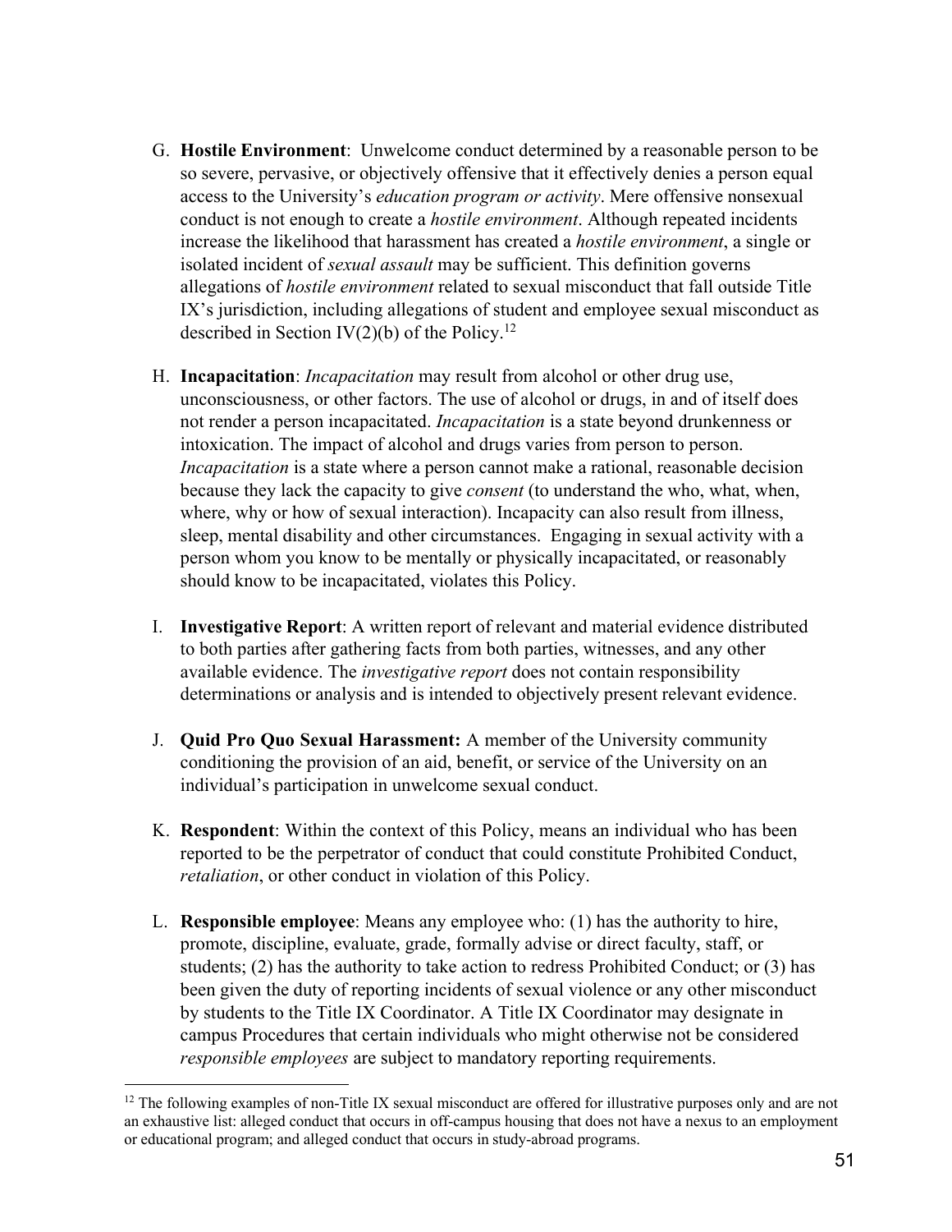G. **Hostile Environment**: Unwelcome conduct determined by a reasonable person to be so severe, pervasive, or objectively offensive that it effectively denies a person equal access to the University's *education program or activity*. Mere offensive nonsexual conduct is not enough to create a *hostile environment*. Although repeated incidents increase the likelihood that harassment has created a *hostile environment*, a single or isolated incident of *sexual assault* may be sufficient. This definition governs allegations of *hostile environment* related to sexual misconduct that fall outside Title IX's jurisdiction, including allegations of student and employee sexual misconduct as described in Section IV(2)(b) of the Policy.[12]

H. **Incapacitation**: *Incapacitation* may result from alcohol or other drug use, unconsciousness, or other factors. The use of alcohol or drugs, in and of itself does not render a person incapacitated. *Incapacitation* is a state beyond drunkenness or intoxication. The impact of alcohol and drugs varies from person to person. *Incapacitation* is a state where a person cannot make a rational, reasonable decision because they lack the capacity to give *consent* (to understand the who, what, when, where, why or how of sexual interaction). Incapacity can also result from illness, sleep, mental disability and other circumstances. Engaging in sexual activity with a person whom you know to be mentally or physically incapacitated, or reasonably should know to be incapacitated, violates this Policy.

I. **Investigative Report**: A written report of relevant and material evidence distributed to both parties after gathering facts from both parties, witnesses, and any other available evidence. The *investigative report* does not contain responsibility determinations or analysis and is intended to objectively present relevant evidence.

J. **Quid Pro Quo Sexual Harassment:** A member of the University community conditioning the provision of an aid, benefit, or service of the University on an individual's participation in unwelcome sexual conduct.

K. **Respondent**: Within the context of this Policy, means an individual who has been reported to be the perpetrator of conduct that could constitute Prohibited Conduct, *retaliation*, or other conduct in violation of this Policy.

L. **Responsible employee**: Means any employee who: (1) has the authority to hire, promote, discipline, evaluate, grade, formally advise or direct faculty, staff, or students; (2) has the authority to take action to redress Prohibited Conduct; or (3) has been given the duty of reporting incidents of sexual violence or any other misconduct by students to the Title IX Coordinator. A Title IX Coordinator may designate in campus Procedures that certain individuals who might otherwise not be considered *responsible employees* are subject to mandatory reporting requirements.

---

[12] The following examples of non-Title IX sexual misconduct are offered for illustrative purposes only and are not an exhaustive list: alleged conduct that occurs in off-campus housing that does not have a nexus to an employment or educational program; and alleged conduct that occurs in study-abroad programs.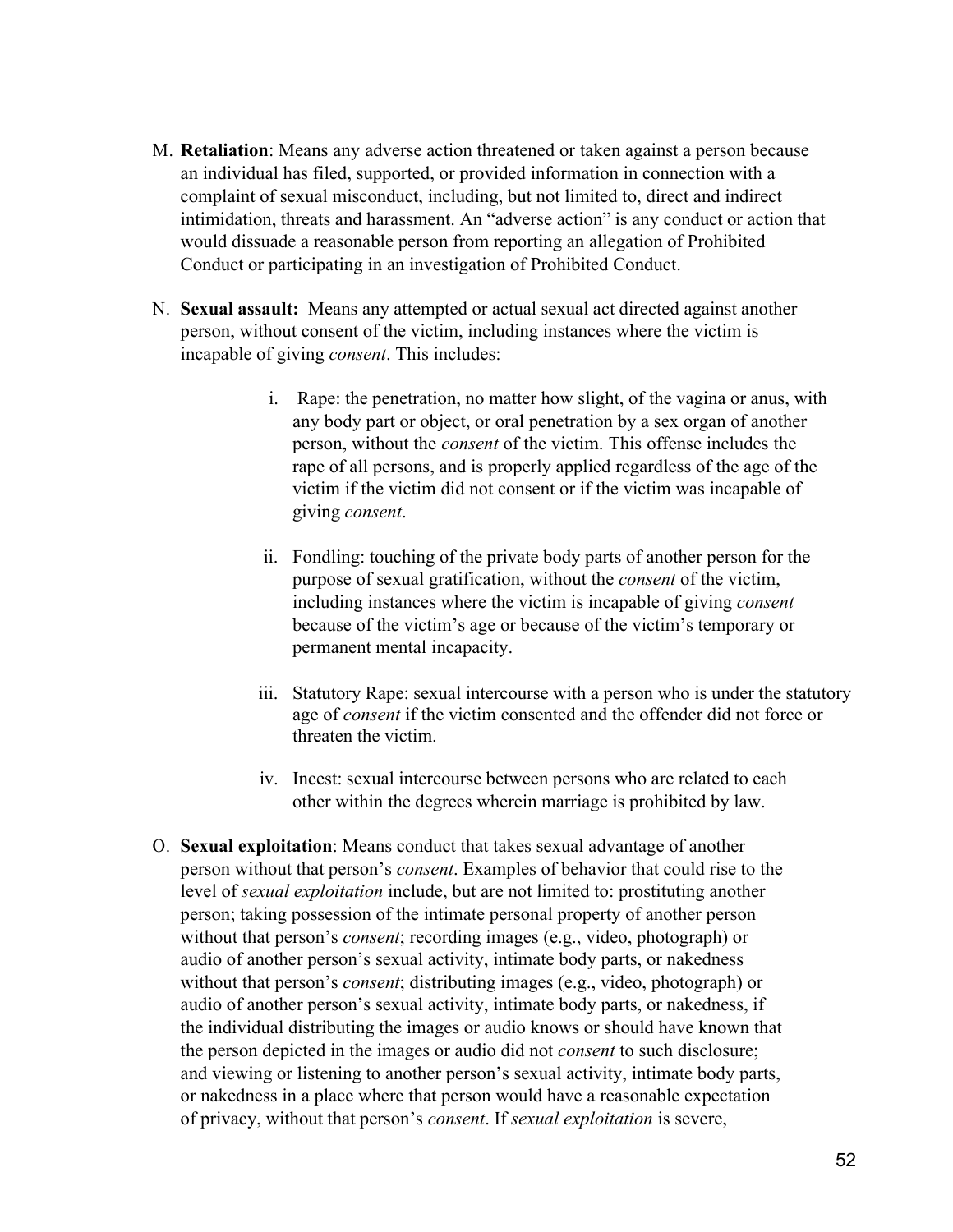M. **Retaliation**: Means any adverse action threatened or taken against a person because an individual has filed, supported, or provided information in connection with a complaint of sexual misconduct, including, but not limited to, direct and indirect intimidation, threats and harassment. An "adverse action" is any conduct or action that would dissuade a reasonable person from reporting an allegation of Prohibited Conduct or participating in an investigation of Prohibited Conduct.

N. **Sexual assault:** Means any attempted or actual sexual act directed against another person, without consent of the victim, including instances where the victim is incapable of giving *consent*. This includes:

   i. Rape: the penetration, no matter how slight, of the vagina or anus, with any body part or object, or oral penetration by a sex organ of another person, without the *consent* of the victim. This offense includes the rape of all persons, and is properly applied regardless of the age of the victim if the victim did not consent or if the victim was incapable of giving *consent*.

   ii. Fondling: touching of the private body parts of another person for the purpose of sexual gratification, without the *consent* of the victim, including instances where the victim is incapable of giving *consent* because of the victim's age or because of the victim's temporary or permanent mental incapacity.

   iii. Statutory Rape: sexual intercourse with a person who is under the statutory age of *consent* if the victim consented and the offender did not force or threaten the victim.

   iv. Incest: sexual intercourse between persons who are related to each other within the degrees wherein marriage is prohibited by law.

O. **Sexual exploitation**: Means conduct that takes sexual advantage of another person without that person's *consent*. Examples of behavior that could rise to the level of *sexual exploitation* include, but are not limited to: prostituting another person; taking possession of the intimate personal property of another person without that person's *consent*; recording images (e.g., video, photograph) or audio of another person's sexual activity, intimate body parts, or nakedness without that person's *consent*; distributing images (e.g., video, photograph) or audio of another person's sexual activity, intimate body parts, or nakedness, if the individual distributing the images or audio knows or should have known that the person depicted in the images or audio did not *consent* to such disclosure; and viewing or listening to another person's sexual activity, intimate body parts, or nakedness in a place where that person would have a reasonable expectation of privacy, without that person's *consent*. If *sexual exploitation* is severe,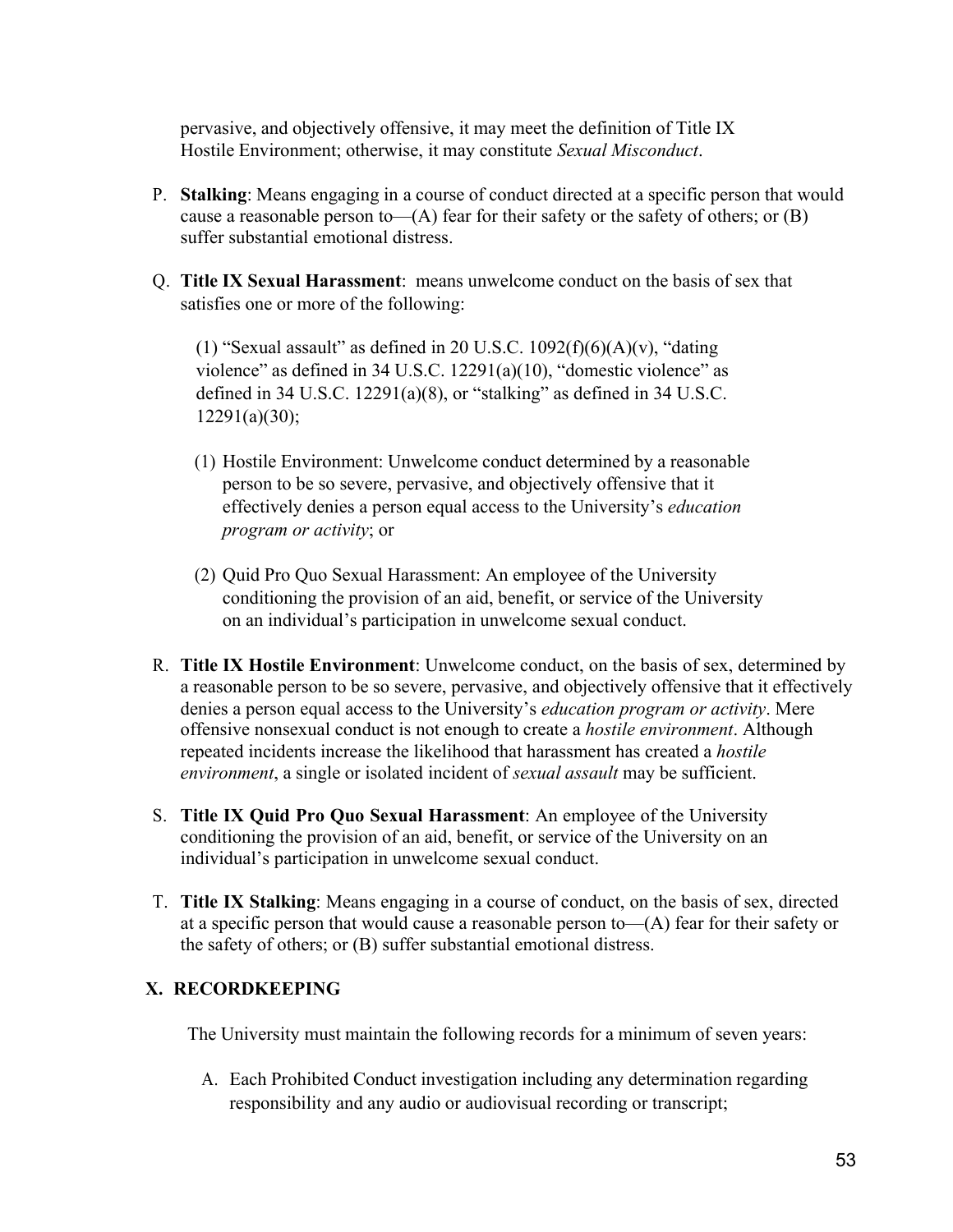pervasive, and objectively offensive, it may meet the definition of Title IX Hostile Environment; otherwise, it may constitute *Sexual Misconduct*.

P. **Stalking**: Means engaging in a course of conduct directed at a specific person that would cause a reasonable person to—(A) fear for their safety or the safety of others; or (B) suffer substantial emotional distress.

Q. **Title IX Sexual Harassment**: means unwelcome conduct on the basis of sex that satisfies one or more of the following:

   (1) "Sexual assault" as defined in 20 U.S.C. 1092(f)(6)(A)(v), "dating violence" as defined in 34 U.S.C. 12291(a)(10), "domestic violence" as defined in 34 U.S.C. 12291(a)(8), or "stalking" as defined in 34 U.S.C. 12291(a)(30);

   (1) Hostile Environment: Unwelcome conduct determined by a reasonable person to be so severe, pervasive, and objectively offensive that it effectively denies a person equal access to the University's *education program or activity*; or

   (2) Quid Pro Quo Sexual Harassment: An employee of the University conditioning the provision of an aid, benefit, or service of the University on an individual's participation in unwelcome sexual conduct.

R. **Title IX Hostile Environment**: Unwelcome conduct, on the basis of sex, determined by a reasonable person to be so severe, pervasive, and objectively offensive that it effectively denies a person equal access to the University's *education program or activity*. Mere offensive nonsexual conduct is not enough to create a *hostile environment*. Although repeated incidents increase the likelihood that harassment has created a *hostile environment*, a single or isolated incident of *sexual assault* may be sufficient.

S. **Title IX Quid Pro Quo Sexual Harassment**: An employee of the University conditioning the provision of an aid, benefit, or service of the University on an individual's participation in unwelcome sexual conduct.

T. **Title IX Stalking**: Means engaging in a course of conduct, on the basis of sex, directed at a specific person that would cause a reasonable person to—(A) fear for their safety or the safety of others; or (B) suffer substantial emotional distress.

## X. RECORDKEEPING

The University must maintain the following records for a minimum of seven years:

A. Each Prohibited Conduct investigation including any determination regarding responsibility and any audio or audiovisual recording or transcript;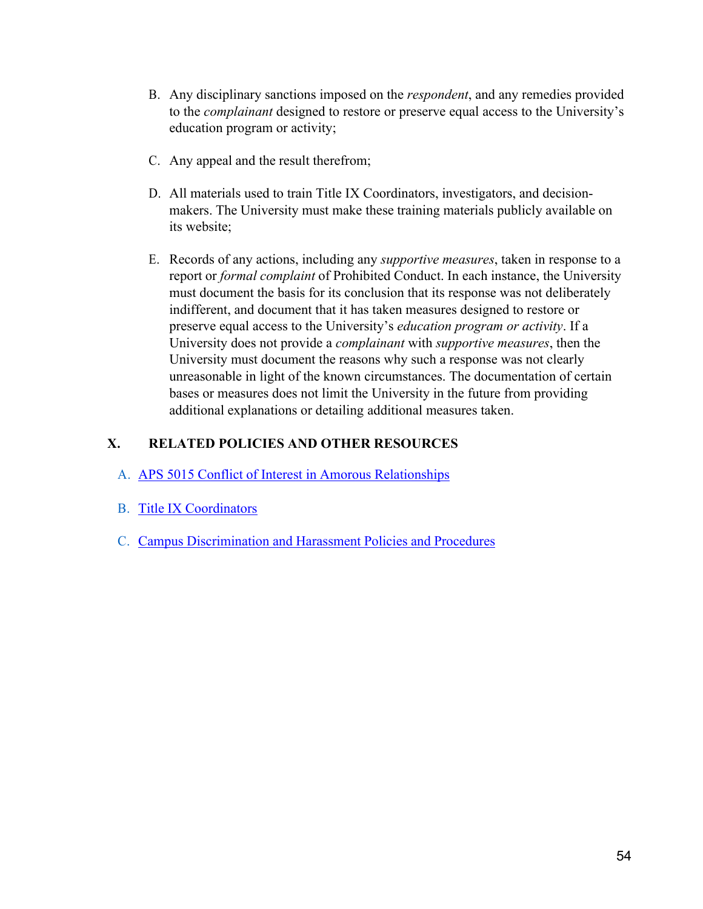B. Any disciplinary sanctions imposed on the *respondent*, and any remedies provided to the *complainant* designed to restore or preserve equal access to the University's education program or activity;

C. Any appeal and the result therefrom;

D. All materials used to train Title IX Coordinators, investigators, and decision-makers. The University must make these training materials publicly available on its website;

E. Records of any actions, including any *supportive measures*, taken in response to a report or *formal complaint* of Prohibited Conduct. In each instance, the University must document the basis for its conclusion that its response was not deliberately indifferent, and document that it has taken measures designed to restore or preserve equal access to the University's *education program or activity*. If a University does not provide a *complainant* with *supportive measures*, then the University must document the reasons why such a response was not clearly unreasonable in light of the known circumstances. The documentation of certain bases or measures does not limit the University in the future from providing additional explanations or detailing additional measures taken.

## X. RELATED POLICIES AND OTHER RESOURCES

A. APS 5015 Conflict of Interest in Amorous Relationships

B. Title IX Coordinators

C. Campus Discrimination and Harassment Policies and Procedures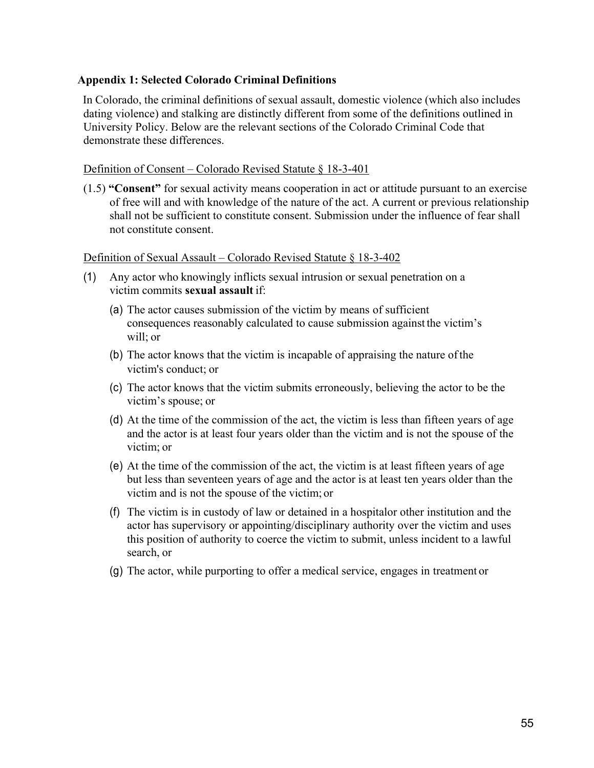### Appendix 1: Selected Colorado Criminal Definitions

In Colorado, the criminal definitions of sexual assault, domestic violence (which also includes dating violence) and stalking are distinctly different from some of the definitions outlined in University Policy. Below are the relevant sections of the Colorado Criminal Code that demonstrate these differences.

<u>Definition of Consent – Colorado Revised Statute § 18-3-401</u>

(1.5) **"Consent"** for sexual activity means cooperation in act or attitude pursuant to an exercise of free will and with knowledge of the nature of the act. A current or previous relationship shall not be sufficient to constitute consent. Submission under the influence of fear shall not constitute consent.

<u>Definition of Sexual Assault – Colorado Revised Statute § 18-3-402</u>

(1) Any actor who knowingly inflicts sexual intrusion or sexual penetration on a victim commits **sexual assault** if:

  (a) The actor causes submission of the victim by means of sufficient consequences reasonably calculated to cause submission against the victim's will; or

  (b) The actor knows that the victim is incapable of appraising the nature of the victim's conduct; or

  (c) The actor knows that the victim submits erroneously, believing the actor to be the victim's spouse; or

  (d) At the time of the commission of the act, the victim is less than fifteen years of age and the actor is at least four years older than the victim and is not the spouse of the victim; or

  (e) At the time of the commission of the act, the victim is at least fifteen years of age but less than seventeen years of age and the actor is at least ten years older than the victim and is not the spouse of the victim; or

  (f) The victim is in custody of law or detained in a hospitalor other institution and the actor has supervisory or appointing/disciplinary authority over the victim and uses this position of authority to coerce the victim to submit, unless incident to a lawful search, or

  (g) The actor, while purporting to offer a medical service, engages in treatment or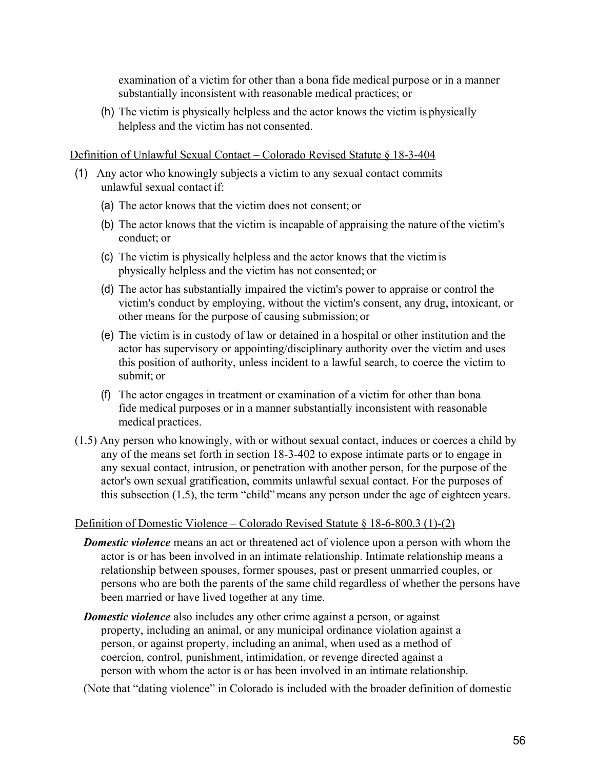examination of a victim for other than a bona fide medical purpose or in a manner substantially inconsistent with reasonable medical practices; or

(h) The victim is physically helpless and the actor knows the victim is physically helpless and the victim has not consented.

<u>Definition of Unlawful Sexual Contact – Colorado Revised Statute § 18-3-404</u>

(1) Any actor who knowingly subjects a victim to any sexual contact commits unlawful sexual contact if:

  (a) The actor knows that the victim does not consent; or

  (b) The actor knows that the victim is incapable of appraising the nature of the victim's conduct; or

  (c) The victim is physically helpless and the actor knows that the victim is physically helpless and the victim has not consented; or

  (d) The actor has substantially impaired the victim's power to appraise or control the victim's conduct by employing, without the victim's consent, any drug, intoxicant, or other means for the purpose of causing submission; or

  (e) The victim is in custody of law or detained in a hospital or other institution and the actor has supervisory or appointing/disciplinary authority over the victim and uses this position of authority, unless incident to a lawful search, to coerce the victim to submit; or

  (f) The actor engages in treatment or examination of a victim for other than bona fide medical purposes or in a manner substantially inconsistent with reasonable medical practices.

(1.5) Any person who knowingly, with or without sexual contact, induces or coerces a child by any of the means set forth in section 18-3-402 to expose intimate parts or to engage in any sexual contact, intrusion, or penetration with another person, for the purpose of the actor's own sexual gratification, commits unlawful sexual contact. For the purposes of this subsection (1.5), the term "child" means any person under the age of eighteen years.

<u>Definition of Domestic Violence – Colorado Revised Statute § 18-6-800.3 (1)-(2)</u>

***Domestic violence*** means an act or threatened act of violence upon a person with whom the actor is or has been involved in an intimate relationship. Intimate relationship means a relationship between spouses, former spouses, past or present unmarried couples, or persons who are both the parents of the same child regardless of whether the persons have been married or have lived together at any time.

***Domestic violence*** also includes any other crime against a person, or against property, including an animal, or any municipal ordinance violation against a person, or against property, including an animal, when used as a method of coercion, control, punishment, intimidation, or revenge directed against a person with whom the actor is or has been involved in an intimate relationship.

(Note that "dating violence" in Colorado is included with the broader definition of domestic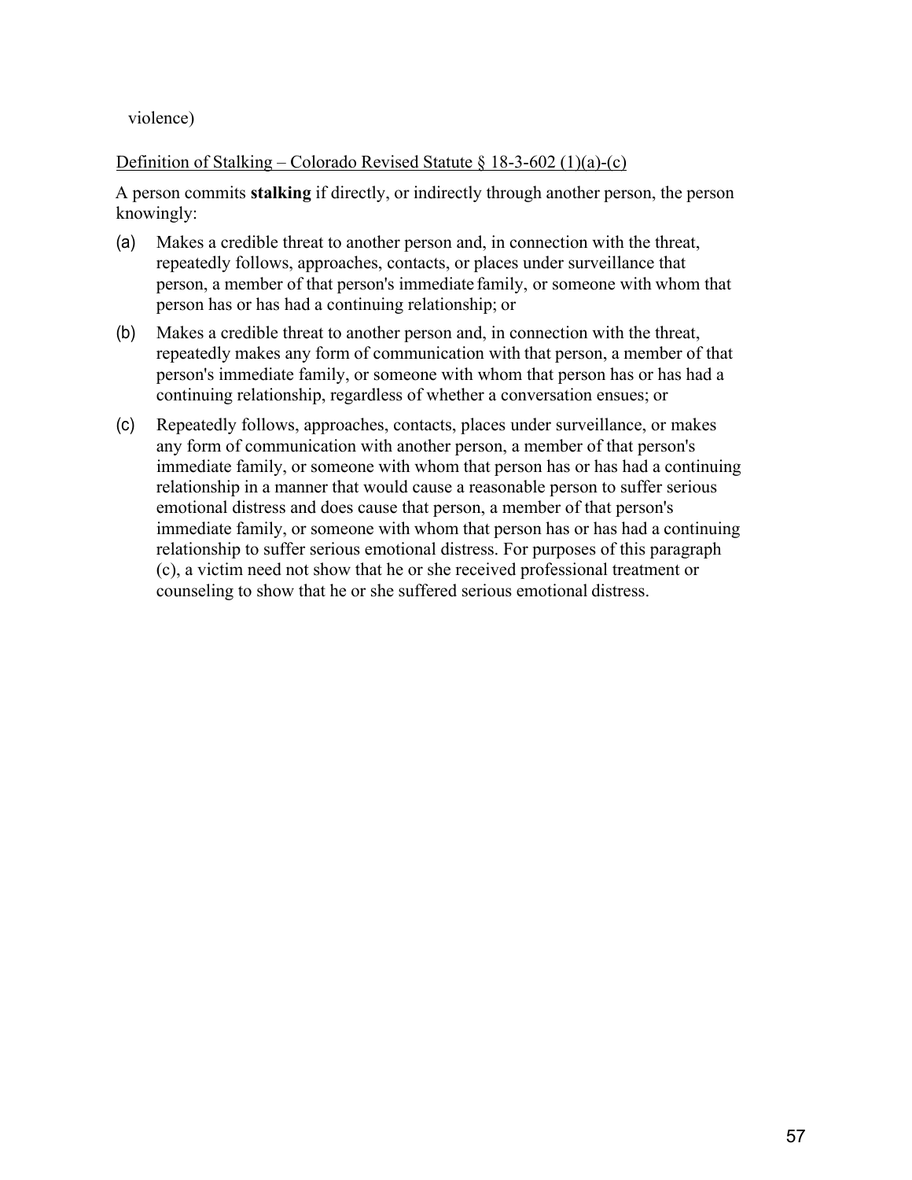violence)

Definition of Stalking – Colorado Revised Statute § 18-3-602 (1)(a)-(c)

A person commits **stalking** if directly, or indirectly through another person, the person knowingly:

(a) Makes a credible threat to another person and, in connection with the threat, repeatedly follows, approaches, contacts, or places under surveillance that person, a member of that person's immediate family, or someone with whom that person has or has had a continuing relationship; or

(b) Makes a credible threat to another person and, in connection with the threat, repeatedly makes any form of communication with that person, a member of that person's immediate family, or someone with whom that person has or has had a continuing relationship, regardless of whether a conversation ensues; or

(c) Repeatedly follows, approaches, contacts, places under surveillance, or makes any form of communication with another person, a member of that person's immediate family, or someone with whom that person has or has had a continuing relationship in a manner that would cause a reasonable person to suffer serious emotional distress and does cause that person, a member of that person's immediate family, or someone with whom that person has or has had a continuing relationship to suffer serious emotional distress. For purposes of this paragraph (c), a victim need not show that he or she received professional treatment or counseling to show that he or she suffered serious emotional distress.